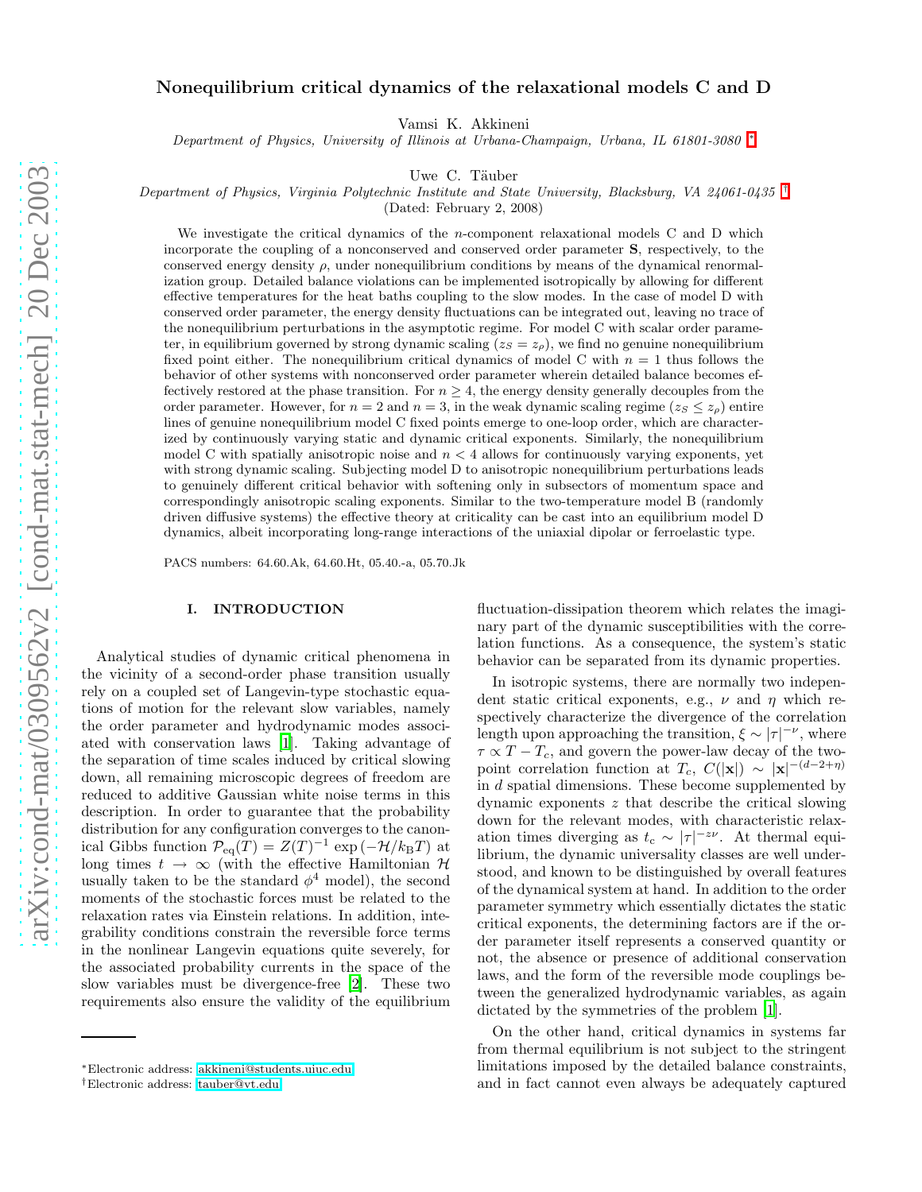# Nonequilibrium critical dynamics of the relaxational models C and D

Vamsi K. Akkineni

*Department of Physics, University of Illinois at Urbana-Champaign, Urbana, IL 61801-3080* [*]

Uwe C. Täuber

*Department of Physics, Virginia Polytechnic Institute and State University, Blacksburg, VA 24061-0435* [†]

(Dated: February 2, 2008)

We investigate the critical dynamics of the $n$-component relaxational models C and D which incorporate the coupling of a nonconserved and conserved order parameter $\mathbf{S}$, respectively, to the conserved energy density $\rho$, under nonequilibrium conditions by means of the dynamical renormalization group. Detailed balance violations can be implemented isotropically by allowing for different effective temperatures for the heat baths coupling to the slow modes. In the case of model D with conserved order parameter, the energy density fluctuations can be integrated out, leaving no trace of the nonequilibrium perturbations in the asymptotic regime. For model C with scalar order parameter, in equilibrium governed by strong dynamic scaling ($z_S = z_\rho$), we find no genuine nonequilibrium fixed point either. The nonequilibrium critical dynamics of model C with $n = 1$ thus follows the behavior of other systems with nonconserved order parameter wherein detailed balance becomes effectively restored at the phase transition. For $n \geq 4$, the energy density generally decouples from the order parameter. However, for $n = 2$ and $n = 3$, in the weak dynamic scaling regime ($z_S \leq z_\rho$) entire lines of genuine nonequilibrium model C fixed points emerge to one-loop order, which are characterized by continuously varying static and dynamic critical exponents. Similarly, the nonequilibrium model C with spatially anisotropic noise and $n < 4$ allows for continuously varying exponents, yet with strong dynamic scaling. Subjecting model D to anisotropic nonequilibrium perturbations leads to genuinely different critical behavior with softening only in subsectors of momentum space and correspondingly anisotropic scaling exponents. Similar to the two-temperature model B (randomly driven diffusive systems) the effective theory at criticality can be cast into an equilibrium model D dynamics, albeit incorporating long-range interactions of the uniaxial dipolar or ferroelastic type.

PACS numbers: 64.60.Ak, 64.60.Ht, 05.40.-a, 05.70.Jk

## I. INTRODUCTION

Analytical studies of dynamic critical phenomena in the vicinity of a second-order phase transition usually rely on a coupled set of Langevin-type stochastic equations of motion for the relevant slow variables, namely the order parameter and hydrodynamic modes associated with conservation laws [1]. Taking advantage of the separation of time scales induced by critical slowing down, all remaining microscopic degrees of freedom are reduced to additive Gaussian white noise terms in this description. In order to guarantee that the probability distribution for any configuration converges to the canonical Gibbs function $\mathcal{P}_{\rm eq}(T) = Z(T)^{-1} \exp(-\mathcal{H}/k_{\rm B}T)$ at long times $t \to \infty$ (with the effective Hamiltonian $\mathcal{H}$ usually taken to be the standard $\phi^4$ model), the second moments of the stochastic forces must be related to the relaxation rates via Einstein relations. In addition, integrability conditions constrain the reversible force terms in the nonlinear Langevin equations quite severely, for the associated probability currents in the space of the slow variables must be divergence-free [2]. These two requirements also ensure the validity of the equilibrium fluctuation-dissipation theorem which relates the imaginary part of the dynamic susceptibilities with the correlation functions. As a consequence, the system's static behavior can be separated from its dynamic properties.

In isotropic systems, there are normally two independent static critical exponents, e.g., $\nu$ and $\eta$ which respectively characterize the divergence of the correlation length upon approaching the transition, $\xi \sim |\tau|^{-\nu}$, where $\tau \propto T - T_c$, and govern the power-law decay of the two-point correlation function at $T_c$, $C(|\mathbf{x}|) \sim |\mathbf{x}|^{-(d-2+\eta)}$ in $d$ spatial dimensions. These become supplemented by dynamic exponents $z$ that describe the critical slowing down for the relevant modes, with characteristic relaxation times diverging as $t_c \sim |\tau|^{-z\nu}$. At thermal equilibrium, the dynamic universality classes are well understood, and known to be distinguished by overall features of the dynamical system at hand. In addition to the order parameter symmetry which essentially dictates the static critical exponents, the determining factors are if the order parameter itself represents a conserved quantity or not, the absence or presence of additional conservation laws, and the form of the reversible mode couplings between the generalized hydrodynamic variables, as again dictated by the symmetries of the problem [1].

On the other hand, critical dynamics in systems far from thermal equilibrium is not subject to the stringent limitations imposed by the detailed balance constraints, and in fact cannot even always be adequately captured

---

*Electronic address: akkineni@students.uiuc.edu

†Electronic address: tauber@vt.edu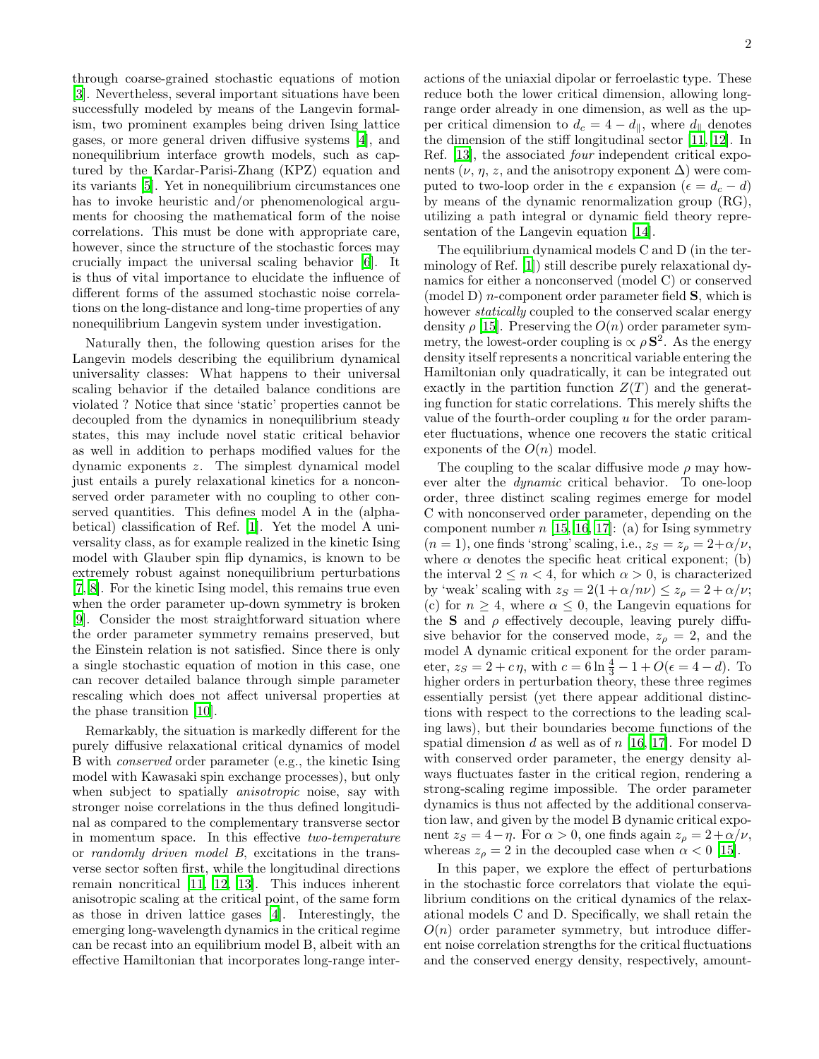through coarse-grained stochastic equations of motion [3]. Nevertheless, several important situations have been successfully modeled by means of the Langevin formalism, two prominent examples being driven Ising lattice gases, or more general driven diffusive systems [4], and nonequilibrium interface growth models, such as captured by the Kardar-Parisi-Zhang (KPZ) equation and its variants [5]. Yet in nonequilibrium circumstances one has to invoke heuristic and/or phenomenological arguments for choosing the mathematical form of the noise correlations. This must be done with appropriate care, however, since the structure of the stochastic forces may crucially impact the universal scaling behavior [6]. It is thus of vital importance to elucidate the influence of different forms of the assumed stochastic noise correlations on the long-distance and long-time properties of any nonequilibrium Langevin system under investigation.

Naturally then, the following question arises for the Langevin models describing the equilibrium dynamical universality classes: What happens to their universal scaling behavior if the detailed balance conditions are violated ? Notice that since 'static' properties cannot be decoupled from the dynamics in nonequilibrium steady states, this may include novel static critical behavior as well in addition to perhaps modified values for the dynamic exponents $z$. The simplest dynamical model just entails a purely relaxational kinetics for a nonconserved order parameter with no coupling to other conserved quantities. This defines model A in the (alphabetical) classification of Ref. [1]. Yet the model A universality class, as for example realized in the kinetic Ising model with Glauber spin flip dynamics, is known to be extremely robust against nonequilibrium perturbations [7, 8]. For the kinetic Ising model, this remains true even when the order parameter up-down symmetry is broken [9]. Consider the most straightforward situation where the order parameter symmetry remains preserved, but the Einstein relation is not satisfied. Since there is only a single stochastic equation of motion in this case, one can recover detailed balance through simple parameter rescaling which does not affect universal properties at the phase transition [10].

Remarkably, the situation is markedly different for the purely diffusive relaxational critical dynamics of model B with *conserved* order parameter (e.g., the kinetic Ising model with Kawasaki spin exchange processes), but only when subject to spatially *anisotropic* noise, say with stronger noise correlations in the thus defined longitudinal as compared to the complementary transverse sector in momentum space. In this effective *two-temperature* or *randomly driven model B*, excitations in the transverse sector soften first, while the longitudinal directions remain noncritical [11, 12, 13]. This induces inherent anisotropic scaling at the critical point, of the same form as those in driven lattice gases [4]. Interestingly, the emerging long-wavelength dynamics in the critical regime can be recast into an equilibrium model B, albeit with an effective Hamiltonian that incorporates long-range interactions of the uniaxial dipolar or ferroelastic type. These reduce both the lower critical dimension, allowing long-range order already in one dimension, as well as the upper critical dimension to $d_c = 4 - d_\parallel$, where $d_\parallel$ denotes the dimension of the stiff longitudinal sector [11, 12]. In Ref. [13], the associated *four* independent critical exponents ($\nu$, $\eta$, $z$, and the anisotropy exponent $\Delta$) were computed to two-loop order in the $\epsilon$ expansion ($\epsilon = d_c - d$) by means of the dynamic renormalization group (RG), utilizing a path integral or dynamic field theory representation of the Langevin equation [14].

The equilibrium dynamical models C and D (in the terminology of Ref. [1]) still describe purely relaxational dynamics for either a nonconserved (model C) or conserved (model D) $n$-component order parameter field $\mathbf{S}$, which is however *statically* coupled to the conserved scalar energy density $\rho$ [15]. Preserving the $O(n)$ order parameter symmetry, the lowest-order coupling is $\propto \rho\, \mathbf{S}^2$. As the energy density itself represents a noncritical variable entering the Hamiltonian only quadratically, it can be integrated out exactly in the partition function $Z(T)$ and the generating function for static correlations. This merely shifts the value of the fourth-order coupling $u$ for the order parameter fluctuations, whence one recovers the static critical exponents of the $O(n)$ model.

The coupling to the scalar diffusive mode $\rho$ may however alter the *dynamic* critical behavior. To one-loop order, three distinct scaling regimes emerge for model C with nonconserved order parameter, depending on the component number $n$ [15, 16, 17]: (a) for Ising symmetry ($n = 1$), one finds 'strong' scaling, i.e., $z_S = z_\rho = 2 + \alpha/\nu$, where $\alpha$ denotes the specific heat critical exponent; (b) the interval $2 \leq n < 4$, for which $\alpha > 0$, is characterized by 'weak' scaling with $z_S = 2(1 + \alpha/n\nu) \leq z_\rho = 2 + \alpha/\nu$; (c) for $n \geq 4$, where $\alpha \leq 0$, the Langevin equations for the $\mathbf{S}$ and $\rho$ effectively decouple, leaving purely diffusive behavior for the conserved mode, $z_\rho = 2$, and the model A dynamic critical exponent for the order parameter, $z_S = 2 + c\,\eta$, with $c = 6 \ln \frac{4}{3} - 1 + O(\epsilon = 4 - d)$. To higher orders in perturbation theory, these three regimes essentially persist (yet there appear additional distinctions with respect to the corrections to the leading scaling laws), but their boundaries become functions of the spatial dimension $d$ as well as of $n$ [16, 17]. For model D with conserved order parameter, the energy density always fluctuates faster in the critical region, rendering a strong-scaling regime impossible. The order parameter dynamics is thus not affected by the additional conservation law, and given by the model B dynamic critical exponent $z_S = 4 - \eta$. For $\alpha > 0$, one finds again $z_\rho = 2 + \alpha/\nu$, whereas $z_\rho = 2$ in the decoupled case when $\alpha < 0$ [15].

In this paper, we explore the effect of perturbations in the stochastic force correlators that violate the equilibrium conditions on the critical dynamics of the relaxational models C and D. Specifically, we shall retain the $O(n)$ order parameter symmetry, but introduce different noise correlation strengths for the critical fluctuations and the conserved energy density, respectively, amount-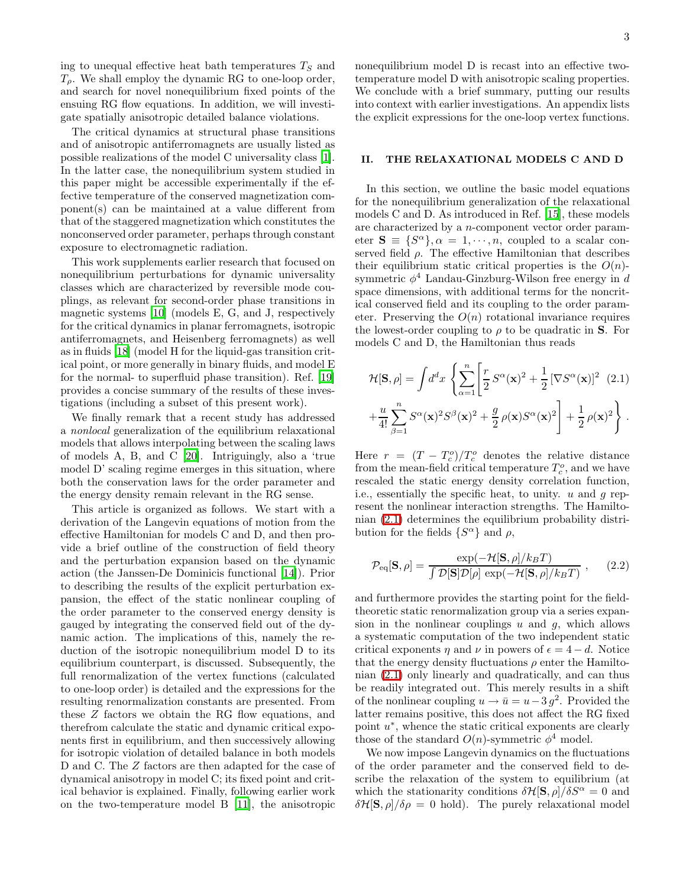ing to unequal effective heat bath temperatures $T_S$ and $T_\rho$. We shall employ the dynamic RG to one-loop order, and search for novel nonequilibrium fixed points of the ensuing RG flow equations. In addition, we will investigate spatially anisotropic detailed balance violations.

The critical dynamics at structural phase transitions and of anisotropic antiferromagnets are usually listed as possible realizations of the model C universality class [1]. In the latter case, the nonequilibrium system studied in this paper might be accessible experimentally if the effective temperature of the conserved magnetization component(s) can be maintained at a value different from that of the staggered magnetization which constitutes the nonconserved order parameter, perhaps through constant exposure to electromagnetic radiation.

This work supplements earlier research that focused on nonequilibrium perturbations for dynamic universality classes which are characterized by reversible mode couplings, as relevant for second-order phase transitions in magnetic systems [10] (models E, G, and J, respectively for the critical dynamics in planar ferromagnets, isotropic antiferromagnets, and Heisenberg ferromagnets) as well as in fluids [18] (model H for the liquid-gas transition critical point, or more generally in binary fluids, and model E for the normal- to superfluid phase transition). Ref. [19] provides a concise summary of the results of these investigations (including a subset of this present work).

We finally remark that a recent study has addressed a *nonlocal* generalization of the equilibrium relaxational models that allows interpolating between the scaling laws of models A, B, and C [20]. Intriguingly, also a 'true model D' scaling regime emerges in this situation, where both the conservation laws for the order parameter and the energy density remain relevant in the RG sense.

This article is organized as follows. We start with a derivation of the Langevin equations of motion from the effective Hamiltonian for models C and D, and then provide a brief outline of the construction of field theory and the perturbation expansion based on the dynamic action (the Janssen-De Dominicis functional [14]). Prior to describing the results of the explicit perturbation expansion, the effect of the static nonlinear coupling of the order parameter to the conserved energy density is gauged by integrating the conserved field out of the dynamic action. The implications of this, namely the reduction of the isotropic nonequilibrium model D to its equilibrium counterpart, is discussed. Subsequently, the full renormalization of the vertex functions (calculated to one-loop order) is detailed and the expressions for the resulting renormalization constants are presented. From these $Z$ factors we obtain the RG flow equations, and therefrom calculate the static and dynamic critical exponents first in equilibrium, and then successively allowing for isotropic violation of detailed balance in both models D and C. The $Z$ factors are then adapted for the case of dynamical anisotropy in model C; its fixed point and critical behavior is explained. Finally, following earlier work on the two-temperature model B [11], the anisotropic nonequilibrium model D is recast into an effective two-temperature model D with anisotropic scaling properties. We conclude with a brief summary, putting our results into context with earlier investigations. An appendix lists the explicit expressions for the one-loop vertex functions.

## II. THE RELAXATIONAL MODELS C AND D

In this section, we outline the basic model equations for the nonequilibrium generalization of the relaxational models C and D. As introduced in Ref. [15], these models are characterized by a $n$-component vector order parameter $\mathbf{S} \equiv \{S^\alpha\}, \alpha = 1, \cdots, n$, coupled to a scalar conserved field $\rho$. The effective Hamiltonian that describes their equilibrium static critical properties is the $O(n)$-symmetric $\phi^4$ Landau-Ginzburg-Wilson free energy in $d$ space dimensions, with additional terms for the noncritical conserved field and its coupling to the order parameter. Preserving the $O(n)$ rotational invariance requires the lowest-order coupling to $\rho$ to be quadratic in $\mathbf{S}$. For models C and D, the Hamiltonian thus reads

$$\mathcal{H}[\mathbf{S},\rho] = \int d^dx \left\{ \sum_{\alpha=1}^{n} \left[ \frac{r}{2} S^\alpha(\mathbf{x})^2 + \frac{1}{2} [\nabla S^\alpha(\mathbf{x})]^2 \right. \right. \tag{2.1}$$
$$\left. \left. + \frac{u}{4!} \sum_{\beta=1}^{n} S^\alpha(\mathbf{x})^2 S^\beta(\mathbf{x})^2 + \frac{g}{2} \rho(\mathbf{x}) S^\alpha(\mathbf{x})^2 \right] + \frac{1}{2} \rho(\mathbf{x})^2 \right\} .$$

Here $r = (T - T_c^o)/T_c^o$ denotes the relative distance from the mean-field critical temperature $T_c^o$, and we have rescaled the static energy density correlation function, i.e., essentially the specific heat, to unity. $u$ and $g$ represent the nonlinear interaction strengths. The Hamiltonian (2.1) determines the equilibrium probability distribution for the fields $\{S^\alpha\}$ and $\rho$,

$$\mathcal{P}_{\rm eq}[\mathbf{S},\rho] = \frac{\exp(-\mathcal{H}[\mathbf{S},\rho]/k_BT)}{\int \mathcal{D}[\mathbf{S}]\mathcal{D}[\rho] \, \exp(-\mathcal{H}[\mathbf{S},\rho]/k_BT)} , \tag{2.2}$$

and furthermore provides the starting point for the field-theoretic static renormalization group via a series expansion in the nonlinear couplings $u$ and $g$, which allows a systematic computation of the two independent static critical exponents $\eta$ and $\nu$ in powers of $\epsilon = 4 - d$. Notice that the energy density fluctuations $\rho$ enter the Hamiltonian (2.1) only linearly and quadratically, and can thus be readily integrated out. This merely results in a shift of the nonlinear coupling $u \to \bar{u} = u - 3\,g^2$. Provided the latter remains positive, this does not affect the RG fixed point $u^*$, whence the static critical exponents are clearly those of the standard $O(n)$-symmetric $\phi^4$ model.

We now impose Langevin dynamics on the fluctuations of the order parameter and the conserved field to describe the relaxation of the system to equilibrium (at which the stationarity conditions $\delta\mathcal{H}[\mathbf{S},\rho]/\delta S^\alpha = 0$ and $\delta\mathcal{H}[\mathbf{S},\rho]/\delta\rho = 0$ hold). The purely relaxational model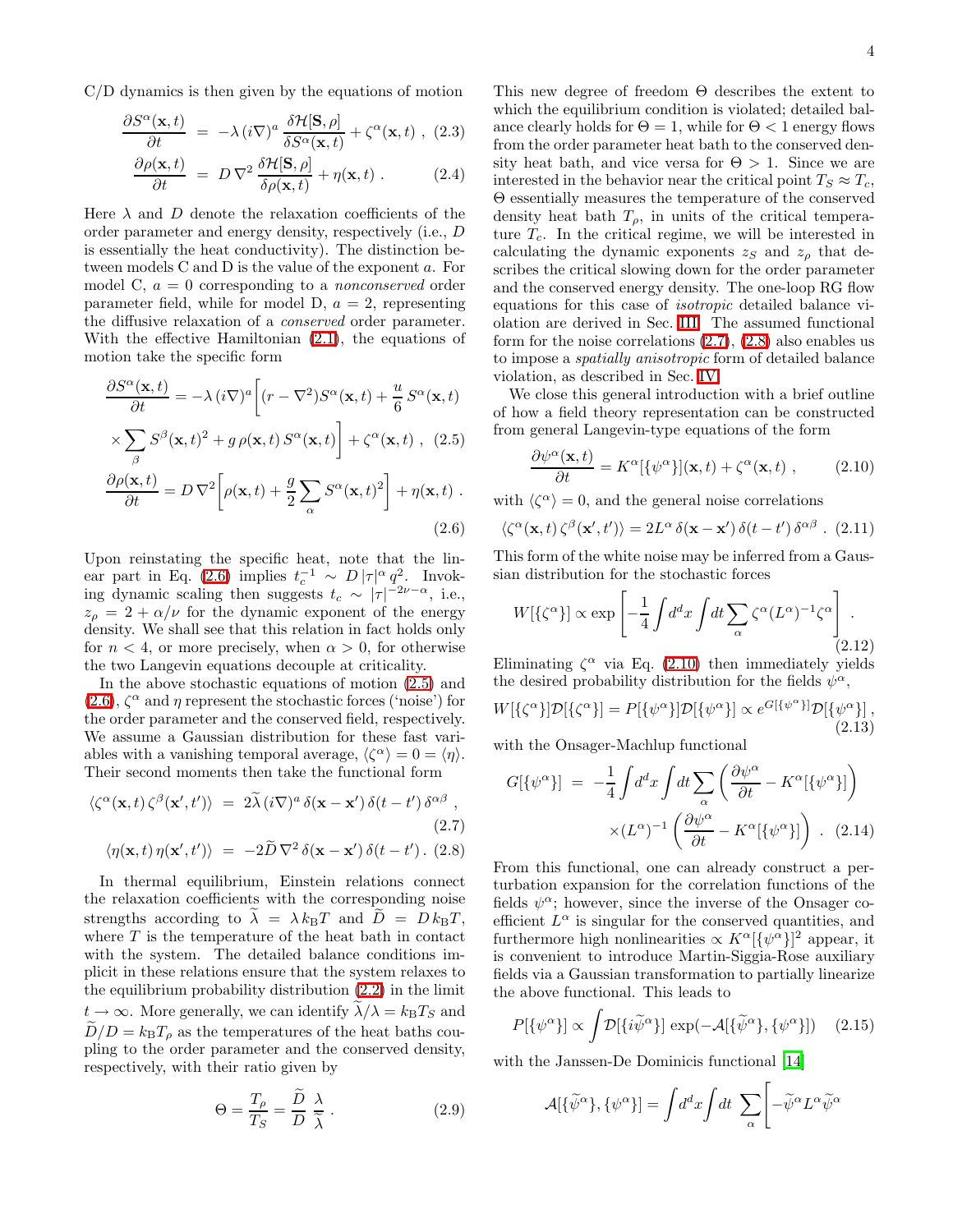C/D dynamics is then given by the equations of motion

$$\frac{\partial S^\alpha(\mathbf{x},t)}{\partial t} = -\lambda\,(i\nabla)^a\,\frac{\delta \mathcal{H}[\mathbf{S},\rho]}{\delta S^\alpha(\mathbf{x},t)} + \zeta^\alpha(\mathbf{x},t)\ , \quad (2.3)$$

$$\frac{\partial \rho(\mathbf{x},t)}{\partial t} = D\,\nabla^2\,\frac{\delta \mathcal{H}[\mathbf{S},\rho]}{\delta \rho(\mathbf{x},t)} + \eta(\mathbf{x},t)\ . \quad (2.4)$$

Here $\lambda$ and $D$ denote the relaxation coefficients of the order parameter and energy density, respectively (i.e., $D$ is essentially the heat conductivity). The distinction between models C and D is the value of the exponent $a$. For model C, $a = 0$ corresponding to a *nonconserved* order parameter field, while for model D, $a = 2$, representing the diffusive relaxation of a *conserved* order parameter. With the effective Hamiltonian (2.1), the equations of motion take the specific form

$$\frac{\partial S^\alpha(\mathbf{x},t)}{\partial t} = -\lambda\,(i\nabla)^a\bigg[(r-\nabla^2)S^\alpha(\mathbf{x},t) + \frac{u}{6}\,S^\alpha(\mathbf{x},t) \times \sum_\beta S^\beta(\mathbf{x},t)^2 + g\,\rho(\mathbf{x},t)\,S^\alpha(\mathbf{x},t)\bigg] + \zeta^\alpha(\mathbf{x},t)\ , \quad (2.5)$$

$$\frac{\partial \rho(\mathbf{x},t)}{\partial t} = D\,\nabla^2\bigg[\rho(\mathbf{x},t) + \frac{g}{2}\sum_\alpha S^\alpha(\mathbf{x},t)^2\bigg] + \eta(\mathbf{x},t)\ . \quad (2.6)$$

Upon reinstating the specific heat, note that the linear part in Eq. (2.6) implies $t_c^{-1} \sim D\,|\tau|^\alpha\,q^2$. Invoking dynamic scaling then suggests $t_c \sim |\tau|^{-2\nu-\alpha}$, i.e., $z_\rho = 2 + \alpha/\nu$ for the dynamic exponent of the energy density. We shall see that this relation in fact holds only for $n < 4$, or more precisely, when $\alpha > 0$, for otherwise the two Langevin equations decouple at criticality.

In the above stochastic equations of motion (2.5) and (2.6), $\zeta^\alpha$ and $\eta$ represent the stochastic forces ('noise') for the order parameter and the conserved field, respectively. We assume a Gaussian distribution for these fast variables with a vanishing temporal average, $\langle\zeta^\alpha\rangle = 0 = \langle\eta\rangle$. Their second moments then take the functional form

$$\langle\zeta^\alpha(\mathbf{x},t)\,\zeta^\beta(\mathbf{x}',t')\rangle = 2\widetilde{\lambda}\,(i\nabla)^a\,\delta(\mathbf{x}-\mathbf{x}')\,\delta(t-t')\,\delta^{\alpha\beta}\ , \quad (2.7)$$

$$\langle\eta(\mathbf{x},t)\,\eta(\mathbf{x}',t')\rangle = -2\widetilde{D}\,\nabla^2\,\delta(\mathbf{x}-\mathbf{x}')\,\delta(t-t')\,. \quad (2.8)$$

In thermal equilibrium, Einstein relations connect the relaxation coefficients with the corresponding noise strengths according to $\widetilde{\lambda} = \lambda\,k_{\rm B}T$ and $\widetilde{D} = D\,k_{\rm B}T$, where $T$ is the temperature of the heat bath in contact with the system. The detailed balance conditions implicit in these relations ensure that the system relaxes to the equilibrium probability distribution (2.2) in the limit $t \to \infty$. More generally, we can identify $\widetilde{\lambda}/\lambda = k_{\rm B}T_S$ and $\widetilde{D}/D = k_{\rm B}T_\rho$ as the temperatures of the heat baths coupling to the order parameter and the conserved density, respectively, with their ratio given by

$$\Theta = \frac{T_\rho}{T_S} = \frac{\widetilde{D}}{D}\,\frac{\lambda}{\widetilde{\lambda}}\ . \quad (2.9)$$

This new degree of freedom $\Theta$ describes the extent to which the equilibrium condition is violated; detailed balance clearly holds for $\Theta = 1$, while for $\Theta < 1$ energy flows from the order parameter heat bath to the conserved density heat bath, and vice versa for $\Theta > 1$. Since we are interested in the behavior near the critical point $T_S \approx T_c$, $\Theta$ essentially measures the temperature of the conserved density heat bath $T_\rho$, in units of the critical temperature $T_c$. In the critical regime, we will be interested in calculating the dynamic exponents $z_S$ and $z_\rho$ that describes the critical slowing down for the order parameter and the conserved energy density. The one-loop RG flow equations for this case of *isotropic* detailed balance violation are derived in Sec. III. The assumed functional form for the noise correlations (2.7), (2.8) also enables us to impose a *spatially anisotropic* form of detailed balance violation, as described in Sec. IV.

We close this general introduction with a brief outline of how a field theory representation can be constructed from general Langevin-type equations of the form

$$\frac{\partial \psi^\alpha(\mathbf{x},t)}{\partial t} = K^\alpha[\{\psi^\alpha\}](\mathbf{x},t) + \zeta^\alpha(\mathbf{x},t)\ , \quad (2.10)$$

with $\langle\zeta^\alpha\rangle = 0$, and the general noise correlations

$$\langle\zeta^\alpha(\mathbf{x},t)\,\zeta^\beta(\mathbf{x}',t')\rangle = 2L^\alpha\,\delta(\mathbf{x}-\mathbf{x}')\,\delta(t-t')\,\delta^{\alpha\beta}\ . \quad (2.11)$$

This form of the white noise may be inferred from a Gaussian distribution for the stochastic forces

$$W[\{\zeta^\alpha\}] \propto \exp\bigg[-\frac{1}{4}\int d^dx\int dt\sum_\alpha \zeta^\alpha(L^\alpha)^{-1}\zeta^\alpha\bigg]\ . \quad (2.12)$$

Eliminating $\zeta^\alpha$ via Eq. (2.10) then immediately yields the desired probability distribution for the fields $\psi^\alpha$,

$$W[\{\zeta^\alpha\}]\mathcal{D}[\{\zeta^\alpha\}] = P[\{\psi^\alpha\}]\mathcal{D}[\{\psi^\alpha\}] \propto e^{G[\{\psi^\alpha\}]}\mathcal{D}[\{\psi^\alpha\}]\ , \quad (2.13)$$

with the Onsager-Machlup functional

$$G[\{\psi^\alpha\}] = -\frac{1}{4}\int d^dx\int dt\sum_\alpha\bigg(\frac{\partial\psi^\alpha}{\partial t} - K^\alpha[\{\psi^\alpha\}]\bigg) \times (L^\alpha)^{-1}\bigg(\frac{\partial\psi^\alpha}{\partial t} - K^\alpha[\{\psi^\alpha\}]\bigg)\ . \quad (2.14)$$

From this functional, one can already construct a perturbation expansion for the correlation functions of the fields $\psi^\alpha$; however, since the inverse of the Onsager coefficient $L^\alpha$ is singular for the conserved quantities, and furthermore high nonlinearities $\propto K^\alpha[\{\psi^\alpha\}]^2$ appear, it is convenient to introduce Martin-Siggia-Rose auxiliary fields via a Gaussian transformation to partially linearize the above functional. This leads to

$$P[\{\psi^\alpha\}] \propto \int\mathcal{D}[\{i\widetilde{\psi}^\alpha\}]\,\exp(-\mathcal{A}[\{\widetilde{\psi}^\alpha\},\{\psi^\alpha\}]) \quad (2.15)$$

with the Janssen-De Dominicis functional [14]

$$\mathcal{A}[\{\widetilde{\psi}^\alpha\},\{\psi^\alpha\}] = \int d^dx\int dt\ \sum_\alpha\bigg[-\widetilde{\psi}^\alpha L^\alpha\widetilde{\psi}^\alpha$$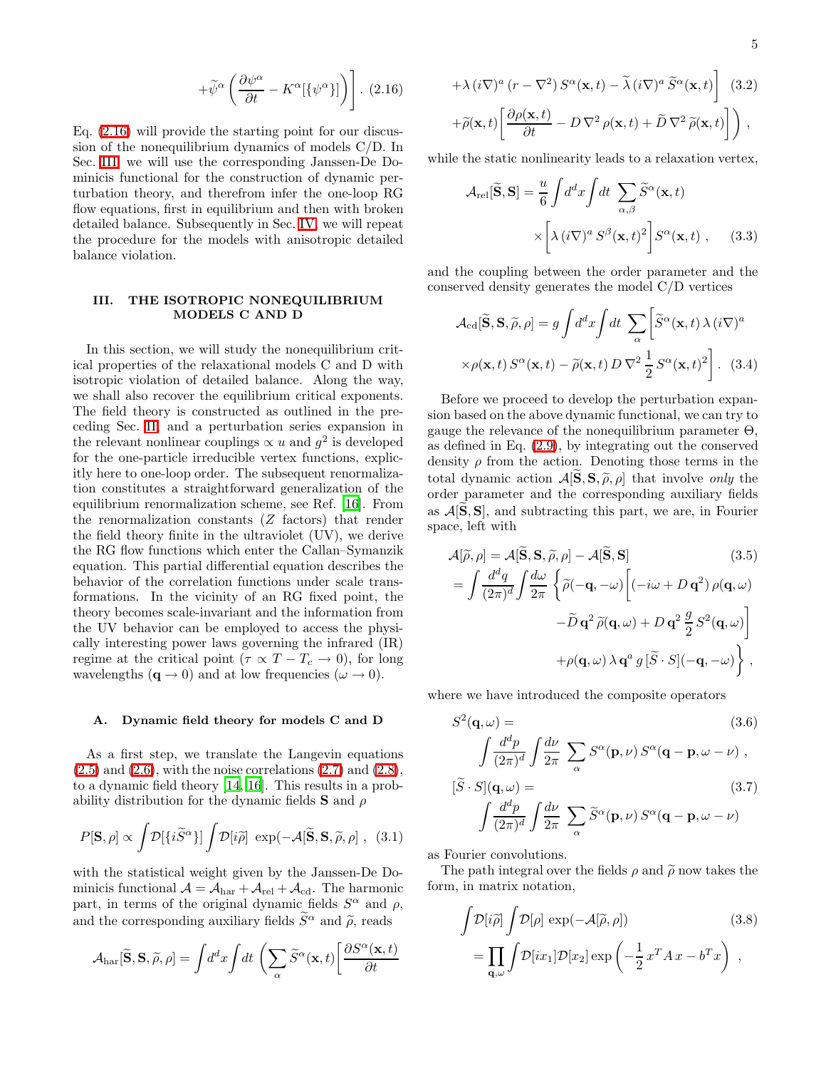$$
+\widetilde{\psi}^\alpha \left( \frac{\partial \psi^\alpha}{\partial t} - K^\alpha[\{\psi^\alpha\}] \right) \Bigg] . \quad (2.16)
$$

Eq. (2.16) will provide the starting point for our discussion of the nonequilibrium dynamics of models C/D. In Sec. III we will use the corresponding Janssen-De Dominicis functional for the construction of dynamic perturbation theory, and therefrom infer the one-loop RG flow equations, first in equilibrium and then with broken detailed balance. Subsequently in Sec. IV, we will repeat the procedure for the models with anisotropic detailed balance violation.

## III. THE ISOTROPIC NONEQUILIBRIUM MODELS C AND D

In this section, we will study the nonequilibrium critical properties of the relaxational models C and D with isotropic violation of detailed balance. Along the way, we shall also recover the equilibrium critical exponents. The field theory is constructed as outlined in the preceding Sec. II, and a perturbation series expansion in the relevant nonlinear couplings $\propto u$ and $g^2$ is developed for the one-particle irreducible vertex functions, explicitly here to one-loop order. The subsequent renormalization constitutes a straightforward generalization of the equilibrium renormalization scheme, see Ref. [16]. From the renormalization constants ($Z$ factors) that render the field theory finite in the ultraviolet (UV), we derive the RG flow functions which enter the Callan–Symanzik equation. This partial differential equation describes the behavior of the correlation functions under scale transformations. In the vicinity of an RG fixed point, the theory becomes scale-invariant and the information from the UV behavior can be employed to access the physically interesting power laws governing the infrared (IR) regime at the critical point ($\tau \propto T - T_c \to 0$), for long wavelengths ($\mathbf{q} \to 0$) and at low frequencies ($\omega \to 0$).

### A. Dynamic field theory for models C and D

As a first step, we translate the Langevin equations (2.5) and (2.6), with the noise correlations (2.7) and (2.8), to a dynamic field theory [14, 16]. This results in a probability distribution for the dynamic fields $\mathbf{S}$ and $\rho$

$$
P[\mathbf{S}, \rho] \propto \int \mathcal{D}[\{i\widetilde{S}^\alpha\}] \int \mathcal{D}[i\widetilde{\rho}] \, \exp(-\mathcal{A}[\widetilde{\mathbf{S}}, \mathbf{S}, \widetilde{\rho}, \rho] \ , \quad (3.1)
$$

with the statistical weight given by the Janssen-De Dominicis functional $\mathcal{A} = \mathcal{A}_{\rm har} + \mathcal{A}_{\rm rel} + \mathcal{A}_{\rm cd}$. The harmonic part, in terms of the original dynamic fields $S^\alpha$ and $\rho$, and the corresponding auxiliary fields $\widetilde{S}^\alpha$ and $\widetilde{\rho}$, reads

$$
\mathcal{A}_{\rm har}[\widetilde{\mathbf{S}}, \mathbf{S}, \widetilde{\rho}, \rho] = \int d^dx \int dt \, \Bigg( \sum_\alpha \widetilde{S}^\alpha(\mathbf{x}, t) \Bigg[ \frac{\partial S^\alpha(\mathbf{x}, t)}{\partial t}
$$

$$
+ \lambda \, (i\nabla)^a \, (r - \nabla^2) \, S^\alpha(\mathbf{x}, t) - \widetilde{\lambda} \, (i\nabla)^a \, \widetilde{S}^\alpha(\mathbf{x}, t) \Bigg] \quad (3.2)
$$

$$
+ \widetilde{\rho}(\mathbf{x}, t) \Bigg[ \frac{\partial \rho(\mathbf{x}, t)}{\partial t} - D \, \nabla^2 \, \rho(\mathbf{x}, t) + \widetilde{D} \, \nabla^2 \, \widetilde{\rho}(\mathbf{x}, t) \Bigg] \Bigg) \ ,
$$

while the static nonlinearity leads to a relaxation vertex,

$$
\mathcal{A}_{\rm rel}[\widetilde{\mathbf{S}}, \mathbf{S}] = \frac{u}{6} \int d^dx \int dt \, \sum_{\alpha, \beta} \widetilde{S}^\alpha(\mathbf{x}, t) \times \Bigg[ \lambda \, (i\nabla)^a \, S^\beta(\mathbf{x}, t)^2 \Bigg] S^\alpha(\mathbf{x}, t) \ , \quad (3.3)
$$

and the coupling between the order parameter and the conserved density generates the model C/D vertices

$$
\mathcal{A}_{\rm cd}[\widetilde{\mathbf{S}}, \mathbf{S}, \widetilde{\rho}, \rho] = g \int d^dx \int dt \, \sum_\alpha \Bigg[ \widetilde{S}^\alpha(\mathbf{x}, t) \, \lambda \, (i\nabla)^a \times \rho(\mathbf{x}, t) \, S^\alpha(\mathbf{x}, t) - \widetilde{\rho}(\mathbf{x}, t) \, D \, \nabla^2 \, \frac{1}{2} \, S^\alpha(\mathbf{x}, t)^2 \Bigg] . \quad (3.4)
$$

Before we proceed to develop the perturbation expansion based on the above dynamic functional, we can try to gauge the relevance of the nonequilibrium parameter $\Theta$, as defined in Eq. (2.9), by integrating out the conserved density $\rho$ from the action. Denoting those terms in the total dynamic action $\mathcal{A}[\widetilde{\mathbf{S}}, \mathbf{S}, \widetilde{\rho}, \rho]$ that involve *only* the order parameter and the corresponding auxiliary fields as $\mathcal{A}[\widetilde{\mathbf{S}}, \mathbf{S}]$, and subtracting this part, we are, in Fourier space, left with

$$
\begin{aligned}
\mathcal{A}[\widetilde{\rho}, \rho] &= \mathcal{A}[\widetilde{\mathbf{S}}, \mathbf{S}, \widetilde{\rho}, \rho] - \mathcal{A}[\widetilde{\mathbf{S}}, \mathbf{S}] \qquad (3.5) \\
&= \int \frac{d^dq}{(2\pi)^d} \int \frac{d\omega}{2\pi} \, \Bigg\{ \widetilde{\rho}(-\mathbf{q}, -\omega) \Bigg[ (-i\omega + D \, \mathbf{q}^2) \, \rho(\mathbf{q}, \omega) \\
&\quad - \widetilde{D} \, \mathbf{q}^2 \, \widetilde{\rho}(\mathbf{q}, \omega) + D \, \mathbf{q}^2 \, \frac{g}{2} \, S^2(\mathbf{q}, \omega) \Bigg] \\
&\quad + \rho(\mathbf{q}, \omega) \, \lambda \, \mathbf{q}^a \, g \, [\widetilde{S} \cdot S](-\mathbf{q}, -\omega) \Bigg\} \ ,
\end{aligned}
$$

where we have introduced the composite operators

$$
S^2(\mathbf{q}, \omega) = \int \frac{d^dp}{(2\pi)^d} \int \frac{d\nu}{2\pi} \, \sum_\alpha S^\alpha(\mathbf{p}, \nu) \, S^\alpha(\mathbf{q} - \mathbf{p}, \omega - \nu) \ , \quad (3.6)
$$

$$
[\widetilde{S} \cdot S](\mathbf{q}, \omega) = \int \frac{d^dp}{(2\pi)^d} \int \frac{d\nu}{2\pi} \, \sum_\alpha \widetilde{S}^\alpha(\mathbf{p}, \nu) \, S^\alpha(\mathbf{q} - \mathbf{p}, \omega - \nu) \quad (3.7)
$$

as Fourier convolutions.

The path integral over the fields $\rho$ and $\widetilde{\rho}$ now takes the form, in matrix notation,

$$
\begin{aligned}
&\int \mathcal{D}[i\widetilde{\rho}] \int \mathcal{D}[\rho] \, \exp(-\mathcal{A}[\widetilde{\rho}, \rho]) \qquad (3.8) \\
&= \prod_{\mathbf{q}, \omega} \int \mathcal{D}[ix_1] \mathcal{D}[x_2] \exp\left( -\frac{1}{2} \, x^T A \, x - b^T x \right) \ ,
\end{aligned}
$$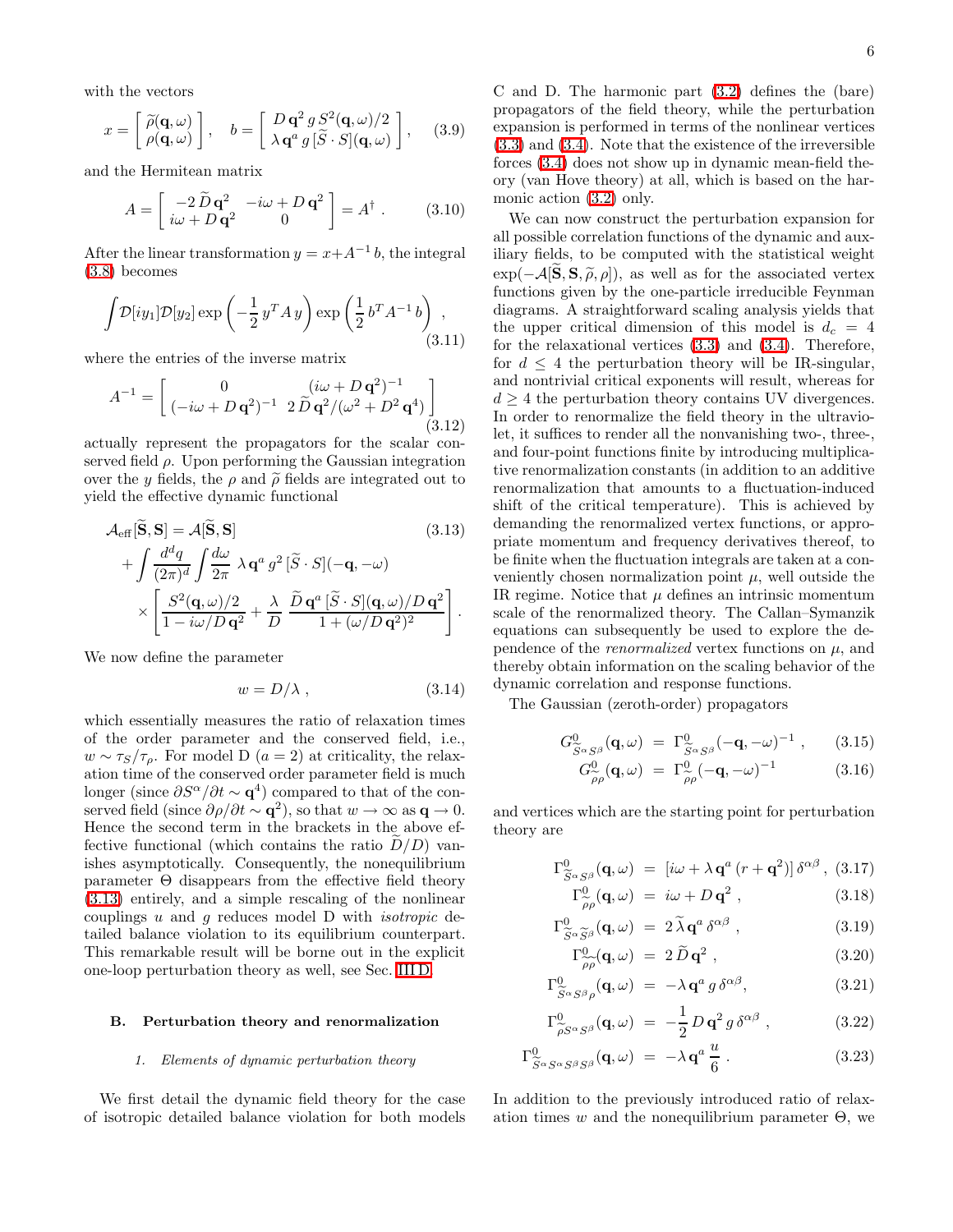with the vectors

$$x = \begin{bmatrix} \widetilde{\rho}(\mathbf{q},\omega) \\ \rho(\mathbf{q},\omega) \end{bmatrix} , \quad b = \begin{bmatrix} D\,\mathbf{q}^2\, g\, S^2(\mathbf{q},\omega)/2 \\ \lambda\,\mathbf{q}^a\, g\, [\widetilde{S}\cdot S](\mathbf{q},\omega) \end{bmatrix} , \qquad (3.9)$$

and the Hermitean matrix

$$A = \begin{bmatrix} -2\,\widetilde{D}\,\mathbf{q}^2 & -i\omega + D\,\mathbf{q}^2 \\ i\omega + D\,\mathbf{q}^2 & 0 \end{bmatrix} = A^\dagger \ . \qquad (3.10)$$

After the linear transformation $y = x + A^{-1} b$, the integral (3.8) becomes

$$\int \mathcal{D}[iy_1]\mathcal{D}[y_2] \exp\left(-\frac{1}{2}\, y^T A\, y\right) \exp\left(\frac{1}{2}\, b^T A^{-1}\, b\right) , \qquad (3.11)$$

where the entries of the inverse matrix

$$A^{-1} = \begin{bmatrix} 0 & (i\omega + D\,\mathbf{q}^2)^{-1} \\ (-i\omega + D\,\mathbf{q}^2)^{-1} & 2\,\widetilde{D}\,\mathbf{q}^2/(\omega^2 + D^2\,\mathbf{q}^4) \end{bmatrix} \qquad (3.12)$$

actually represent the propagators for the scalar conserved field $\rho$. Upon performing the Gaussian integration over the $y$ fields, the $\rho$ and $\widetilde{\rho}$ fields are integrated out to yield the effective dynamic functional

$$\begin{aligned} &\mathcal{A}_{\rm eff}[\widetilde{\mathbf{S}},\mathbf{S}] = \mathcal{A}[\widetilde{\mathbf{S}},\mathbf{S}] \qquad (3.13) \\ &+ \int \frac{d^dq}{(2\pi)^d} \int \frac{d\omega}{2\pi}\ \lambda\,\mathbf{q}^a\, g^2\, [\widetilde{S}\cdot S](-\mathbf{q},-\omega) \\ &\times \left[\frac{S^2(\mathbf{q},\omega)/2}{1 - i\omega/D\,\mathbf{q}^2} + \frac{\lambda}{D}\ \frac{\widetilde{D}\,\mathbf{q}^a\,[\widetilde{S}\cdot S](\mathbf{q},\omega)/D\,\mathbf{q}^2}{1 + (\omega/D\,\mathbf{q}^2)^2}\right] . \end{aligned}$$

We now define the parameter

$$w = D/\lambda \ , \qquad (3.14)$$

which essentially measures the ratio of relaxation times of the order parameter and the conserved field, i.e., $w \sim \tau_S/\tau_\rho$. For model D ($a = 2$) at criticality, the relaxation time of the conserved order parameter field is much longer (since $\partial S^\alpha/\partial t \sim \mathbf{q}^4$) compared to that of the conserved field (since $\partial\rho/\partial t \sim \mathbf{q}^2$), so that $w \to \infty$ as $\mathbf{q} \to 0$. Hence the second term in the brackets in the above effective functional (which contains the ratio $\widetilde{D}/D$) vanishes asymptotically. Consequently, the nonequilibrium parameter $\Theta$ disappears from the effective field theory (3.13) entirely, and a simple rescaling of the nonlinear couplings $u$ and $g$ reduces model D with *isotropic* detailed balance violation to its equilibrium counterpart. This remarkable result will be borne out in the explicit one-loop perturbation theory as well, see Sec. III D.

## B. Perturbation theory and renormalization

### 1. Elements of dynamic perturbation theory

We first detail the dynamic field theory for the case of isotropic detailed balance violation for both models C and D. The harmonic part (3.2) defines the (bare) propagators of the field theory, while the perturbation expansion is performed in terms of the nonlinear vertices (3.3) and (3.4). Note that the existence of the irreversible forces (3.4) does not show up in dynamic mean-field theory (van Hove theory) at all, which is based on the harmonic action (3.2) only.

We can now construct the perturbation expansion for all possible correlation functions of the dynamic and auxiliary fields, to be computed with the statistical weight $\exp(-\mathcal{A}[\widetilde{\mathbf{S}},\mathbf{S},\widetilde{\rho},\rho])$, as well as for the associated vertex functions given by the one-particle irreducible Feynman diagrams. A straightforward scaling analysis yields that the upper critical dimension of this model is $d_c = 4$ for the relaxational vertices (3.3) and (3.4). Therefore, for $d \le 4$ the perturbation theory will be IR-singular, and nontrivial critical exponents will result, whereas for $d \ge 4$ the perturbation theory contains UV divergences. In order to renormalize the field theory in the ultraviolet, it suffices to render all the nonvanishing two-, three-, and four-point functions finite by introducing multiplicative renormalization constants (in addition to an additive renormalization that amounts to a fluctuation-induced shift of the critical temperature). This is achieved by demanding the renormalized vertex functions, or appropriate momentum and frequency derivatives thereof, to be finite when the fluctuation integrals are taken at a conveniently chosen normalization point $\mu$, well outside the IR regime. Notice that $\mu$ defines an intrinsic momentum scale of the renormalized theory. The Callan–Symanzik equations can subsequently be used to explore the dependence of the *renormalized* vertex functions on $\mu$, and thereby obtain information on the scaling behavior of the dynamic correlation and response functions.

The Gaussian (zeroth-order) propagators

$$G^0_{\widetilde{S}^\alpha S^\beta}(\mathbf{q},\omega) \ = \ \Gamma^0_{\widetilde{S}^\alpha S^\beta}(-\mathbf{q},-\omega)^{-1} \ , \qquad (3.15)$$

$$G^0_{\widetilde{\rho}\rho}(\mathbf{q},\omega) \ = \ \Gamma^0_{\widetilde{\rho}\rho}(-\mathbf{q},-\omega)^{-1} \qquad (3.16)$$

and vertices which are the starting point for perturbation theory are

$$\Gamma^0_{\widetilde{S}^\alpha S^\beta}(\mathbf{q},\omega) \ = \ [i\omega + \lambda\,\mathbf{q}^a\,(r + \mathbf{q}^2)]\,\delta^{\alpha\beta} \ , \qquad (3.17)$$

$$\Gamma^0_{\widetilde{\rho}\rho}(\mathbf{q},\omega) \ = \ i\omega + D\,\mathbf{q}^2 \ , \qquad (3.18)$$

$$\Gamma^0_{\widetilde{S}^\alpha \widetilde{S}^\beta}(\mathbf{q},\omega) \ = \ 2\,\widetilde{\lambda}\,\mathbf{q}^a\,\delta^{\alpha\beta} \ , \qquad (3.19)$$

$$\Gamma^0_{\widetilde{\rho}\widetilde{\rho}}(\mathbf{q},\omega) \ = \ 2\,\widetilde{D}\,\mathbf{q}^2 \ , \qquad (3.20)$$

$$\Gamma^0_{\widetilde{S}^\alpha S^\beta \rho}(\mathbf{q},\omega) \ = \ -\lambda\,\mathbf{q}^a\, g\,\delta^{\alpha\beta}, \qquad (3.21)$$

$$\Gamma^0_{\widetilde{\rho} S^\alpha S^\beta}(\mathbf{q},\omega) \ = \ -\frac{1}{2}\, D\,\mathbf{q}^2\, g\,\delta^{\alpha\beta} \ , \qquad (3.22)$$

$$\Gamma^0_{\widetilde{S}^\alpha S^\alpha S^\beta S^\beta}(\mathbf{q},\omega) \ = \ -\lambda\,\mathbf{q}^a\,\frac{u}{6} \ . \qquad (3.23)$$

In addition to the previously introduced ratio of relaxation times $w$ and the nonequilibrium parameter $\Theta$, we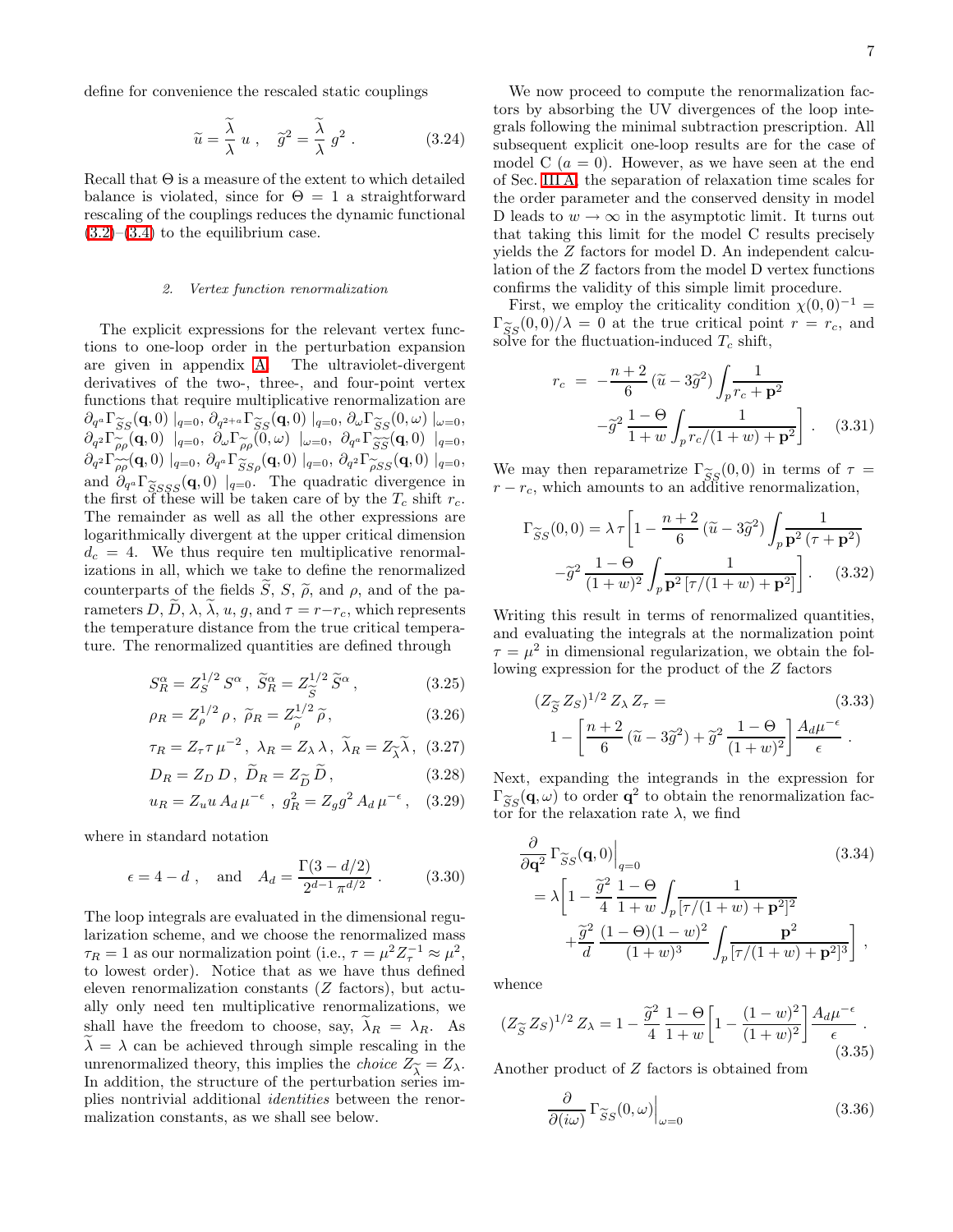define for convenience the rescaled static couplings

$$\widetilde{u} = \frac{\widetilde{\lambda}}{\lambda}\, u\ , \quad \widetilde{g}^2 = \frac{\widetilde{\lambda}}{\lambda}\, g^2\ . \tag{3.24}$$

Recall that $\Theta$ is a measure of the extent to which detailed balance is violated, since for $\Theta = 1$ a straightforward rescaling of the couplings reduces the dynamic functional (3.2)–(3.4) to the equilibrium case.

#### 2. Vertex function renormalization

The explicit expressions for the relevant vertex functions to one-loop order in the perturbation expansion are given in appendix A. The ultraviolet-divergent derivatives of the two-, three-, and four-point vertex functions that require multiplicative renormalization are $\partial_{q^a}\Gamma_{\widetilde{S}S}(\mathbf{q},0)\mid_{q=0}$, $\partial_{q^{2+a}}\Gamma_{\widetilde{S}S}(\mathbf{q},0)\mid_{q=0}$, $\partial_\omega\Gamma_{\widetilde{S}S}(0,\omega)\mid_{\omega=0}$, $\partial_{q^2}\Gamma_{\widetilde{\rho}\rho}(\mathbf{q},0)\mid_{q=0}$, $\partial_\omega\Gamma_{\widetilde{\rho}\rho}(0,\omega)\mid_{\omega=0}$, $\partial_{q^a}\Gamma_{\widetilde{S}\widetilde{S}}(\mathbf{q},0)\mid_{q=0}$, $\partial_{q^2}\Gamma_{\widetilde{\rho}\widetilde{\rho}}(\mathbf{q},0)\mid_{q=0}$, $\partial_{q^a}\Gamma_{\widetilde{S}S\rho}(\mathbf{q},0)\mid_{q=0}$, $\partial_{q^2}\Gamma_{\widetilde{\rho}SS}(\mathbf{q},0)\mid_{q=0}$, and $\partial_{q^a}\Gamma_{\widetilde{S}SSS}(\mathbf{q},0)\mid_{q=0}$. The quadratic divergence in the first of these will be taken care of by the $T_c$ shift $r_c$. The remainder as well as all the other expressions are logarithmically divergent at the upper critical dimension $d_c = 4$. We thus require ten multiplicative renormalizations in all, which we take to define the renormalized counterparts of the fields $\widetilde{S}$, $S$, $\widetilde{\rho}$, and $\rho$, and of the parameters $D$, $\widetilde{D}$, $\lambda$, $\widetilde{\lambda}$, $u$, $g$, and $\tau = r - r_c$, which represents the temperature distance from the true critical temperature. The renormalized quantities are defined through

$$S_R^\alpha = Z_S^{1/2}\, S^\alpha\ ,\ \widetilde{S}_R^\alpha = Z_{\widetilde{S}}^{1/2}\, \widetilde{S}^\alpha\ , \tag{3.25}$$

$$\rho_R = Z_\rho^{1/2}\, \rho\ ,\ \widetilde{\rho}_R = Z_{\widetilde{\rho}}^{1/2}\, \widetilde{\rho}, \tag{3.26}$$

$$\tau_R = Z_\tau \tau\, \mu^{-2}\ ,\ \lambda_R = Z_\lambda\, \lambda\ ,\ \widetilde{\lambda}_R = Z_{\widetilde{\lambda}} \widetilde{\lambda}, \tag{3.27}$$

$$D_R = Z_D\, D\ ,\ \widetilde{D}_R = Z_{\widetilde{D}}\, \widetilde{D}\ , \tag{3.28}$$

$$u_R = Z_u u\, A_d\, \mu^{-\epsilon}\ ,\ g_R^2 = Z_g g^2\, A_d\, \mu^{-\epsilon}\ , \tag{3.29}$$

where in standard notation

$$\epsilon = 4 - d\ , \quad \text{and} \quad A_d = \frac{\Gamma(3 - d/2)}{2^{d-1}\, \pi^{d/2}}\ . \tag{3.30}$$

The loop integrals are evaluated in the dimensional regularization scheme, and we choose the renormalized mass $\tau_R = 1$ as our normalization point (i.e., $\tau = \mu^2 Z_\tau^{-1} \approx \mu^2$, to lowest order). Notice that as we have thus defined eleven renormalization constants ($Z$ factors), but actually only need ten multiplicative renormalizations, we shall have the freedom to choose, say, $\widetilde{\lambda}_R = \lambda_R$. As $\widetilde{\lambda} = \lambda$ can be achieved through simple rescaling in the unrenormalized theory, this implies the *choice* $Z_{\widetilde{\lambda}} = Z_\lambda$. In addition, the structure of the perturbation series implies nontrivial additional *identities* between the renormalization constants, as we shall see below.

We now proceed to compute the renormalization factors by absorbing the UV divergences of the loop integrals following the minimal subtraction prescription. All subsequent explicit one-loop results are for the case of model C ($a = 0$). However, as we have seen at the end of Sec. III A, the separation of relaxation time scales for the order parameter and the conserved density in model D leads to $w \to \infty$ in the asymptotic limit. It turns out that taking this limit for the model C results precisely yields the $Z$ factors for model D. An independent calculation of the $Z$ factors from the model D vertex functions confirms the validity of this simple limit procedure.

First, we employ the criticality condition $\chi(0,0)^{-1} = \Gamma_{\widetilde{S}S}(0,0)/\lambda = 0$ at the true critical point $r = r_c$, and solve for the fluctuation-induced $T_c$ shift,

$$\begin{aligned} r_c \ &= \ -\frac{n+2}{6}\, (\widetilde{u} - 3\widetilde{g}^2) \int_p \frac{1}{r_c + \mathbf{p}^2} \\ &\quad -\widetilde{g}^2\, \frac{1-\Theta}{1+w} \int_p \frac{1}{r_c/(1+w) + \mathbf{p}^2} \bigg]\ . \end{aligned} \tag{3.31}$$

We may then reparametrize $\Gamma_{\widetilde{S}S}(0,0)$ in terms of $\tau = r - r_c$, which amounts to an additive renormalization,

$$\begin{aligned} \Gamma_{\widetilde{S}S}(0,0) = \lambda\, \tau \bigg[ 1 &- \frac{n+2}{6}\, (\widetilde{u} - 3\widetilde{g}^2) \int_p \frac{1}{\mathbf{p}^2\, (\tau + \mathbf{p}^2)} \\ &- \widetilde{g}^2\, \frac{1-\Theta}{(1+w)^2} \int_p \frac{1}{\mathbf{p}^2\, [\tau/(1+w) + \mathbf{p}^2]} \bigg]\ . \end{aligned} \tag{3.32}$$

Writing this result in terms of renormalized quantities, and evaluating the integrals at the normalization point $\tau = \mu^2$ in dimensional regularization, we obtain the following expression for the product of the $Z$ factors

$$\begin{aligned} &(Z_{\widetilde{S}}\, Z_S)^{1/2}\, Z_\lambda\, Z_\tau = \\ &\quad 1 - \left[ \frac{n+2}{6}\, (\widetilde{u} - 3\widetilde{g}^2) + \widetilde{g}^2\, \frac{1-\Theta}{(1+w)^2} \right] \frac{A_d \mu^{-\epsilon}}{\epsilon}\ . \end{aligned} \tag{3.33}$$

Next, expanding the integrands in the expression for $\Gamma_{\widetilde{S}S}(\mathbf{q},\omega)$ to order $\mathbf{q}^2$ to obtain the renormalization factor for the relaxation rate $\lambda$, we find

$$\begin{aligned} &\frac{\partial}{\partial \mathbf{q}^2}\, \Gamma_{\widetilde{S}S}(\mathbf{q},0)\Big|_{q=0} \\ &= \lambda \bigg[ 1 - \frac{\widetilde{g}^2}{4}\, \frac{1-\Theta}{1+w} \int_p \frac{1}{[\tau/(1+w) + \mathbf{p}^2]^2} \\ &\qquad + \frac{\widetilde{g}^2}{d}\, \frac{(1-\Theta)(1-w)^2}{(1+w)^3} \int_p \frac{\mathbf{p}^2}{[\tau/(1+w) + \mathbf{p}^2]^3} \bigg]\ , \end{aligned} \tag{3.34}$$

whence

$$(Z_{\widetilde{S}}\, Z_S)^{1/2}\, Z_\lambda = 1 - \frac{\widetilde{g}^2}{4}\, \frac{1-\Theta}{1+w} \left[ 1 - \frac{(1-w)^2}{(1+w)^2} \right] \frac{A_d \mu^{-\epsilon}}{\epsilon}\ . \tag{3.35}$$

Another product of $Z$ factors is obtained from

$$\frac{\partial}{\partial (i\omega)}\, \Gamma_{\widetilde{S}S}(0,\omega)\Big|_{\omega=0} \tag{3.36}$$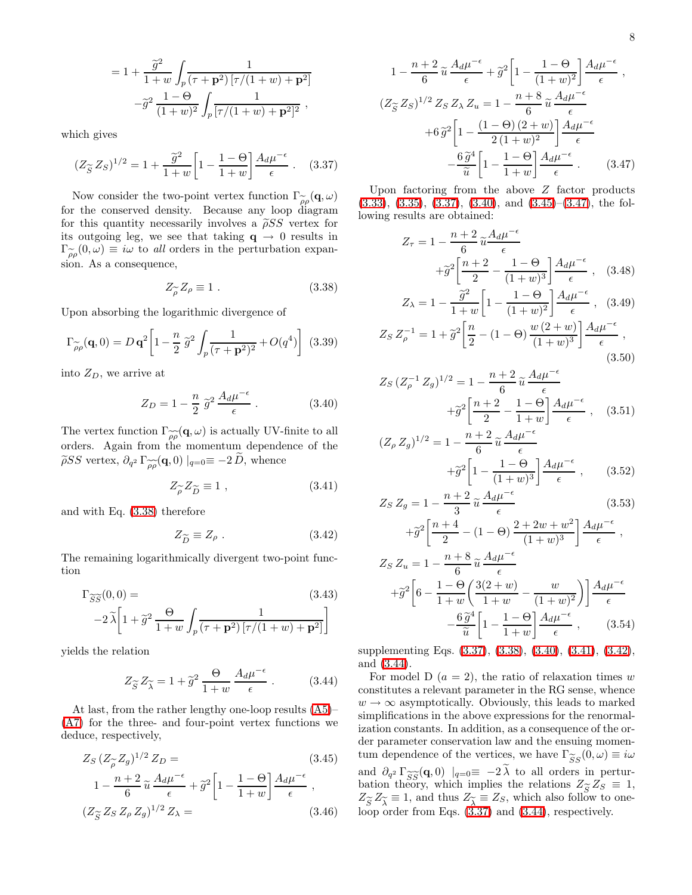$$= 1 + \frac{\widetilde{g}^2}{1+w} \int_p \frac{1}{(\tau + \mathbf{p}^2)\,[\tau/(1+w) + \mathbf{p}^2]}$$
$$- \widetilde{g}^2 \, \frac{1-\Theta}{(1+w)^2} \int_p \frac{1}{[\tau/(1+w) + \mathbf{p}^2]^2} \ ,$$

which gives

$$(Z_{\widetilde{S}} Z_S)^{1/2} = 1 + \frac{\widetilde{g}^2}{1+w} \left[ 1 - \frac{1-\Theta}{1+w} \right] \frac{A_d \mu^{-\epsilon}}{\epsilon} \ . \quad (3.37)$$

Now consider the two-point vertex function $\Gamma_{\widetilde{\rho}\rho}(\mathbf{q},\omega)$ for the conserved density. Because any loop diagram for this quantity necessarily involves a $\widetilde{\rho}SS$ vertex for its outgoing leg, we see that taking $\mathbf{q} \to 0$ results in $\Gamma_{\widetilde{\rho}\rho}(0,\omega) \equiv i\omega$ to *all* orders in the perturbation expansion. As a consequence,

$$Z_{\widetilde{\rho}} Z_\rho \equiv 1 \ . \quad (3.38)$$

Upon absorbing the logarithmic divergence of

$$\Gamma_{\widetilde{\rho}\rho}(\mathbf{q},0) = D\,\mathbf{q}^2 \left[ 1 - \frac{n}{2}\,\widetilde{g}^2 \int_p \frac{1}{(\tau + \mathbf{p}^2)^2} + O(q^4) \right] \quad (3.39)$$

into $Z_D$, we arrive at

$$Z_D = 1 - \frac{n}{2}\,\widetilde{g}^2\, \frac{A_d \mu^{-\epsilon}}{\epsilon} \ . \quad (3.40)$$

The vertex function $\Gamma_{\widetilde{\rho}\widetilde{\rho}}(\mathbf{q},\omega)$ is actually UV-finite to all orders. Again from the momentum dependence of the $\widetilde{\rho}SS$ vertex, $\partial_{q^2} \Gamma_{\widetilde{\rho}\widetilde{\rho}}(\mathbf{q},0)\ |_{q=0} \equiv -2\,\widetilde{D}$, whence

$$Z_{\widetilde{\rho}} Z_{\widetilde{D}} \equiv 1 \ , \quad (3.41)$$

and with Eq. (3.38) therefore

$$Z_{\widetilde{D}} \equiv Z_\rho \ . \quad (3.42)$$

The remaining logarithmically divergent two-point function

$$\Gamma_{\widetilde{S}\widetilde{S}}(0,0) = \quad (3.43)$$
$$-2\,\widetilde{\lambda} \left[ 1 + \widetilde{g}^2\, \frac{\Theta}{1+w} \int_p \frac{1}{(\tau + \mathbf{p}^2)\,[\tau/(1+w) + \mathbf{p}^2]} \right]$$

yields the relation

$$Z_{\widetilde{S}} Z_{\widetilde{\lambda}} = 1 + \widetilde{g}^2\, \frac{\Theta}{1+w}\, \frac{A_d \mu^{-\epsilon}}{\epsilon} \ . \quad (3.44)$$

At last, from the rather lengthy one-loop results (A5)–(A7) for the three- and four-point vertex functions we deduce, respectively,

$$Z_S\,(Z_{\widetilde{\rho}} Z_g)^{1/2}\, Z_D = \quad (3.45)$$
$$1 - \frac{n+2}{6}\,\widetilde{u}\, \frac{A_d \mu^{-\epsilon}}{\epsilon} + \widetilde{g}^2 \left[ 1 - \frac{1-\Theta}{1+w} \right] \frac{A_d \mu^{-\epsilon}}{\epsilon} \ ,$$

$$(Z_{\widetilde{S}} Z_S\, Z_\rho\, Z_g)^{1/2}\, Z_\lambda = \quad (3.46)$$
$$1 - \frac{n+2}{6}\,\widetilde{u}\, \frac{A_d \mu^{-\epsilon}}{\epsilon} + \widetilde{g}^2 \left[ 1 - \frac{1-\Theta}{(1+w)^2} \right] \frac{A_d \mu^{-\epsilon}}{\epsilon} \ ,$$

$$(Z_{\widetilde{S}} Z_S)^{1/2}\, Z_S\, Z_\lambda\, Z_u = 1 - \frac{n+8}{6}\,\widetilde{u}\, \frac{A_d \mu^{-\epsilon}}{\epsilon}$$
$$+ 6\,\widetilde{g}^2 \left[ 1 - \frac{(1-\Theta)\,(2+w)}{2\,(1+w)^2} \right] \frac{A_d \mu^{-\epsilon}}{\epsilon}$$
$$- \frac{6\,\widetilde{g}^4}{\widetilde{u}} \left[ 1 - \frac{1-\Theta}{1+w} \right] \frac{A_d \mu^{-\epsilon}}{\epsilon} \ . \quad (3.47)$$

Upon factoring from the above $Z$ factor products (3.33), (3.35), (3.37), (3.40), and (3.45)–(3.47), the following results are obtained:

$$Z_\tau = 1 - \frac{n+2}{6}\,\widetilde{u} \frac{A_d \mu^{-\epsilon}}{\epsilon}$$
$$+ \widetilde{g}^2 \left[ \frac{n+2}{2} - \frac{1-\Theta}{(1+w)^3} \right] \frac{A_d \mu^{-\epsilon}}{\epsilon} \ , \quad (3.48)$$

$$Z_\lambda = 1 - \frac{\widetilde{g}^2}{1+w} \left[ 1 - \frac{1-\Theta}{(1+w)^2} \right] \frac{A_d \mu^{-\epsilon}}{\epsilon} \ , \quad (3.49)$$

$$Z_S\, Z_\rho^{-1} = 1 + \widetilde{g}^2 \left[ \frac{n}{2} - (1-\Theta)\, \frac{w\,(2+w)}{(1+w)^3} \right] \frac{A_d \mu^{-\epsilon}}{\epsilon} \ , \quad (3.50)$$

$$Z_S\,(Z_\rho^{-1} Z_g)^{1/2} = 1 - \frac{n+2}{6}\,\widetilde{u}\, \frac{A_d \mu^{-\epsilon}}{\epsilon}$$
$$+ \widetilde{g}^2 \left[ \frac{n+2}{2} - \frac{1-\Theta}{1+w} \right] \frac{A_d \mu^{-\epsilon}}{\epsilon} \ , \quad (3.51)$$

$$(Z_\rho\, Z_g)^{1/2} = 1 - \frac{n+2}{6}\,\widetilde{u}\, \frac{A_d \mu^{-\epsilon}}{\epsilon}$$
$$+ \widetilde{g}^2 \left[ 1 - \frac{1-\Theta}{(1+w)^3} \right] \frac{A_d \mu^{-\epsilon}}{\epsilon} \ , \quad (3.52)$$

$$Z_S\, Z_g = 1 - \frac{n+2}{3}\,\widetilde{u}\, \frac{A_d \mu^{-\epsilon}}{\epsilon} \quad (3.53)$$
$$+ \widetilde{g}^2 \left[ \frac{n+4}{2} - (1-\Theta)\, \frac{2+2w+w^2}{(1+w)^3} \right] \frac{A_d \mu^{-\epsilon}}{\epsilon} \ ,$$

$$Z_S\, Z_u = 1 - \frac{n+8}{6}\,\widetilde{u}\, \frac{A_d \mu^{-\epsilon}}{\epsilon}$$
$$+ \widetilde{g}^2 \left[ 6 - \frac{1-\Theta}{1+w} \left( \frac{3(2+w)}{1+w} - \frac{w}{(1+w)^2} \right) \right] \frac{A_d \mu^{-\epsilon}}{\epsilon}$$
$$- \frac{6\,\widetilde{g}^4}{\widetilde{u}} \left[ 1 - \frac{1-\Theta}{1+w} \right] \frac{A_d \mu^{-\epsilon}}{\epsilon} \ , \quad (3.54)$$

supplementing Eqs. (3.37), (3.38), (3.40), (3.41), (3.42), and (3.44).

For model D ($a = 2$), the ratio of relaxation times $w$ constitutes a relevant parameter in the RG sense, where $w \to \infty$ asymptotically. Obviously, this leads to marked simplifications in the above expressions for the renormalization constants. In addition, as a consequence of the order parameter conservation law and the ensuing momentum dependence of the vertices, we have $\Gamma_{\widetilde{S}S}(0,\omega) \equiv i\omega$ and $\partial_{q^2} \Gamma_{\widetilde{S}\widetilde{S}}(\mathbf{q},0)\ |_{q=0} \equiv -2\,\widetilde{\lambda}$ to all orders in perturbation theory, which implies the relations $Z_{\widetilde{S}} Z_S \equiv 1$, $Z_{\widetilde{S}} Z_{\widetilde{\lambda}} \equiv 1$, and thus $Z_{\widetilde{\lambda}} \equiv Z_S$, which also follow to one-loop order from Eqs. (3.37) and (3.44), respectively.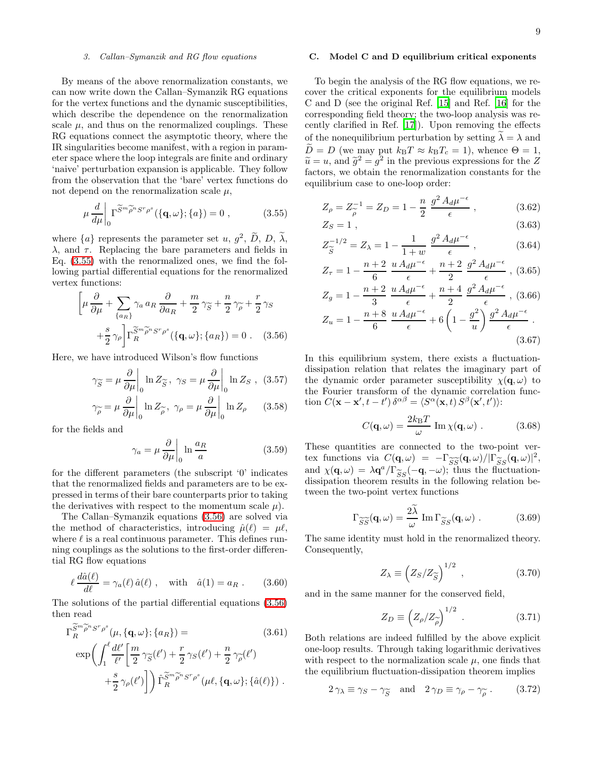### 3. Callan–Symanzik and RG flow equations

By means of the above renormalization constants, we can now write down the Callan–Symanzik RG equations for the vertex functions and the dynamic susceptibilities, which describe the dependence on the renormalization scale $\mu$, and thus on the renormalized couplings. These RG equations connect the asymptotic theory, where the IR singularities become manifest, with a region in parameter space where the loop integrals are finite and ordinary 'naive' perturbation expansion is applicable. They follow from the observation that the 'bare' vertex functions do not depend on the renormalization scale $\mu$,

$$\mu \frac{d}{d\mu}\bigg|_0 \Gamma^{\widetilde{S}^m \widetilde{\rho}^n S^r \rho^s}(\{\mathbf{q},\omega\};\{a\}) = 0 \ , \tag{3.55}$$

where $\{a\}$ represents the parameter set $u$, $g^2$, $\widetilde{D}$, $D$, $\widetilde{\lambda}$, $\lambda$, and $\tau$. Replacing the bare parameters and fields in Eq. (3.55) with the renormalized ones, we find the following partial differential equations for the renormalized vertex functions:

$$\bigg[\mu \frac{\partial}{\partial \mu} + \sum_{\{a_R\}} \gamma_a \, a_R \, \frac{\partial}{\partial a_R} + \frac{m}{2}\gamma_{\widetilde{S}} + \frac{n}{2}\gamma_{\widetilde{\rho}} + \frac{r}{2}\gamma_S + \frac{s}{2}\gamma_\rho\bigg]\Gamma_R^{\widetilde{S}^m \widetilde{\rho}^n S^r \rho^s}(\{\mathbf{q},\omega\};\{a_R\}) = 0 \ . \tag{3.56}$$

Here, we have introduced Wilson's flow functions

$$\gamma_{\widetilde{S}} = \mu \frac{\partial}{\partial \mu}\bigg|_0 \ln Z_{\widetilde{S}} \, , \ \ \gamma_S = \mu \frac{\partial}{\partial \mu}\bigg|_0 \ln Z_S \ , \tag{3.57}$$

$$\gamma_{\widetilde{\rho}} = \mu \frac{\partial}{\partial \mu}\bigg|_0 \ln Z_{\widetilde{\rho}} \, , \ \ \gamma_\rho = \mu \frac{\partial}{\partial \mu}\bigg|_0 \ln Z_\rho \tag{3.58}$$

for the fields and

$$\gamma_a = \mu \frac{\partial}{\partial \mu}\bigg|_0 \ln \frac{a_R}{a} \tag{3.59}$$

for the different parameters (the subscript '0' indicates that the renormalized fields and parameters are to be expressed in terms of their bare counterparts prior to taking the derivatives with respect to the momentum scale $\mu$).

The Callan–Symanzik equations (3.56) are solved via the method of characteristics, introducing $\hat{\mu}(\ell) = \mu\ell$, where $\ell$ is a real continuous parameter. This defines running couplings as the solutions to the first-order differential RG flow equations

$$\ell \, \frac{d\hat{a}(\ell)}{d\ell} = \gamma_a(\ell)\, \hat{a}(\ell) \ , \quad \text{with} \quad \hat{a}(1) = a_R \ . \tag{3.60}$$

The solutions of the partial differential equations (3.56) then read

$$\Gamma_R^{\widetilde{S}^m \widetilde{\rho}^n S^r \rho^s}(\mu,\{\mathbf{q},\omega\};\{a_R\}) = \exp\bigg(\int_1^\ell \frac{d\ell'}{\ell'}\bigg[\frac{m}{2}\gamma_{\widetilde{S}}(\ell') + \frac{r}{2}\gamma_S(\ell') + \frac{n}{2}\gamma_{\widetilde{\rho}}(\ell') + \frac{s}{2}\gamma_\rho(\ell')\bigg]\bigg)\, \hat{\Gamma}_R^{\widetilde{S}^m \widetilde{\rho}^n S^r \rho^s}(\mu\ell,\{\mathbf{q},\omega\};\{\hat{a}(\ell)\}) \ . \tag{3.61}$$

## C. Model C and D equilibrium critical exponents

To begin the analysis of the RG flow equations, we recover the critical exponents for the equilibrium models C and D (see the original Ref. [15] and Ref. [16] for the corresponding field theory; the two-loop analysis was recently clarified in Ref. [17]). Upon removing the effects of the nonequilibrium perturbation by setting $\widetilde{\lambda} = \lambda$ and $\widetilde{D} = D$ (we may put $k_{\rm B}T \approx k_{\rm B}T_c = 1$), whence $\Theta = 1$, $\widetilde{u} = u$, and $\widetilde{g}^2 = g^2$ in the previous expressions for the $Z$ factors, we obtain the renormalization constants for the equilibrium case to one-loop order:

$$Z_\rho = Z_{\widetilde{\rho}}^{-1} = Z_D = 1 - \frac{n}{2}\, \frac{g^2 A_d \mu^{-\epsilon}}{\epsilon} \ , \tag{3.62}$$

$$Z_S = 1 \ , \tag{3.63}$$

$$Z_{\widetilde{S}}^{-1/2} = Z_\lambda = 1 - \frac{1}{1+w}\, \frac{g^2 A_d \mu^{-\epsilon}}{\epsilon} \ , \tag{3.64}$$

$$Z_\tau = 1 - \frac{n+2}{6}\, \frac{u\, A_d \mu^{-\epsilon}}{\epsilon} + \frac{n+2}{2}\, \frac{g^2 A_d \mu^{-\epsilon}}{\epsilon} \ , \tag{3.65}$$

$$Z_g = 1 - \frac{n+2}{3}\, \frac{u\, A_d \mu^{-\epsilon}}{\epsilon} + \frac{n+4}{2}\, \frac{g^2 A_d \mu^{-\epsilon}}{\epsilon} \ , \tag{3.66}$$

$$Z_u = 1 - \frac{n+8}{6}\, \frac{u\, A_d \mu^{-\epsilon}}{\epsilon} + 6\left(1 - \frac{g^2}{u}\right) \frac{g^2 A_d \mu^{-\epsilon}}{\epsilon} \ . \tag{3.67}$$

In this equilibrium system, there exists a fluctuation-dissipation relation that relates the imaginary part of the dynamic order parameter susceptibility $\chi(\mathbf{q},\omega)$ to the Fourier transform of the dynamic correlation function $C(\mathbf{x}-\mathbf{x}',t-t')\,\delta^{\alpha\beta} = \langle S^\alpha(\mathbf{x},t)\, S^\beta(\mathbf{x}',t')\rangle$:

$$C(\mathbf{q},\omega) = \frac{2k_{\rm B}T}{\omega}\, \mathrm{Im}\, \chi(\mathbf{q},\omega) \ . \tag{3.68}$$

These quantities are connected to the two-point vertex functions via $C(\mathbf{q},\omega) = -\Gamma_{\widetilde{S}\widetilde{S}}(\mathbf{q},\omega)/|\Gamma_{\widetilde{S}S}(\mathbf{q},\omega)|^2$, and $\chi(\mathbf{q},\omega) = \lambda \mathbf{q}^a / \Gamma_{\widetilde{S}S}(-\mathbf{q},-\omega)$; thus the fluctuation-dissipation theorem results in the following relation between the two-point vertex functions

$$\Gamma_{\widetilde{S}\widetilde{S}}(\mathbf{q},\omega) = \frac{2\widetilde{\lambda}}{\omega}\, \mathrm{Im}\, \Gamma_{\widetilde{S}S}(\mathbf{q},\omega) \ . \tag{3.69}$$

The same identity must hold in the renormalized theory. Consequently,

$$Z_\lambda \equiv \left(Z_S / Z_{\widetilde{S}}\right)^{1/2} \ , \tag{3.70}$$

and in the same manner for the conserved field,

$$Z_D \equiv \left(Z_\rho / Z_{\widetilde{\rho}}\right)^{1/2} \ . \tag{3.71}$$

Both relations are indeed fulfilled by the above explicit one-loop results. Through taking logarithmic derivatives with respect to the normalization scale $\mu$, one finds that the equilibrium fluctuation-dissipation theorem implies

$$2\,\gamma_\lambda \equiv \gamma_S - \gamma_{\widetilde{S}} \quad \text{and} \quad 2\,\gamma_D \equiv \gamma_\rho - \gamma_{\widetilde{\rho}} \ . \tag{3.72}$$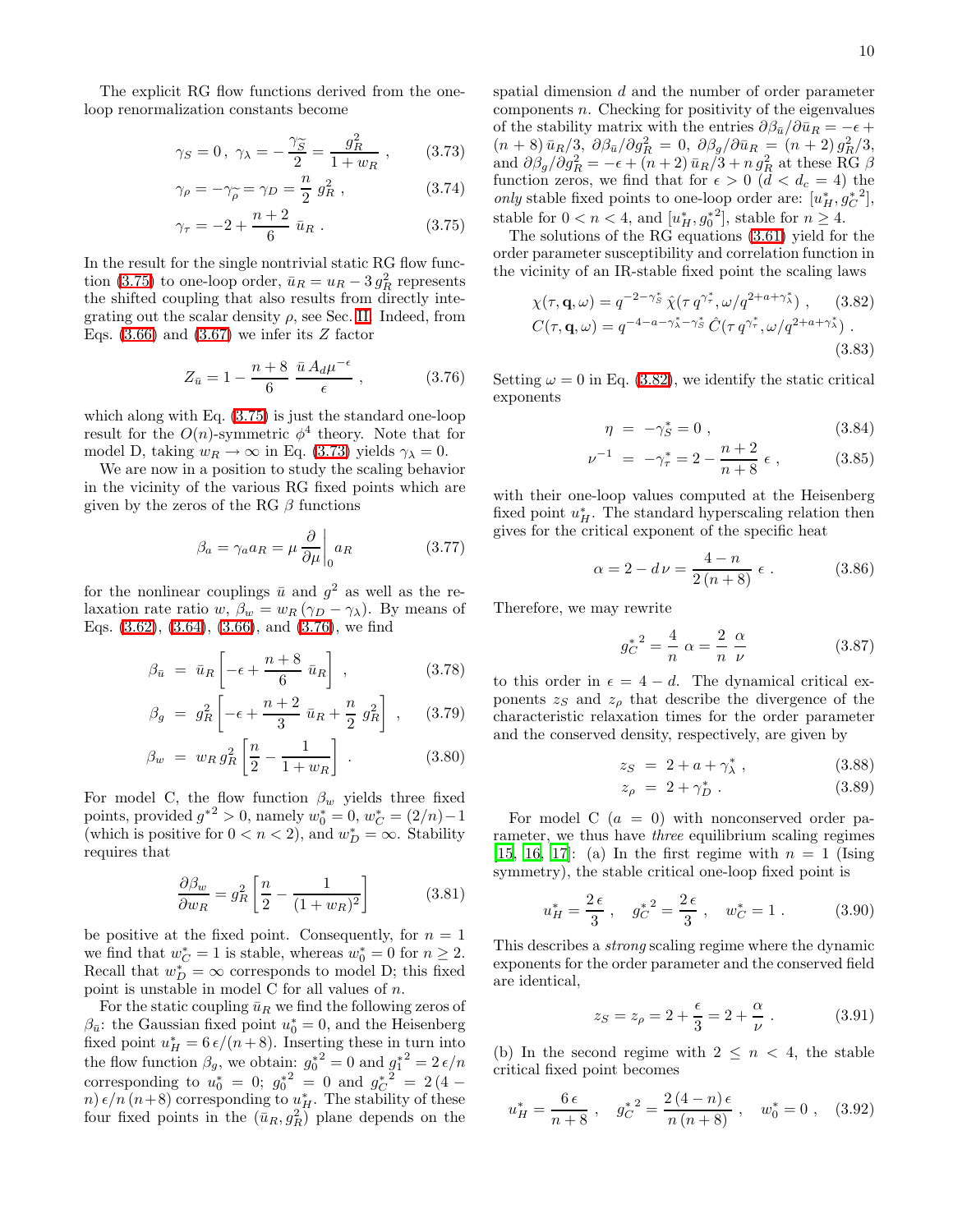The explicit RG flow functions derived from the one-loop renormalization constants become

$$\gamma_S = 0\,,\ \gamma_\lambda = -\frac{\gamma_{\widetilde{S}}}{2} = \frac{g_R^2}{1+w_R}\,, \qquad (3.73)$$

$$\gamma_\rho = -\gamma_{\widetilde{\rho}} = \gamma_D = \frac{n}{2}\, g_R^2\,, \qquad (3.74)$$

$$\gamma_\tau = -2 + \frac{n+2}{6}\, \bar{u}_R\,. \qquad (3.75)$$

In the result for the single nontrivial static RG flow function (3.75) to one-loop order, $\bar{u}_R = u_R - 3\, g_R^2$ represents the shifted coupling that also results from directly integrating out the scalar density $\rho$, see Sec. II. Indeed, from Eqs. (3.66) and (3.67) we infer its $Z$ factor

$$Z_{\bar{u}} = 1 - \frac{n+8}{6}\, \frac{\bar{u}\, A_d \mu^{-\epsilon}}{\epsilon}\,, \qquad (3.76)$$

which along with Eq. (3.75) is just the standard one-loop result for the $O(n)$-symmetric $\phi^4$ theory. Note that for model D, taking $w_R \to \infty$ in Eq. (3.73) yields $\gamma_\lambda = 0$.

We are now in a position to study the scaling behavior in the vicinity of the various RG fixed points which are given by the zeros of the RG $\beta$ functions

$$\beta_a = \gamma_a a_R = \mu \frac{\partial}{\partial \mu}\Big|_0 a_R \qquad (3.77)$$

for the nonlinear couplings $\bar{u}$ and $g^2$ as well as the relaxation rate ratio $w$, $\beta_w = w_R\,(\gamma_D - \gamma_\lambda)$. By means of Eqs. (3.62), (3.64), (3.66), and (3.76), we find

$$\beta_{\bar{u}} = \bar{u}_R \left[ -\epsilon + \frac{n+8}{6}\, \bar{u}_R \right]\,, \qquad (3.78)$$

$$\beta_g = g_R^2 \left[ -\epsilon + \frac{n+2}{3}\, \bar{u}_R + \frac{n}{2}\, g_R^2 \right]\,, \qquad (3.79)$$

$$\beta_w = w_R\, g_R^2 \left[ \frac{n}{2} - \frac{1}{1+w_R} \right]\,. \qquad (3.80)$$

For model C, the flow function $\beta_w$ yields three fixed points, provided $g^{*2} > 0$, namely $w_0^* = 0$, $w_C^* = (2/n) - 1$ (which is positive for $0 < n < 2$), and $w_D^* = \infty$. Stability requires that

$$\frac{\partial \beta_w}{\partial w_R} = g_R^2 \left[ \frac{n}{2} - \frac{1}{(1+w_R)^2} \right] \qquad (3.81)$$

be positive at the fixed point. Consequently, for $n = 1$ we find that $w_C^* = 1$ is stable, whereas $w_0^* = 0$ for $n \geq 2$. Recall that $w_D^* = \infty$ corresponds to model D; this fixed point is unstable in model C for all values of $n$.

For the static coupling $\bar{u}_R$ we find the following zeros of $\beta_{\bar{u}}$: the Gaussian fixed point $u_0^* = 0$, and the Heisenberg fixed point $u_H^* = 6\,\epsilon/(n+8)$. Inserting these in turn into the flow function $\beta_g$, we obtain: ${g_0^*}^2 = 0$ and ${g_1^*}^2 = 2\,\epsilon/n$ corresponding to $u_0^* = 0$; ${g_0^*}^2 = 0$ and ${g_C^*}^2 = 2\,(4-n)\,\epsilon/n\,(n+8)$ corresponding to $u_H^*$. The stability of these four fixed points in the $(\bar{u}_R, g_R^2)$ plane depends on the spatial dimension $d$ and the number of order parameter components $n$. Checking for positivity of the eigenvalues of the stability matrix with the entries $\partial\beta_{\bar{u}}/\partial\bar{u}_R = -\epsilon + (n+8)\,\bar{u}_R/3$, $\partial\beta_{\bar{u}}/\partial g_R^2 = 0$, $\partial\beta_g/\partial\bar{u}_R = (n+2)\,g_R^2/3$, and $\partial\beta_g/\partial g_R^2 = -\epsilon + (n+2)\,\bar{u}_R/3 + n\,g_R^2$ at these RG $\beta$ function zeros, we find that for $\epsilon > 0$ ($d < d_c = 4$) the *only* stable fixed points to one-loop order are: $[u_H^*, {g_C^*}^2]$, stable for $0 < n < 4$, and $[u_H^*, {g_0^*}^2]$, stable for $n \geq 4$.

The solutions of the RG equations (3.61) yield for the order parameter susceptibility and correlation function in the vicinity of an IR-stable fixed point the scaling laws

$$\chi(\tau, \mathbf{q}, \omega) = q^{-2-\gamma_S^*}\, \hat{\chi}(\tau\, q^{\gamma_\tau^*}, \omega/q^{2+a+\gamma_\lambda^*})\,, \qquad (3.82)$$

$$C(\tau, \mathbf{q}, \omega) = q^{-4-a-\gamma_\lambda^*-\gamma_S^*}\, \hat{C}(\tau\, q^{\gamma_\tau^*}, \omega/q^{2+a+\gamma_\lambda^*})\,. \qquad (3.83)$$

Setting $\omega = 0$ in Eq. (3.82), we identify the static critical exponents

$$\eta = -\gamma_S^* = 0\,, \qquad (3.84)$$

$$\nu^{-1} = -\gamma_\tau^* = 2 - \frac{n+2}{n+8}\, \epsilon\,, \qquad (3.85)$$

with their one-loop values computed at the Heisenberg fixed point $u_H^*$. The standard hyperscaling relation then gives for the critical exponent of the specific heat

$$\alpha = 2 - d\,\nu = \frac{4-n}{2\,(n+8)}\, \epsilon\,. \qquad (3.86)$$

Therefore, we may rewrite

$${g_C^*}^2 = \frac{4}{n}\, \alpha = \frac{2}{n}\, \frac{\alpha}{\nu} \qquad (3.87)$$

to this order in $\epsilon = 4 - d$. The dynamical critical exponents $z_S$ and $z_\rho$ that describe the divergence of the characteristic relaxation times for the order parameter and the conserved density, respectively, are given by

$$z_S = 2 + a + \gamma_\lambda^*\,, \qquad (3.88)$$

$$z_\rho = 2 + \gamma_D^*\,. \qquad (3.89)$$

For model C ($a = 0$) with nonconserved order parameter, we thus have *three* equilibrium scaling regimes [15, 16, 17]: (a) In the first regime with $n = 1$ (Ising symmetry), the stable critical one-loop fixed point is

$$u_H^* = \frac{2\,\epsilon}{3}\,, \quad {g_C^*}^2 = \frac{2\,\epsilon}{3}\,, \quad w_C^* = 1\,. \qquad (3.90)$$

This describes a *strong* scaling regime where the dynamic exponents for the order parameter and the conserved field are identical,

$$z_S = z_\rho = 2 + \frac{\epsilon}{3} = 2 + \frac{\alpha}{\nu}\,. \qquad (3.91)$$

(b) In the second regime with $2 \leq n < 4$, the stable critical fixed point becomes

$$u_H^* = \frac{6\,\epsilon}{n+8}\,, \quad {g_C^*}^2 = \frac{2\,(4-n)\,\epsilon}{n\,(n+8)}\,, \quad w_0^* = 0\,, \qquad (3.92)$$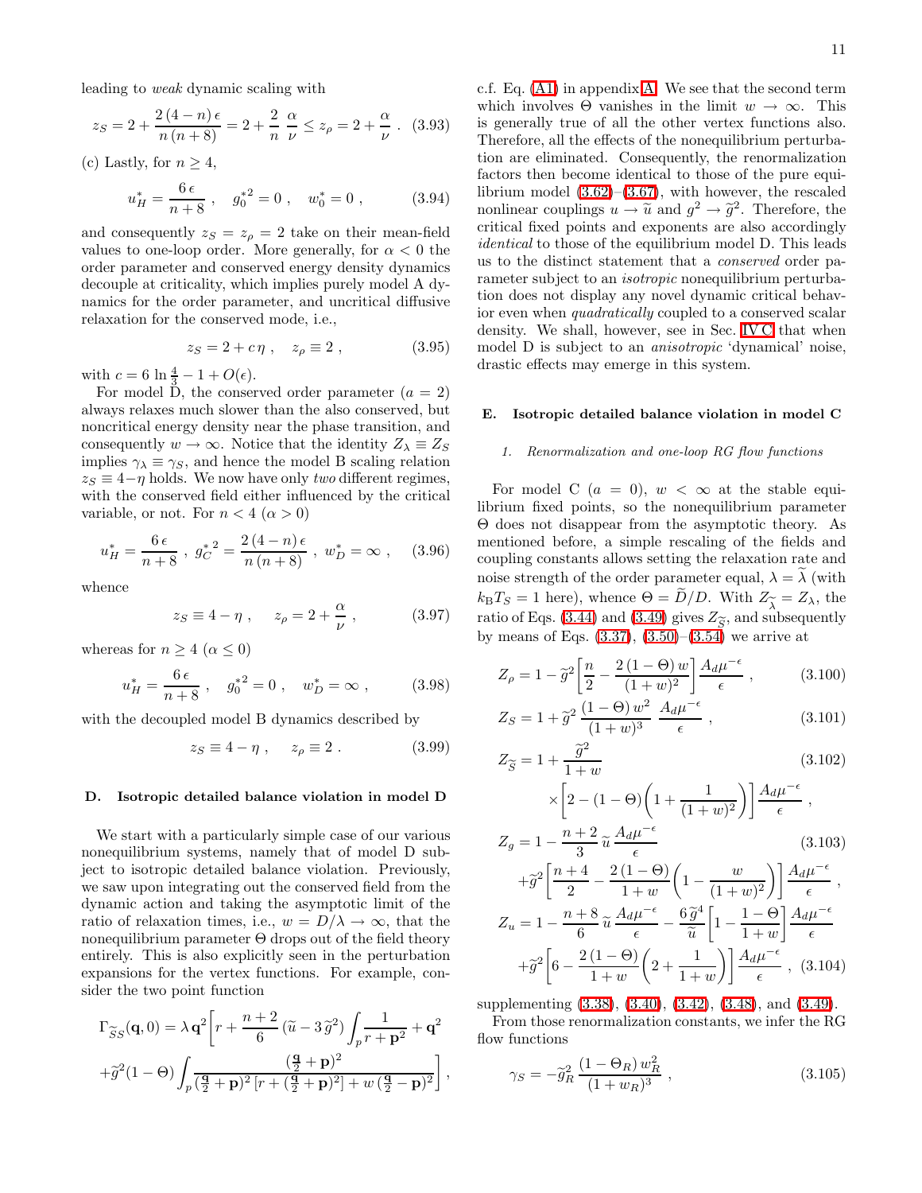leading to *weak* dynamic scaling with

$$z_S = 2 + \frac{2\,(4-n)\,\epsilon}{n\,(n+8)} = 2 + \frac{2}{n}\,\frac{\alpha}{\nu} \le z_\rho = 2 + \frac{\alpha}{\nu}\,. \quad (3.93)$$

(c) Lastly, for $n \ge 4$,

$$u_H^* = \frac{6\,\epsilon}{n+8}\,, \quad g_0^{*\,2} = 0\,, \quad w_0^* = 0\,, \quad (3.94)$$

and consequently $z_S = z_\rho = 2$ take on their mean-field values to one-loop order. More generally, for $\alpha < 0$ the order parameter and conserved energy density dynamics decouple at criticality, which implies purely model A dynamics for the order parameter, and uncritical diffusive relaxation for the conserved mode, i.e.,

$$z_S = 2 + c\,\eta\,, \quad z_\rho \equiv 2\,, \quad (3.95)$$

with $c = 6\,\ln\frac{4}{3} - 1 + O(\epsilon)$.

For model D, the conserved order parameter ($a = 2$) always relaxes much slower than the also conserved, but noncritical energy density near the phase transition, and consequently $w \to \infty$. Notice that the identity $Z_\lambda \equiv Z_S$ implies $\gamma_\lambda \equiv \gamma_S$, and hence the model B scaling relation $z_S \equiv 4-\eta$ holds. We now have only *two* different regimes, with the conserved field either influenced by the critical variable, or not. For $n < 4$ ($\alpha > 0$)

$$u_H^* = \frac{6\,\epsilon}{n+8}\,,\ g_C^{*\,2} = \frac{2\,(4-n)\,\epsilon}{n\,(n+8)}\,,\ w_D^* = \infty\,, \quad (3.96)$$

whence

$$z_S \equiv 4 - \eta\,, \quad z_\rho = 2 + \frac{\alpha}{\nu}\,, \quad (3.97)$$

whereas for $n \ge 4$ ($\alpha \le 0$)

$$u_H^* = \frac{6\,\epsilon}{n+8}\,, \quad g_0^{*\,2} = 0\,, \quad w_D^* = \infty\,, \quad (3.98)$$

with the decoupled model B dynamics described by

$$z_S \equiv 4 - \eta\,, \quad z_\rho \equiv 2\,. \quad (3.99)$$

### D. Isotropic detailed balance violation in model D

We start with a particularly simple case of our various nonequilibrium systems, namely that of model D subject to isotropic detailed balance violation. Previously, we saw upon integrating out the conserved field from the dynamic action and taking the asymptotic limit of the ratio of relaxation times, i.e., $w = D/\lambda \to \infty$, that the nonequilibrium parameter $\Theta$ drops out of the field theory entirely. This is also explicitly seen in the perturbation expansions for the vertex functions. For example, consider the two point function

$$\Gamma_{\widetilde{S}S}(\mathbf{q},0) = \lambda\,\mathbf{q}^2\Bigg[r + \frac{n+2}{6}\,(\widetilde{u} - 3\,\widetilde{g}^2)\int_p \frac{1}{r+\mathbf{p}^2} + \mathbf{q}^2 + \widetilde{g}^2(1-\Theta)\int_p \frac{(\frac{\mathbf{q}}{2}+\mathbf{p})^2}{(\frac{\mathbf{q}}{2}+\mathbf{p})^2\,[r+(\frac{\mathbf{q}}{2}+\mathbf{p})^2] + w\,(\frac{\mathbf{q}}{2}-\mathbf{p})^2}\Bigg]\,,$$

c.f. Eq. (A1) in appendix A. We see that the second term which involves $\Theta$ vanishes in the limit $w \to \infty$. This is generally true of all the other vertex functions also. Therefore, all the effects of the nonequilibrium perturbation are eliminated. Consequently, the renormalization factors then become identical to those of the pure equilibrium model (3.62)–(3.67), with however, the rescaled nonlinear couplings $u \to \widetilde{u}$ and $g^2 \to \widetilde{g}^2$. Therefore, the critical fixed points and exponents are also accordingly *identical* to those of the equilibrium model D. This leads us to the distinct statement that a *conserved* order parameter subject to an *isotropic* nonequilibrium perturbation does not display any novel dynamic critical behavior even when *quadratically* coupled to a conserved scalar density. We shall, however, see in Sec. IV C that when model D is subject to an *anisotropic* 'dynamical' noise, drastic effects may emerge in this system.

### E. Isotropic detailed balance violation in model C

#### 1. Renormalization and one-loop RG flow functions

For model C ($a = 0$), $w < \infty$ at the stable equilibrium fixed points, so the nonequilibrium parameter $\Theta$ does not disappear from the asymptotic theory. As mentioned before, a simple rescaling of the fields and coupling constants allows setting the relaxation rate and noise strength of the order parameter equal, $\lambda = \widetilde{\lambda}$ (with $k_{\rm B}T_S = 1$ here), whence $\Theta = \widetilde{D}/D$. With $Z_{\widetilde{\lambda}} = Z_\lambda$, the ratio of Eqs. (3.44) and (3.49) gives $Z_{\widetilde{S}}$, and subsequently by means of Eqs. (3.37), (3.50)–(3.54) we arrive at

$$Z_\rho = 1 - \widetilde{g}^2\left[\frac{n}{2} - \frac{2\,(1-\Theta)\,w}{(1+w)^2}\right]\frac{A_d\mu^{-\epsilon}}{\epsilon}\,, \quad (3.100)$$

$$Z_S = 1 + \widetilde{g}^2\,\frac{(1-\Theta)\,w^2}{(1+w)^3}\,\frac{A_d\mu^{-\epsilon}}{\epsilon}\,, \quad (3.101)$$

$$Z_{\widetilde{S}} = 1 + \frac{\widetilde{g}^2}{1+w}\left[2 - (1-\Theta)\left(1 + \frac{1}{(1+w)^2}\right)\right]\frac{A_d\mu^{-\epsilon}}{\epsilon}\,, \quad (3.102)$$

$$Z_g = 1 - \frac{n+2}{3}\,\widetilde{u}\,\frac{A_d\mu^{-\epsilon}}{\epsilon} + \widetilde{g}^2\left[\frac{n+4}{2} - \frac{2\,(1-\Theta)}{1+w}\left(1 - \frac{w}{(1+w)^2}\right)\right]\frac{A_d\mu^{-\epsilon}}{\epsilon}\,, \quad (3.103)$$

$$Z_u = 1 - \frac{n+8}{6}\,\widetilde{u}\,\frac{A_d\mu^{-\epsilon}}{\epsilon} - \frac{6\,\widetilde{g}^4}{\widetilde{u}}\left[1 - \frac{1-\Theta}{1+w}\right]\frac{A_d\mu^{-\epsilon}}{\epsilon} + \widetilde{g}^2\left[6 - \frac{2\,(1-\Theta)}{1+w}\left(2 + \frac{1}{1+w}\right)\right]\frac{A_d\mu^{-\epsilon}}{\epsilon}\,, \quad (3.104)$$

supplementing (3.38), (3.40), (3.42), (3.48), and (3.49).

From those renormalization constants, we infer the RG flow functions

$$\gamma_S = -\widetilde{g}_R^2\,\frac{(1-\Theta_R)\,w_R^2}{(1+w_R)^3}\,, \quad (3.105)$$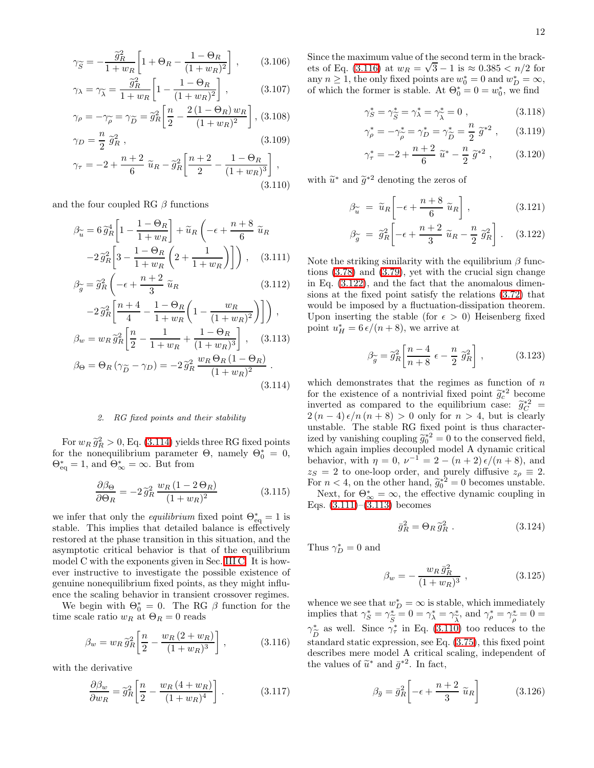$$\gamma_{\widetilde{S}} = -\frac{\widetilde{g}_R^2}{1+w_R}\left[1 + \Theta_R - \frac{1-\Theta_R}{(1+w_R)^2}\right] , \qquad (3.106)$$

$$\gamma_\lambda = \gamma_{\widetilde{\lambda}} = \frac{\widetilde{g}_R^2}{1+w_R}\left[1 - \frac{1-\Theta_R}{(1+w_R)^2}\right] , \qquad (3.107)$$

$$\gamma_\rho = -\gamma_{\widetilde{\rho}} = \gamma_{\widetilde{D}} = \widetilde{g}_R^2\left[\frac{n}{2} - \frac{2\,(1-\Theta_R)\, w_R}{(1+w_R)^2}\right] , \qquad (3.108)$$

$$\gamma_D = \frac{n}{2}\,\widetilde{g}_R^2 , \qquad (3.109)$$

$$\gamma_\tau = -2 + \frac{n+2}{6}\,\widetilde{u}_R - \widetilde{g}_R^2\left[\frac{n+2}{2} - \frac{1-\Theta_R}{(1+w_R)^3}\right] , \qquad (3.110)$$

and the four coupled RG $\beta$ functions

$$\beta_{\widetilde{u}} = 6\,\widetilde{g}_R^4\left[1 - \frac{1-\Theta_R}{1+w_R}\right] + \widetilde{u}_R\left(-\epsilon + \frac{n+8}{6}\,\widetilde{u}_R - 2\,\widetilde{g}_R^2\left[3 - \frac{1-\Theta_R}{1+w_R}\left(2 + \frac{1}{1+w_R}\right)\right]\right) , \qquad (3.111)$$

$$\beta_{\widetilde{g}} = \widetilde{g}_R^2\left(-\epsilon + \frac{n+2}{3}\,\widetilde{u}_R - 2\,\widetilde{g}_R^2\left[\frac{n+4}{4} - \frac{1-\Theta_R}{1+w_R}\left(1 - \frac{w_R}{(1+w_R)^2}\right)\right]\right) , \qquad (3.112)$$

$$\beta_w = w_R\,\widetilde{g}_R^2\left[\frac{n}{2} - \frac{1}{1+w_R} + \frac{1-\Theta_R}{(1+w_R)^3}\right] , \qquad (3.113)$$

$$\beta_\Theta = \Theta_R\,(\gamma_{\widetilde{D}} - \gamma_D) = -2\,\widetilde{g}_R^2\,\frac{w_R\,\Theta_R\,(1-\Theta_R)}{(1+w_R)^2} . \qquad (3.114)$$

#### 2. RG fixed points and their stability

For $w_R\,\widetilde{g}_R^2 > 0$, Eq. (3.114) yields three RG fixed points for the nonequilibrium parameter $\Theta$, namely $\Theta_0^* = 0$, $\Theta_{\rm eq}^* = 1$, and $\Theta_\infty^* = \infty$. But from

$$\frac{\partial\beta_\Theta}{\partial\Theta_R} = -2\,\widetilde{g}_R^2\,\frac{w_R\,(1-2\,\Theta_R)}{(1+w_R)^2} \qquad (3.115)$$

we infer that only the *equilibrium* fixed point $\Theta_{\rm eq}^* = 1$ is stable. This implies that detailed balance is effectively restored at the phase transition in this situation, and the asymptotic critical behavior is that of the equilibrium model C with the exponents given in Sec. III C. It is however instructive to investigate the possible existence of genuine nonequilibrium fixed points, as they might influence the scaling behavior in transient crossover regimes.

We begin with $\Theta_0^* = 0$. The RG $\beta$ function for the time scale ratio $w_R$ at $\Theta_R = 0$ reads

$$\beta_w = w_R\,\widetilde{g}_R^2\left[\frac{n}{2} - \frac{w_R\,(2+w_R)}{(1+w_R)^3}\right] , \qquad (3.116)$$

with the derivative

$$\frac{\partial\beta_w}{\partial w_R} = \widetilde{g}_R^2\left[\frac{n}{2} - \frac{w_R\,(4+w_R)}{(1+w_R)^4}\right] . \qquad (3.117)$$

Since the maximum value of the second term in the brackets of Eq. (3.116) at $w_R = \sqrt{3}-1$ is $\approx 0.385 < n/2$ for any $n \geq 1$, the only fixed points are $w_0^* = 0$ and $w_D^* = \infty$, of which the former is stable. At $\Theta_0^* = 0 = w_0^*$, we find

$$\gamma_S^* = \gamma_{\widetilde{S}}^* = \gamma_\lambda^* = \gamma_{\widetilde{\lambda}}^* = 0 , \qquad (3.118)$$

$$\gamma_\rho^* = -\gamma_{\widetilde{\rho}}^* = \gamma_D^* = \gamma_{\widetilde{D}}^* = \frac{n}{2}\,\widetilde{g}^{*2} , \qquad (3.119)$$

$$\gamma_\tau^* = -2 + \frac{n+2}{6}\,\widetilde{u}^* - \frac{n}{2}\,\widetilde{g}^{*2} , \qquad (3.120)$$

with $\widetilde{u}^*$ and $\widetilde{g}^{*2}$ denoting the zeros of

$$\beta_{\widetilde{u}} = \widetilde{u}_R\left[-\epsilon + \frac{n+8}{6}\,\widetilde{u}_R\right] , \qquad (3.121)$$

$$\beta_{\widetilde{g}} = \widetilde{g}_R^2\left[-\epsilon + \frac{n+2}{3}\,\widetilde{u}_R - \frac{n}{2}\,\widetilde{g}_R^2\right] . \qquad (3.122)$$

Note the striking similarity with the equilibrium $\beta$ functions (3.78) and (3.79), yet with the crucial sign change in Eq. (3.122), and the fact that the anomalous dimensions at the fixed point satisfy the relations (3.72) that would be imposed by a fluctuation-dissipation theorem. Upon inserting the stable (for $\epsilon > 0$) Heisenberg fixed point $u_H^* = 6\,\epsilon/(n+8)$, we arrive at

$$\beta_{\widetilde{g}} = \widetilde{g}_R^2\left[\frac{n-4}{n+8}\,\epsilon - \frac{n}{2}\,\widetilde{g}_R^2\right] , \qquad (3.123)$$

which demonstrates that the regimes as function of $n$ for the existence of a nontrivial fixed point $\widetilde{g}_c^{*2}$ become inverted as compared to the equilibrium case: $\widetilde{g}_C^{*2} = 2\,(n-4)\,\epsilon/n\,(n+8) > 0$ only for $n > 4$, but is clearly unstable. The stable RG fixed point is thus characterized by vanishing coupling $\widetilde{g}_0^{*2} = 0$ to the conserved field, which again implies decoupled model A dynamic critical behavior, with $\eta = 0$, $\nu^{-1} = 2 - (n+2)\,\epsilon/(n+8)$, and $z_S = 2$ to one-loop order, and purely diffusive $z_\rho \equiv 2$. For $n < 4$, on the other hand, $\widetilde{g}_0^{*2} = 0$ becomes unstable.

Next, for $\Theta_\infty^* = \infty$, the effective dynamic coupling in Eqs. (3.111)–(3.113) becomes

$$\bar{g}_R^2 = \Theta_R\,\widetilde{g}_R^2 . \qquad (3.124)$$

Thus $\gamma_D^* = 0$ and

$$\beta_w = -\frac{w_R\,\bar{g}_R^2}{(1+w_R)^3} , \qquad (3.125)$$

whence we see that $w_D^* = \infty$ is stable, which immediately implies that $\gamma_S^* = \gamma_{\widetilde{S}}^* = 0 = \gamma_\lambda^* = \gamma_{\widetilde{\lambda}}^*$, and $\gamma_\rho^* = \gamma_{\widetilde{\rho}}^* = 0 = \gamma_{\widetilde{D}}^*$ as well. Since $\gamma_\tau^*$ in Eq. (3.110) too reduces to the standard static expression, see Eq. (3.75), this fixed point describes mere model A critical scaling, independent of the values of $\widetilde{u}^*$ and $\bar{g}^{*2}$. In fact,

$$\beta_{\bar{g}} = \bar{g}_R^2\left[-\epsilon + \frac{n+2}{3}\,\widetilde{u}_R\right] \qquad (3.126)$$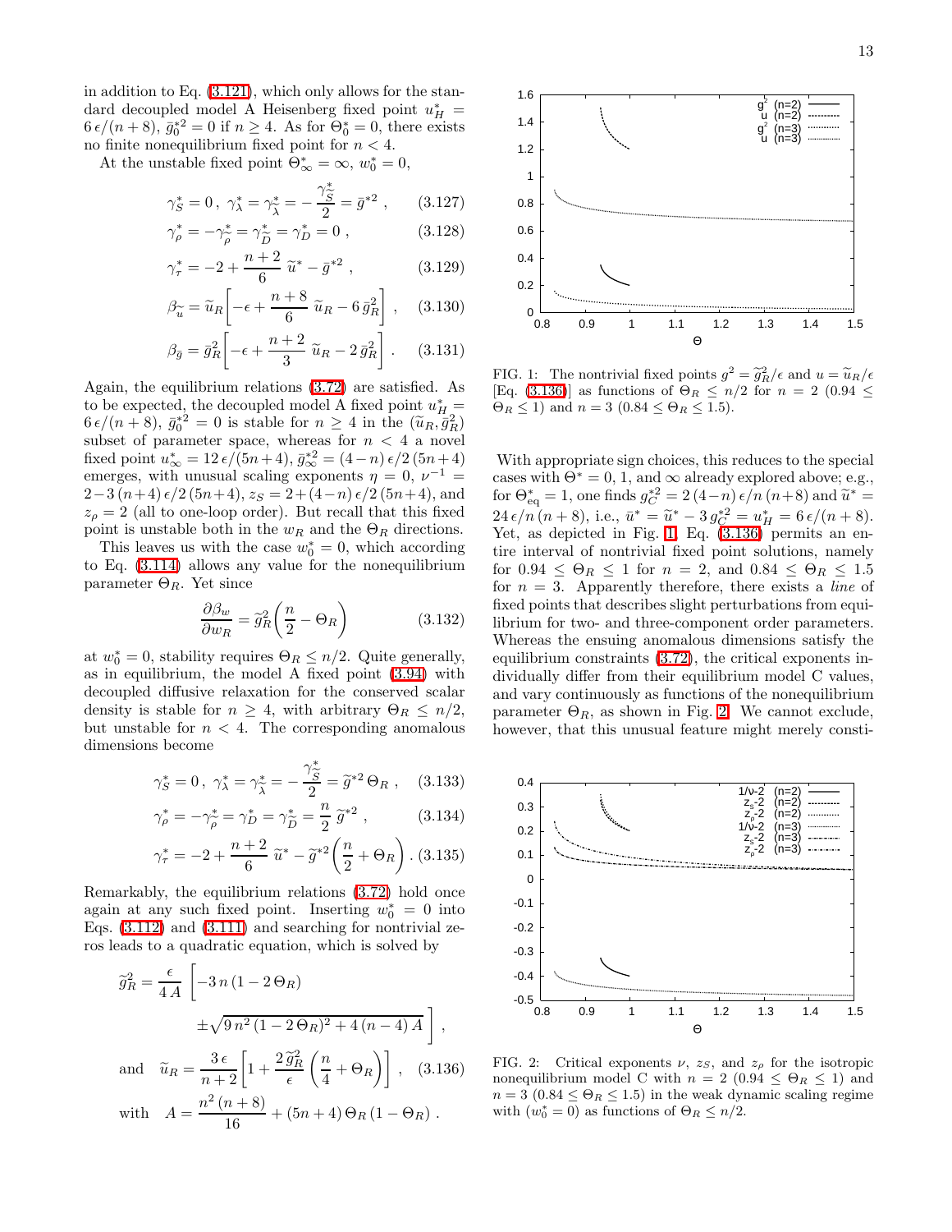in addition to Eq. (3.121), which only allows for the standard decoupled model A Heisenberg fixed point $u_H^* = 6\,\epsilon/(n+8)$, $\bar{g}_0^{*2} = 0$ if $n \geq 4$. As for $\Theta_0^* = 0$, there exists no finite nonequilibrium fixed point for $n < 4$.

At the unstable fixed point $\Theta_\infty^* = \infty$, $w_0^* = 0$,

$$\gamma_S^* = 0\,,\ \gamma_\lambda^* = \gamma_{\widetilde{\lambda}}^* = -\frac{\gamma_{\widetilde{S}}^*}{2} = \bar{g}^{*2}\,, \qquad (3.127)$$

$$\gamma_\rho^* = -\gamma_{\widetilde{\rho}}^* = \gamma_{\widetilde{D}}^* = \gamma_D^* = 0\,, \qquad (3.128)$$

$$\gamma_\tau^* = -2 + \frac{n+2}{6}\,\widetilde{u}^* - \bar{g}^{*2}\,, \qquad (3.129)$$

$$\beta_{\widetilde{u}} = \widetilde{u}_R\left[-\epsilon + \frac{n+8}{6}\,\widetilde{u}_R - 6\,\bar{g}_R^2\right]\,, \qquad (3.130)$$

$$\beta_{\bar{g}} = \bar{g}_R^2\left[-\epsilon + \frac{n+2}{3}\,\widetilde{u}_R - 2\,\bar{g}_R^2\right]\,. \qquad (3.131)$$

Again, the equilibrium relations (3.72) are satisfied. As to be expected, the decoupled model A fixed point $u_H^* = 6\,\epsilon/(n+8)$, $\bar{g}_0^{*2} = 0$ is stable for $n \geq 4$ in the $(\widetilde{u}_R, \bar{g}_R^2)$ subset of parameter space, whereas for $n < 4$ a novel fixed point $u_\infty^* = 12\,\epsilon/(5n+4)$, $\bar{g}_\infty^{*2} = (4-n)\,\epsilon/2\,(5n+4)$ emerges, with unusual scaling exponents $\eta = 0$, $\nu^{-1} = 2 - 3\,(n+4)\,\epsilon/2\,(5n+4)$, $z_S = 2 + (4-n)\,\epsilon/2\,(5n+4)$, and $z_\rho = 2$ (all to one-loop order). But recall that this fixed point is unstable both in the $w_R$ and the $\Theta_R$ directions.

This leaves us with the case $w_0^* = 0$, which according to Eq. (3.114) allows any value for the nonequilibrium parameter $\Theta_R$. Yet since

$$\frac{\partial \beta_w}{\partial w_R} = \widetilde{g}_R^2\left(\frac{n}{2} - \Theta_R\right) \qquad (3.132)$$

at $w_0^* = 0$, stability requires $\Theta_R \leq n/2$. Quite generally, as in equilibrium, the model A fixed point (3.94) with decoupled diffusive relaxation for the conserved scalar density is stable for $n \geq 4$, with arbitrary $\Theta_R \leq n/2$, but unstable for $n < 4$. The corresponding anomalous dimensions become

$$\gamma_S^* = 0\,,\ \gamma_\lambda^* = \gamma_{\widetilde{\lambda}}^* = -\frac{\gamma_{\widetilde{S}}^*}{2} = \widetilde{g}^{*2}\,\Theta_R\,, \qquad (3.133)$$

$$\gamma_\rho^* = -\gamma_{\widetilde{\rho}}^* = \gamma_D^* = \gamma_{\widetilde{D}}^* = \frac{n}{2}\,\widetilde{g}^{*2}\,, \qquad (3.134)$$

$$\gamma_\tau^* = -2 + \frac{n+2}{6}\,\widetilde{u}^* - \widetilde{g}^{*2}\left(\frac{n}{2} + \Theta_R\right). \qquad (3.135)$$

Remarkably, the equilibrium relations (3.72) hold once again at any such fixed point. Inserting $w_0^* = 0$ into Eqs. (3.112) and (3.111) and searching for nontrivial zeros leads to a quadratic equation, which is solved by

$$\widetilde{g}_R^2 = \frac{\epsilon}{4\,A}\left[-3\,n\,(1 - 2\,\Theta_R) \pm \sqrt{9\,n^2\,(1-2\,\Theta_R)^2 + 4\,(n-4)\,A}\,\right],$$

$$\text{and} \quad \widetilde{u}_R = \frac{3\,\epsilon}{n+2}\left[1 + \frac{2\,\widetilde{g}_R^2}{\epsilon}\left(\frac{n}{4} + \Theta_R\right)\right], \qquad (3.136)$$

$$\text{with} \quad A = \frac{n^2\,(n+8)}{16} + (5n+4)\,\Theta_R\,(1 - \Theta_R)\,.$$

FIG. 1: The nontrivial fixed points $g^2 = \widetilde{g}_R^2/\epsilon$ and $u = \widetilde{u}_R/\epsilon$ [Eq. (3.136)] as functions of $\Theta_R \leq n/2$ for $n = 2$ ($0.94 \leq \Theta_R \leq 1$) and $n = 3$ ($0.84 \leq \Theta_R \leq 1.5$).

With appropriate sign choices, this reduces to the special cases with $\Theta^* = 0$, 1, and $\infty$ already explored above; e.g., for $\Theta_{\rm eq}^* = 1$, one finds $g_C^{*2} = 2\,(4-n)\,\epsilon/n\,(n+8)$ and $\widetilde{u}^* = 24\,\epsilon/n\,(n+8)$, i.e., $\bar{u}^* = \widetilde{u}^* - 3\,g_C^{*2} = u_H^* = 6\,\epsilon/(n+8)$. Yet, as depicted in Fig. 1, Eq. (3.136) permits an entire interval of nontrivial fixed point solutions, namely for $0.94 \leq \Theta_R \leq 1$ for $n = 2$, and $0.84 \leq \Theta_R \leq 1.5$ for $n = 3$. Apparently therefore, there exists a *line* of fixed points that describes slight perturbations from equilibrium for two- and three-component order parameters. Whereas the ensuing anomalous dimensions satisfy the equilibrium constraints (3.72), the critical exponents individually differ from their equilibrium model C values, and vary continuously as functions of the nonequilibrium parameter $\Theta_R$, as shown in Fig. 2. We cannot exclude, however, that this unusual feature might merely consti-

FIG. 2: Critical exponents $\nu$, $z_S$, and $z_\rho$ for the isotropic nonequilibrium model C with $n = 2$ ($0.94 \leq \Theta_R \leq 1$) and $n = 3$ ($0.84 \leq \Theta_R \leq 1.5$) in the weak dynamic scaling regime with ($w_0^* = 0$) as functions of $\Theta_R \leq n/2$.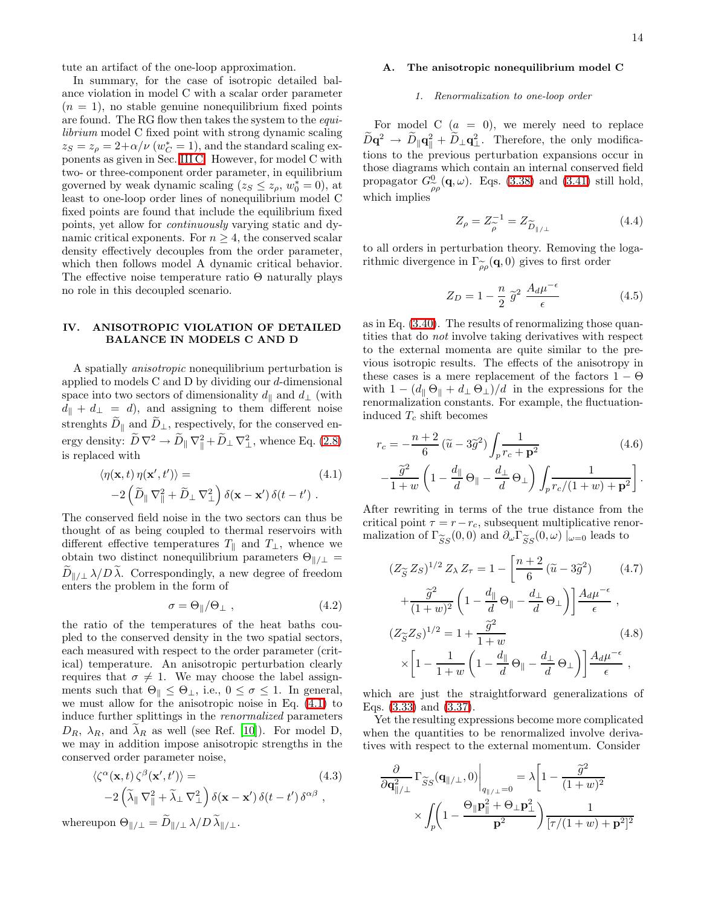tute an artifact of the one-loop approximation.

In summary, for the case of isotropic detailed balance violation in model C with a scalar order parameter ($n = 1$), no stable genuine nonequilibrium fixed points are found. The RG flow then takes the system to the *equilibrium* model C fixed point with strong dynamic scaling $z_S = z_\rho = 2 + \alpha/\nu$ ($w_C^* = 1$), and the standard scaling exponents as given in Sec. III C. However, for model C with two- or three-component order parameter, in equilibrium governed by weak dynamic scaling ($z_S \le z_\rho$, $w_0^* = 0$), at least to one-loop order lines of nonequilibrium model C fixed points are found that include the equilibrium fixed points, yet allow for *continuously* varying static and dynamic critical exponents. For $n \ge 4$, the conserved scalar density effectively decouples from the order parameter, which then follows model A dynamic critical behavior. The effective noise temperature ratio $\Theta$ naturally plays no role in this decoupled scenario.

## IV. ANISOTROPIC VIOLATION OF DETAILED BALANCE IN MODELS C AND D

A spatially *anisotropic* nonequilibrium perturbation is applied to models C and D by dividing our $d$-dimensional space into two sectors of dimensionality $d_\parallel$ and $d_\perp$ (with $d_\parallel + d_\perp = d$), and assigning to them different noise strenghts $\widetilde{D}_\parallel$ and $\widetilde{D}_\perp$, respectively, for the conserved energy density: $\widetilde{D}\,\nabla^2 \to \widetilde{D}_\parallel\,\nabla_\parallel^2 + \widetilde{D}_\perp\,\nabla_\perp^2$, whence Eq. (2.8) is replaced with

$$\langle \eta(\mathbf{x}, t)\,\eta(\mathbf{x}', t')\rangle = \qquad (4.1)$$
$$-2\left(\widetilde{D}_\parallel\,\nabla_\parallel^2 + \widetilde{D}_\perp\,\nabla_\perp^2\right)\delta(\mathbf{x} - \mathbf{x}')\,\delta(t - t')\ .$$

The conserved field noise in the two sectors can thus be thought of as being coupled to thermal reservoirs with different effective temperatures $T_\parallel$ and $T_\perp$, whence we obtain two distinct nonequilibrium parameters $\Theta_{\parallel/\perp} = \widetilde{D}_{\parallel/\perp}\,\lambda / D\,\widetilde{\lambda}$. Correspondingly, a new degree of freedom enters the problem in the form of

$$\sigma = \Theta_\parallel / \Theta_\perp\ , \qquad (4.2)$$

the ratio of the temperatures of the heat baths coupled to the conserved density in the two spatial sectors, each measured with respect to the order parameter (critical) temperature. An anisotropic perturbation clearly requires that $\sigma \ne 1$. We may choose the label assignments such that $\Theta_\parallel \le \Theta_\perp$, i.e., $0 \le \sigma \le 1$. In general, we must allow for the anisotropic noise in Eq. (4.1) to induce further splittings in the *renormalized* parameters $D_R$, $\lambda_R$, and $\widetilde{\lambda}_R$ as well (see Ref. [10]). For model D, we may in addition impose anisotropic strengths in the conserved order parameter noise,

$$\langle \zeta^\alpha(\mathbf{x}, t)\,\zeta^\beta(\mathbf{x}', t')\rangle = \qquad (4.3)$$
$$-2\left(\widetilde{\lambda}_\parallel\,\nabla_\parallel^2 + \widetilde{\lambda}_\perp\,\nabla_\perp^2\right)\delta(\mathbf{x} - \mathbf{x}')\,\delta(t - t')\,\delta^{\alpha\beta}\ ,$$

whereupon $\Theta_{\parallel/\perp} = \widetilde{D}_{\parallel/\perp}\,\lambda / D\,\widetilde{\lambda}_{\parallel/\perp}$.

### A. The anisotropic nonequilibrium model C

#### 1. Renormalization to one-loop order

For model C ($a = 0$), we merely need to replace $\widetilde{D}\mathbf{q}^2 \to \widetilde{D}_\parallel \mathbf{q}_\parallel^2 + \widetilde{D}_\perp \mathbf{q}_\perp^2$. Therefore, the only modifications to the previous perturbation expansions occur in those diagrams which contain an internal conserved field propagator $G^0_{\widetilde{\rho}\rho}(\mathbf{q}, \omega)$. Eqs. (3.38) and (3.41) still hold, which implies

$$Z_\rho = Z_{\widetilde{\rho}}^{-1} = Z_{\widetilde{D}_{\parallel/\perp}} \qquad (4.4)$$

to all orders in perturbation theory. Removing the logarithmic divergence in $\Gamma_{\widetilde{\rho}\rho}(\mathbf{q}, 0)$ gives to first order

$$Z_D = 1 - \frac{n}{2}\,\widetilde{g}^2\,\frac{A_d \mu^{-\epsilon}}{\epsilon} \qquad (4.5)$$

as in Eq. (3.40). The results of renormalizing those quantities that do *not* involve taking derivatives with respect to the external momenta are quite similar to the previous isotropic results. The effects of the anisotropy in these cases is a mere replacement of the factors $1 - \Theta$ with $1 - (d_\parallel\,\Theta_\parallel + d_\perp\,\Theta_\perp)/d$ in the expressions for the renormalization constants. For example, the fluctuation-induced $T_c$ shift becomes

$$r_c = -\frac{n+2}{6}\,(\widetilde{u} - 3\widetilde{g}^2)\int_p \frac{1}{r_c + \mathbf{p}^2} \qquad (4.6)$$
$$-\frac{\widetilde{g}^2}{1+w}\left(1 - \frac{d_\parallel}{d}\,\Theta_\parallel - \frac{d_\perp}{d}\,\Theta_\perp\right)\int_p \frac{1}{r_c/(1+w) + \mathbf{p}^2}\Bigg]\ .$$

After rewriting in terms of the true distance from the critical point $\tau = r - r_c$, subsequent multiplicative renormalization of $\Gamma_{\widetilde{S}S}(0, 0)$ and $\partial_\omega \Gamma_{\widetilde{S}S}(0, \omega)\,|_{\omega=0}$ leads to

$$(Z_{\widetilde{S}}\,Z_S)^{1/2}\,Z_\lambda\,Z_\tau = 1 - \left[\frac{n+2}{6}\,(\widetilde{u} - 3\widetilde{g}^2)\right. \qquad (4.7)$$
$$\left. + \frac{\widetilde{g}^2}{(1+w)^2}\left(1 - \frac{d_\parallel}{d}\,\Theta_\parallel - \frac{d_\perp}{d}\,\Theta_\perp\right)\right]\frac{A_d \mu^{-\epsilon}}{\epsilon}\ ,$$

$$(Z_{\widetilde{S}} Z_S)^{1/2} = 1 + \frac{\widetilde{g}^2}{1+w} \qquad (4.8)$$
$$\times\left[1 - \frac{1}{1+w}\left(1 - \frac{d_\parallel}{d}\,\Theta_\parallel - \frac{d_\perp}{d}\,\Theta_\perp\right)\right]\frac{A_d \mu^{-\epsilon}}{\epsilon}\ ,$$

which are just the straightforward generalizations of Eqs. (3.33) and (3.37).

Yet the resulting expressions become more complicated when the quantities to be renormalized involve derivatives with respect to the external momentum. Consider

$$\frac{\partial}{\partial \mathbf{q}_{\parallel/\perp}^2}\,\Gamma_{\widetilde{S}S}(\mathbf{q}_{\parallel/\perp}, 0)\bigg|_{q_{\parallel/\perp}=0} = \lambda\Bigg[1 - \frac{\widetilde{g}^2}{(1+w)^2}$$
$$\times \int_p \left(1 - \frac{\Theta_\parallel \mathbf{p}_\parallel^2 + \Theta_\perp \mathbf{p}_\perp^2}{\mathbf{p}^2}\right)\frac{1}{[\tau/(1+w) + \mathbf{p}^2]^2}$$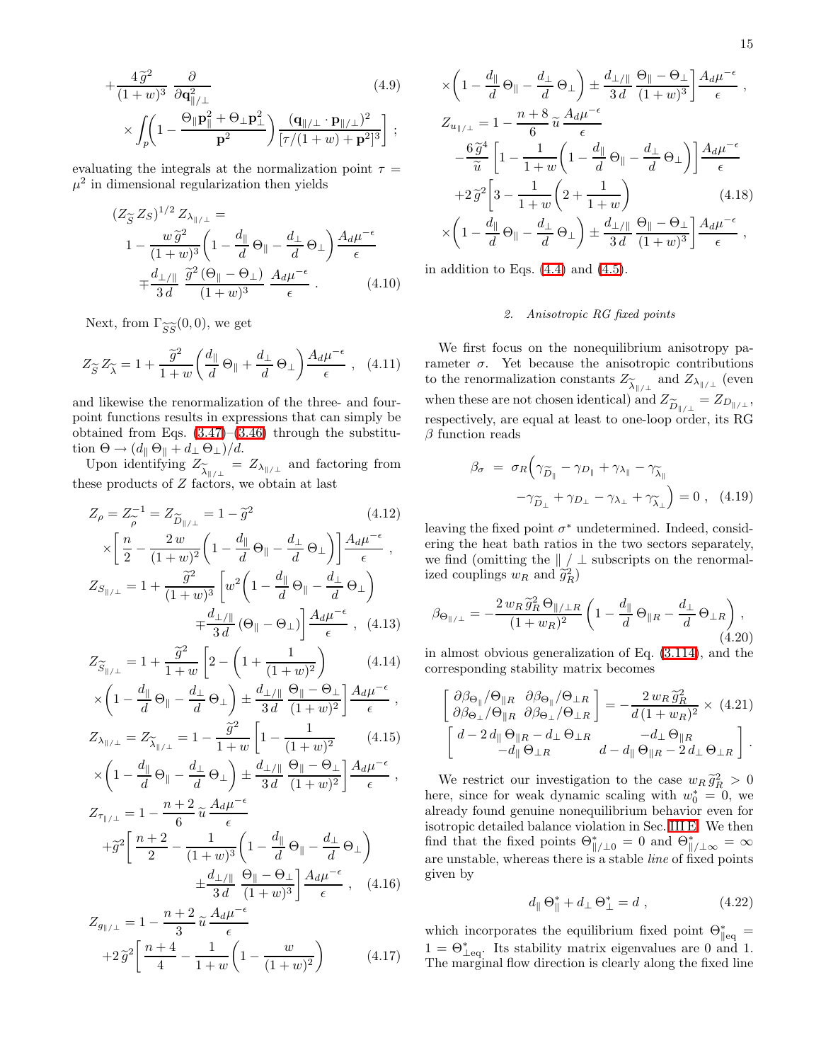$$
+\frac{4\,\widetilde{g}^2}{(1+w)^3}\ \frac{\partial}{\partial \mathbf{q}_{\parallel/\perp}^2} \times \int_p \left( 1 - \frac{\Theta_\parallel \mathbf{p}_\parallel^2 + \Theta_\perp \mathbf{p}_\perp^2}{\mathbf{p}^2} \right) \frac{(\mathbf{q}_{\parallel/\perp} \cdot \mathbf{p}_{\parallel/\perp})^2}{[\tau/(1+w) + \mathbf{p}^2]^3} \Bigg] \ ; \tag{4.9}
$$

evaluating the integrals at the normalization point $\tau = \mu^2$ in dimensional regularization then yields

$$
\begin{aligned}
(Z_{\widetilde{S}}\, Z_S)^{1/2}\, Z_{\lambda_{\parallel/\perp}} = \\
1 - \frac{w\,\widetilde{g}^2}{(1+w)^3} \left( 1 - \frac{d_\parallel}{d}\,\Theta_\parallel - \frac{d_\perp}{d}\,\Theta_\perp \right) \frac{A_d \mu^{-\epsilon}}{\epsilon} \\
\mp \frac{d_{\perp/\parallel}}{3\,d}\ \frac{\widetilde{g}^2\,(\Theta_\parallel - \Theta_\perp)}{(1+w)^3}\ \frac{A_d \mu^{-\epsilon}}{\epsilon} \ .
\end{aligned} \tag{4.10}
$$

Next, from $\Gamma_{\widetilde{S}\widetilde{S}}(0,0)$, we get

$$
Z_{\widetilde{S}}\, Z_{\widetilde{\lambda}} = 1 + \frac{\widetilde{g}^2}{1+w} \left( \frac{d_\parallel}{d}\,\Theta_\parallel + \frac{d_\perp}{d}\,\Theta_\perp \right) \frac{A_d \mu^{-\epsilon}}{\epsilon} \ , \tag{4.11}
$$

and likewise the renormalization of the three- and four-point functions results in expressions that can simply be obtained from Eqs. (3.47)–(3.46) through the substitution $\Theta \to (d_\parallel\, \Theta_\parallel + d_\perp\, \Theta_\perp)/d$.

Upon identifying $Z_{\widetilde{\lambda}_{\parallel/\perp}} = Z_{\lambda_{\parallel/\perp}}$ and factoring from these products of $Z$ factors, we obtain at last

$$
\begin{aligned}
Z_\rho = Z_{\widetilde{\rho}}^{-1} = Z_{\widetilde{D}_{\parallel/\perp}} = 1 - \widetilde{g}^2 \\
\times \left[ \frac{n}{2} - \frac{2\,w}{(1+w)^2} \left( 1 - \frac{d_\parallel}{d}\,\Theta_\parallel - \frac{d_\perp}{d}\,\Theta_\perp \right) \right] \frac{A_d \mu^{-\epsilon}}{\epsilon} \ ,
\end{aligned} \tag{4.12}
$$

$$
\begin{aligned}
Z_{S_{\parallel/\perp}} = 1 + \frac{\widetilde{g}^2}{(1+w)^3} \left[ w^2 \left( 1 - \frac{d_\parallel}{d}\,\Theta_\parallel - \frac{d_\perp}{d}\,\Theta_\perp \right) \right. \\
\left. \mp \frac{d_{\perp/\parallel}}{3\,d}\,(\Theta_\parallel - \Theta_\perp) \right] \frac{A_d \mu^{-\epsilon}}{\epsilon} \ ,
\end{aligned} \tag{4.13}
$$

$$
\begin{aligned}
Z_{\widetilde{S}_{\parallel/\perp}} = 1 + \frac{\widetilde{g}^2}{1+w} \left[ 2 - \left( 1 + \frac{1}{(1+w)^2} \right) \right. \\
\left. \times \left( 1 - \frac{d_\parallel}{d}\,\Theta_\parallel - \frac{d_\perp}{d}\,\Theta_\perp \right) \pm \frac{d_{\perp/\parallel}}{3\,d}\ \frac{\Theta_\parallel - \Theta_\perp}{(1+w)^2} \right] \frac{A_d \mu^{-\epsilon}}{\epsilon} \ ,
\end{aligned} \tag{4.14}
$$

$$
\begin{aligned}
Z_{\lambda_{\parallel/\perp}} = Z_{\widetilde{\lambda}_{\parallel/\perp}} = 1 - \frac{\widetilde{g}^2}{1+w} \left[ 1 - \frac{1}{(1+w)^2} \right. \\
\left. \times \left( 1 - \frac{d_\parallel}{d}\,\Theta_\parallel - \frac{d_\perp}{d}\,\Theta_\perp \right) \pm \frac{d_{\perp/\parallel}}{3\,d}\ \frac{\Theta_\parallel - \Theta_\perp}{(1+w)^2} \right] \frac{A_d \mu^{-\epsilon}}{\epsilon} \ ,
\end{aligned} \tag{4.15}
$$

$$
\begin{aligned}
Z_{\tau_{\parallel/\perp}} = 1 - \frac{n+2}{6}\,\widetilde{u}\,\frac{A_d \mu^{-\epsilon}}{\epsilon} \\
+ \widetilde{g}^2 \left[ \frac{n+2}{2} - \frac{1}{(1+w)^3} \left( 1 - \frac{d_\parallel}{d}\,\Theta_\parallel - \frac{d_\perp}{d}\,\Theta_\perp \right) \right. \\
\left. \pm \frac{d_{\perp/\parallel}}{3\,d}\ \frac{\Theta_\parallel - \Theta_\perp}{(1+w)^3} \right] \frac{A_d \mu^{-\epsilon}}{\epsilon} \ ,
\end{aligned} \tag{4.16}
$$

$$
\begin{aligned}
Z_{g_{\parallel/\perp}} = 1 - \frac{n+2}{3}\,\widetilde{u}\,\frac{A_d \mu^{-\epsilon}}{\epsilon} \\
+ 2\,\widetilde{g}^2 \left[ \frac{n+4}{4} - \frac{1}{1+w} \left( 1 - \frac{w}{(1+w)^2} \right) \right. \\
\left. \times \left( 1 - \frac{d_\parallel}{d}\,\Theta_\parallel - \frac{d_\perp}{d}\,\Theta_\perp \right) \pm \frac{d_{\perp/\parallel}}{3\,d}\ \frac{\Theta_\parallel - \Theta_\perp}{(1+w)^3} \right] \frac{A_d \mu^{-\epsilon}}{\epsilon} \ ,
\end{aligned} \tag{4.17}
$$

$$
\begin{aligned}
Z_{u_{\parallel/\perp}} = 1 - \frac{n+8}{6}\,\widetilde{u}\,\frac{A_d \mu^{-\epsilon}}{\epsilon} \\
- \frac{6\,\widetilde{g}^4}{\widetilde{u}} \left[ 1 - \frac{1}{1+w} \left( 1 - \frac{d_\parallel}{d}\,\Theta_\parallel - \frac{d_\perp}{d}\,\Theta_\perp \right) \right] \frac{A_d \mu^{-\epsilon}}{\epsilon} \\
+ 2\,\widetilde{g}^2 \left[ 3 - \frac{1}{1+w} \left( 2 + \frac{1}{1+w} \right) \right. \\
\left. \times \left( 1 - \frac{d_\parallel}{d}\,\Theta_\parallel - \frac{d_\perp}{d}\,\Theta_\perp \right) \pm \frac{d_{\perp/\parallel}}{3\,d}\ \frac{\Theta_\parallel - \Theta_\perp}{(1+w)^3} \right] \frac{A_d \mu^{-\epsilon}}{\epsilon} \ ,
\end{aligned} \tag{4.18}
$$

in addition to Eqs. (4.4) and (4.5).

### 2. Anisotropic RG fixed points

We first focus on the nonequilibrium anisotropy parameter $\sigma$. Yet because the anisotropic contributions to the renormalization constants $Z_{\widetilde{\lambda}_{\parallel/\perp}}$ and $Z_{\lambda_{\parallel/\perp}}$ (even when these are not chosen identical) and $Z_{\widetilde{D}_{\parallel/\perp}} = Z_{D_{\parallel/\perp}}$, respectively, are equal at least to one-loop order, its RG $\beta$ function reads

$$
\begin{aligned}
\beta_\sigma \ = \ \sigma_R \Big( \gamma_{\widetilde{D}_\parallel} - \gamma_{D_\parallel} + \gamma_{\lambda_\parallel} - \gamma_{\widetilde{\lambda}_\parallel} \\
- \gamma_{\widetilde{D}_\perp} + \gamma_{D_\perp} - \gamma_{\lambda_\perp} + \gamma_{\widetilde{\lambda}_\perp} \Big) = 0 \ ,
\end{aligned} \tag{4.19}
$$

leaving the fixed point $\sigma^*$ undetermined. Indeed, considering the heat bath ratios in the two sectors separately, we find (omitting the $\parallel / \perp$ subscripts on the renormalized couplings $w_R$ and $\widetilde{g}_R^2$)

$$
\beta_{\Theta_{\parallel/\perp}} = - \frac{2\,w_R\,\widetilde{g}_R^2\,\Theta_{\parallel/\perp R}}{(1+w_R)^2} \left( 1 - \frac{d_\parallel}{d}\,\Theta_{\parallel R} - \frac{d_\perp}{d}\,\Theta_{\perp R} \right) , \tag{4.20}
$$

in almost obvious generalization of Eq. (3.114), and the corresponding stability matrix becomes

$$
\begin{aligned}
\begin{bmatrix} \partial\beta_{\Theta_\parallel}/\Theta_{\parallel R} & \partial\beta_{\Theta_\parallel}/\Theta_{\perp R} \\ \partial\beta_{\Theta_\perp}/\Theta_{\parallel R} & \partial\beta_{\Theta_\perp}/\Theta_{\perp R} \end{bmatrix} = - \frac{2\,w_R\,\widetilde{g}_R^2}{d\,(1+w_R)^2} \times \\
\begin{bmatrix} d - 2\,d_\parallel\,\Theta_{\parallel R} - d_\perp\,\Theta_{\perp R} & -d_\perp\,\Theta_{\parallel R} \\ -d_\parallel\,\Theta_{\perp R} & d - d_\parallel\,\Theta_{\parallel R} - 2\,d_\perp\,\Theta_{\perp R} \end{bmatrix} .
\end{aligned} \tag{4.21}
$$

We restrict our investigation to the case $w_R\,\widetilde{g}_R^2 > 0$ here, since for weak dynamic scaling with $w_0^* = 0$, we already found genuine nonequilibrium behavior even for isotropic detailed balance violation in Sec. III E. We then find that the fixed points $\Theta^*_{\parallel/\perp 0} = 0$ and $\Theta^*_{\parallel/\perp \infty} = \infty$ are unstable, whereas there is a stable *line* of fixed points given by

$$
d_\parallel\,\Theta_\parallel^* + d_\perp\,\Theta_\perp^* = d \ , \tag{4.22}
$$

which incorporates the equilibrium fixed point $\Theta^*_{\parallel \mathrm{eq}} = 1 = \Theta^*_{\perp \mathrm{eq}}$. Its stability matrix eigenvalues are 0 and 1. The marginal flow direction is clearly along the fixed line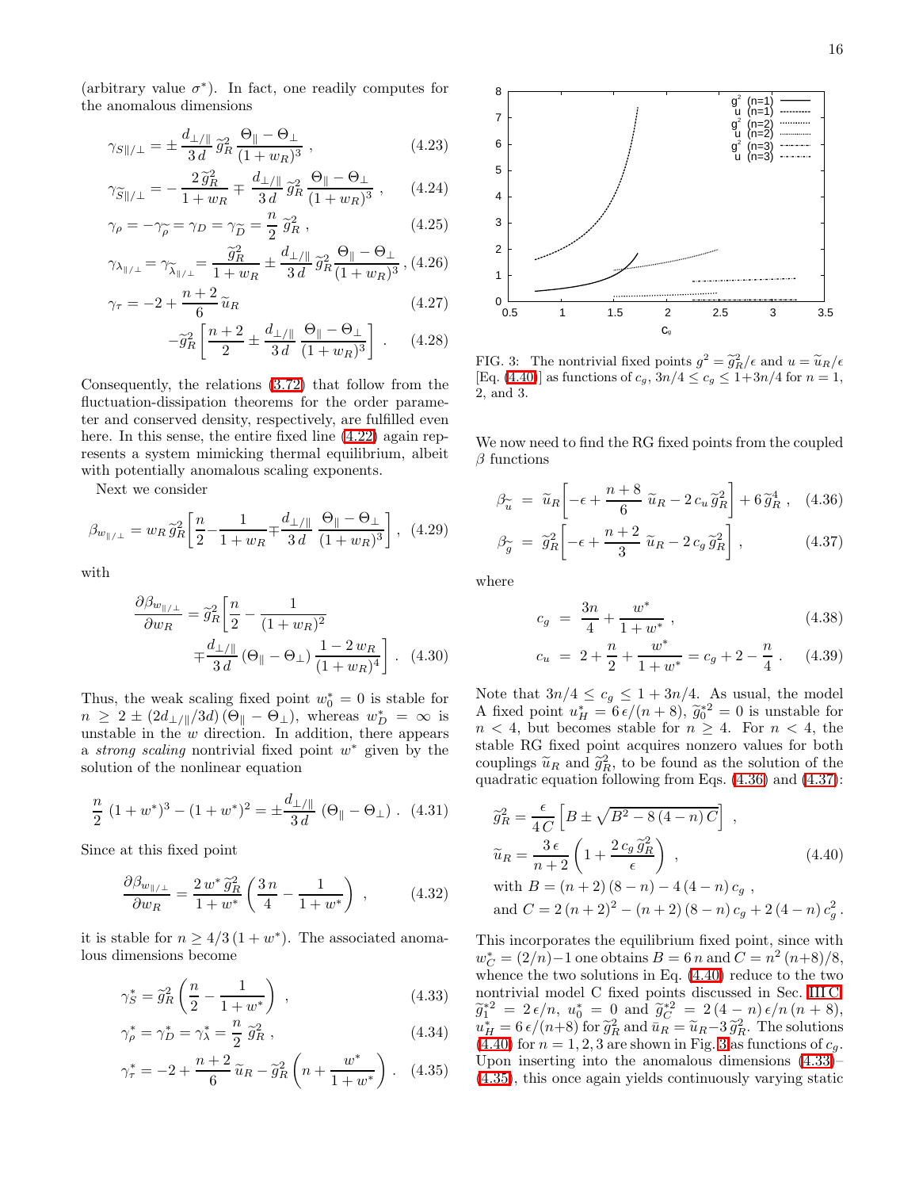(arbitrary value $\sigma^*$). In fact, one readily computes for the anomalous dimensions

$$\gamma_{S\|/\perp} = \pm \frac{d_{\perp/\|}}{3\,d}\,\widetilde{g}_R^2\,\frac{\Theta_\| - \Theta_\perp}{(1+w_R)^3}\ , \tag{4.23}$$

$$\gamma_{\widetilde{S}\|/\perp} = -\frac{2\,\widetilde{g}_R^2}{1+w_R} \mp \frac{d_{\perp/\|}}{3\,d}\,\widetilde{g}_R^2\,\frac{\Theta_\| - \Theta_\perp}{(1+w_R)^3}\ , \tag{4.24}$$

$$\gamma_\rho = -\gamma_{\widetilde{\rho}} = \gamma_D = \gamma_{\widetilde{D}} = \frac{n}{2}\,\widetilde{g}_R^2\ , \tag{4.25}$$

$$\gamma_{\lambda_{\|/\perp}} = \gamma_{\widetilde{\lambda}_{\|/\perp}} = \frac{\widetilde{g}_R^2}{1+w_R} \pm \frac{d_{\perp/\|}}{3\,d}\,\widetilde{g}_R^2\frac{\Theta_\| - \Theta_\perp}{(1+w_R)^3}\,, \tag{4.26}$$

$$\gamma_\tau = -2 + \frac{n+2}{6}\,\widetilde{u}_R \tag{4.27}$$

$$\quad -\widetilde{g}_R^2\left[\frac{n+2}{2} \pm \frac{d_{\perp/\|}}{3\,d}\,\frac{\Theta_\| - \Theta_\perp}{(1+w_R)^3}\right]\ . \tag{4.28}$$

Consequently, the relations (3.72) that follow from the fluctuation-dissipation theorems for the order parameter and conserved density, respectively, are fulfilled even here. In this sense, the entire fixed line (4.22) again represents a system mimicking thermal equilibrium, albeit with potentially anomalous scaling exponents.

Next we consider

$$\beta_{w_{\|/\perp}} = w_R\,\widetilde{g}_R^2\left[\frac{n}{2} - \frac{1}{1+w_R} \mp \frac{d_{\perp/\|}}{3\,d}\,\frac{\Theta_\| - \Theta_\perp}{(1+w_R)^3}\right],\tag{4.29}$$

with

$$\frac{\partial \beta_{w_{\|/\perp}}}{\partial w_R} = \widetilde{g}_R^2\left[\frac{n}{2} - \frac{1}{(1+w_R)^2} \mp \frac{d_{\perp/\|}}{3\,d}\,(\Theta_\| - \Theta_\perp)\,\frac{1-2\,w_R}{(1+w_R)^4}\right]\ . \tag{4.30}$$

Thus, the weak scaling fixed point $w_0^* = 0$ is stable for $n \geq 2 \pm (2d_{\perp/\|}/3d)\,(\Theta_\| - \Theta_\perp)$, whereas $w_D^* = \infty$ is unstable in the $w$ direction. In addition, there appears a *strong scaling* nontrivial fixed point $w^*$ given by the solution of the nonlinear equation

$$\frac{n}{2}\,(1+w^*)^3 - (1+w^*)^2 = \pm\frac{d_{\perp/\|}}{3\,d}\,(\Theta_\| - \Theta_\perp)\ . \tag{4.31}$$

Since at this fixed point

$$\frac{\partial \beta_{w_{\|/\perp}}}{\partial w_R} = \frac{2\,w^*\,\widetilde{g}_R^2}{1+w^*}\left(\frac{3\,n}{4} - \frac{1}{1+w^*}\right)\ , \tag{4.32}$$

it is stable for $n \geq 4/3\,(1+w^*)$. The associated anomalous dimensions become

$$\gamma_S^* = \widetilde{g}_R^2\left(\frac{n}{2} - \frac{1}{1+w^*}\right)\ , \tag{4.33}$$

$$\gamma_\rho^* = \gamma_D^* = \gamma_\lambda^* = \frac{n}{2}\,\widetilde{g}_R^2\ , \tag{4.34}$$

$$\gamma_\tau^* = -2 + \frac{n+2}{6}\,\widetilde{u}_R - \widetilde{g}_R^2\left(n + \frac{w^*}{1+w^*}\right)\ . \tag{4.35}$$

FIG. 3: The nontrivial fixed points $g^2 = \widetilde{g}_R^2/\epsilon$ and $u = \widetilde{u}_R/\epsilon$ [Eq. (4.40)] as functions of $c_g$, $3n/4 \leq c_g \leq 1+3n/4$ for $n = 1$, 2, and 3.

We now need to find the RG fixed points from the coupled $\beta$ functions

$$\beta_{\widetilde{u}} = \widetilde{u}_R\left[-\epsilon + \frac{n+8}{6}\,\widetilde{u}_R - 2\,c_u\,\widetilde{g}_R^2\right] + 6\,\widetilde{g}_R^4\ , \tag{4.36}$$

$$\beta_{\widetilde{g}} = \widetilde{g}_R^2\left[-\epsilon + \frac{n+2}{3}\,\widetilde{u}_R - 2\,c_g\,\widetilde{g}_R^2\right]\ , \tag{4.37}$$

where

$$c_g = \frac{3n}{4} + \frac{w^*}{1+w^*}\ , \tag{4.38}$$

$$c_u = 2 + \frac{n}{2} + \frac{w^*}{1+w^*} = c_g + 2 - \frac{n}{4}\ . \tag{4.39}$$

Note that $3n/4 \leq c_g \leq 1 + 3n/4$. As usual, the model A fixed point $u_H^* = 6\,\epsilon/(n+8)$, $\widetilde{g}_0^{*2} = 0$ is unstable for $n < 4$, but becomes stable for $n \geq 4$. For $n < 4$, the stable RG fixed point acquires nonzero values for both couplings $\widetilde{u}_R$ and $\widetilde{g}_R^2$, to be found as the solution of the quadratic equation following from Eqs. (4.36) and (4.37):

$$\begin{aligned}
&\widetilde{g}_R^2 = \frac{\epsilon}{4\,C}\left[B \pm \sqrt{B^2 - 8\,(4-n)\,C}\right]\ , \\
&\widetilde{u}_R = \frac{3\,\epsilon}{n+2}\left(1 + \frac{2\,c_g\,\widetilde{g}_R^2}{\epsilon}\right)\ , \\
&\text{with } B = (n+2)\,(8-n) - 4\,(4-n)\,c_g\ , \\
&\text{and } C = 2\,(n+2)^2 - (n+2)\,(8-n)\,c_g + 2\,(4-n)\,c_g^2\ .
\end{aligned}\tag{4.40}$$

This incorporates the equilibrium fixed point, since with $w_C^* = (2/n) - 1$ one obtains $B = 6\,n$ and $C = n^2\,(n+8)/8$, whence the two solutions in Eq. (4.40) reduce to the two nontrivial model C fixed points discussed in Sec. III C, $\widetilde{g}_1^{*2} = 2\,\epsilon/n$, $u_0^* = 0$ and $\widetilde{g}_C^{*2} = 2\,(4-n)\,\epsilon/n\,(n+8)$, $u_H^* = 6\,\epsilon/(n+8)$ for $\widetilde{g}_R^2$ and $\bar{u}_R = \widetilde{u}_R - 3\,\widetilde{g}_R^2$. The solutions (4.40) for $n = 1, 2, 3$ are shown in Fig. 3 as functions of $c_g$. Upon inserting into the anomalous dimensions (4.33)–(4.35), this once again yields continuously varying static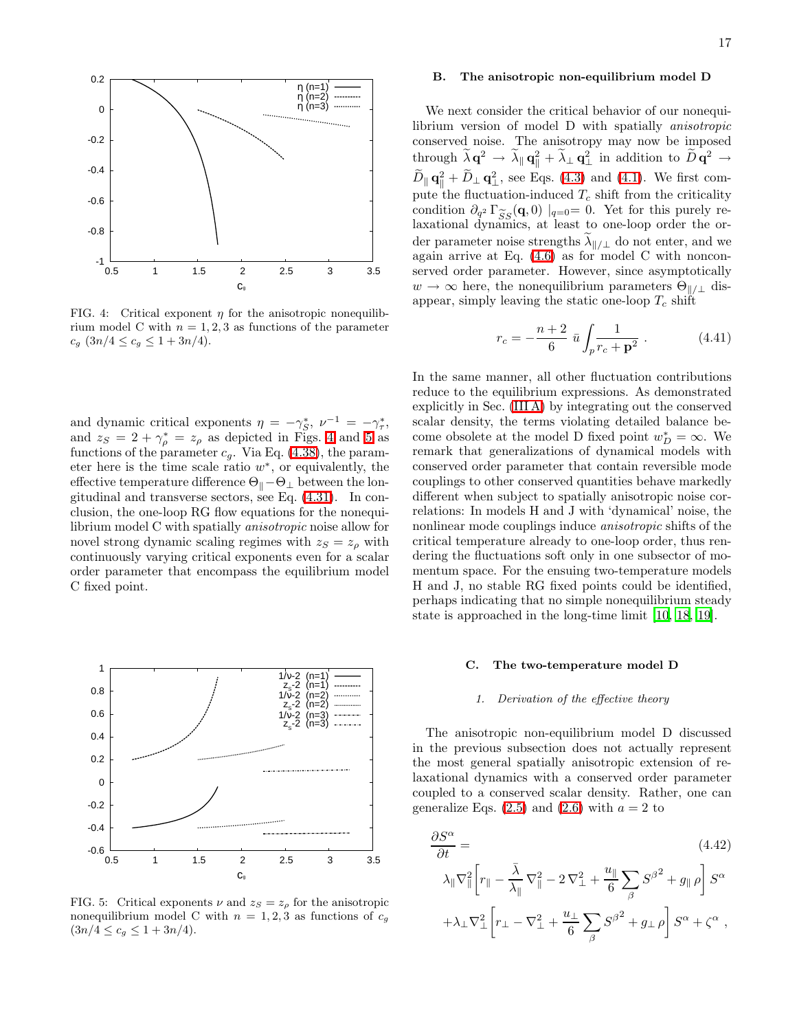FIG. 4: Critical exponent $\eta$ for the anisotropic nonequilibrium model C with $n = 1, 2, 3$ as functions of the parameter $c_g$ $(3n/4 \le c_g \le 1 + 3n/4)$.

and dynamic critical exponents $\eta = -\gamma_S^*$, $\nu^{-1} = -\gamma_\tau^*$, and $z_S = 2 + \gamma_\rho^* = z_\rho$ as depicted in Figs. 4 and 5 as functions of the parameter $c_g$. Via Eq. (4.38), the parameter here is the time scale ratio $w^*$, or equivalently, the effective temperature difference $\Theta_\parallel - \Theta_\perp$ between the longitudinal and transverse sectors, see Eq. (4.31). In conclusion, the one-loop RG flow equations for the nonequilibrium model C with spatially *anisotropic* noise allow for novel strong dynamic scaling regimes with $z_S = z_\rho$ with continuously varying critical exponents even for a scalar order parameter that encompass the equilibrium model C fixed point.

FIG. 5: Critical exponents $\nu$ and $z_S = z_\rho$ for the anisotropic nonequilibrium model C with $n = 1, 2, 3$ as functions of $c_g$ $(3n/4 \le c_g \le 1 + 3n/4)$.

### B. The anisotropic non-equilibrium model D

We next consider the critical behavior of our nonequilibrium version of model D with spatially *anisotropic* conserved noise. The anisotropy may now be imposed through $\widetilde{\lambda}\,\mathbf{q}^2 \to \widetilde{\lambda}_\parallel\,\mathbf{q}_\parallel^2 + \widetilde{\lambda}_\perp\,\mathbf{q}_\perp^2$ in addition to $\widetilde{D}\,\mathbf{q}^2 \to \widetilde{D}_\parallel\,\mathbf{q}_\parallel^2 + \widetilde{D}_\perp\,\mathbf{q}_\perp^2$, see Eqs. (4.3) and (4.1). We first compute the fluctuation-induced $T_c$ shift from the criticality condition $\partial_{q^2}\,\Gamma_{\widetilde{S}S}(\mathbf{q},0)\mid_{q=0} = 0$. Yet for this purely relaxational dynamics, at least to one-loop order the order parameter noise strengths $\widetilde{\lambda}_{\parallel/\perp}$ do not enter, and we again arrive at Eq. (4.6) as for model C with nonconserved order parameter. However, since asymptotically $w \to \infty$ here, the nonequilibrium parameters $\Theta_{\parallel/\perp}$ disappear, simply leaving the static one-loop $T_c$ shift

$$r_c = -\frac{n+2}{6}\,\bar{u}\int_p \frac{1}{r_c + \mathbf{p}^2}\,. \tag{4.41}$$

In the same manner, all other fluctuation contributions reduce to the equilibrium expressions. As demonstrated explicitly in Sec. (III A) by integrating out the conserved scalar density, the terms violating detailed balance become obsolete at the model D fixed point $w_D^* = \infty$. We remark that generalizations of dynamical models with conserved order parameter that contain reversible mode couplings to other conserved quantities behave markedly different when subject to spatially anisotropic noise correlations: In models H and J with 'dynamical' noise, the nonlinear mode couplings induce *anisotropic* shifts of the critical temperature already to one-loop order, thus rendering the fluctuations soft only in one subsector of momentum space. For the ensuing two-temperature models H and J, no stable RG fixed points could be identified, perhaps indicating that no simple nonequilibrium steady state is approached in the long-time limit [10, 18, 19].

### C. The two-temperature model D

#### 1. Derivation of the effective theory

The anisotropic non-equilibrium model D discussed in the previous subsection does not actually represent the most general spatially anisotropic extension of relaxational dynamics with a conserved order parameter coupled to a conserved scalar density. Rather, one can generalize Eqs. (2.5) and (2.6) with $a = 2$ to

$$\begin{aligned}\frac{\partial S^\alpha}{\partial t} = & \qquad\qquad\qquad\qquad\qquad\qquad\qquad (4.42)\\ & \lambda_\parallel \nabla_\parallel^2\Big[r_\parallel - \frac{\bar{\lambda}}{\lambda_\parallel}\,\nabla_\parallel^2 - 2\,\nabla_\perp^2 + \frac{u_\parallel}{6}\sum_\beta {S^\beta}^2 + g_\parallel\,\rho\Big]\,S^\alpha \\ & + \lambda_\perp \nabla_\perp^2\Big[r_\perp - \nabla_\perp^2 + \frac{u_\perp}{6}\sum_\beta {S^\beta}^2 + g_\perp\,\rho\Big]\,S^\alpha + \zeta^\alpha\,,\end{aligned}$$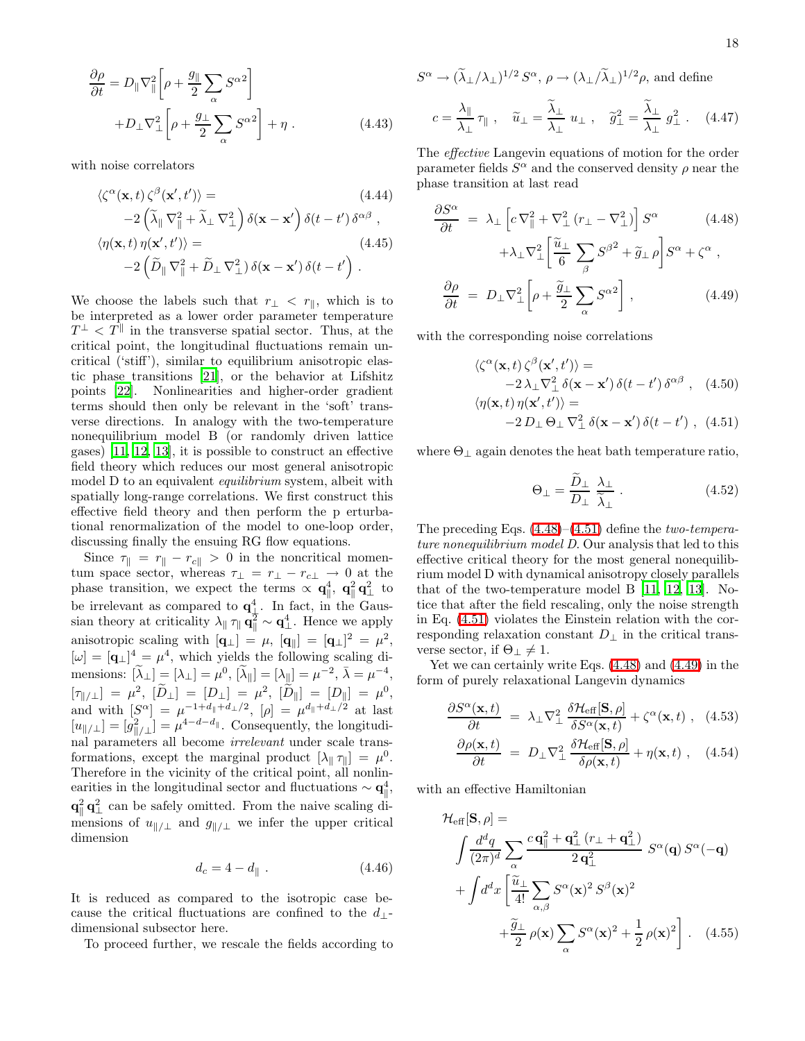$$\frac{\partial \rho}{\partial t} = D_\parallel \nabla_\parallel^2 \Big[ \rho + \frac{g_\parallel}{2} \sum_\alpha S^{\alpha 2} \Big] + D_\perp \nabla_\perp^2 \Big[ \rho + \frac{g_\perp}{2} \sum_\alpha S^{\alpha 2} \Big] + \eta \, . \tag{4.43}$$

with noise correlators

$$\langle \zeta^\alpha(\mathbf{x},t) \, \zeta^\beta(\mathbf{x}',t') \rangle = -2 \left( \widetilde{\lambda}_\parallel \nabla_\parallel^2 + \widetilde{\lambda}_\perp \nabla_\perp^2 \right) \delta(\mathbf{x}-\mathbf{x}') \, \delta(t-t') \, \delta^{\alpha\beta} \, , \tag{4.44}$$

$$\langle \eta(\mathbf{x},t) \, \eta(\mathbf{x}',t') \rangle = -2 \left( \widetilde{D}_\parallel \nabla_\parallel^2 + \widetilde{D}_\perp \nabla_\perp^2 \right) \delta(\mathbf{x}-\mathbf{x}') \, \delta(t-t') \, . \tag{4.45}$$

We choose the labels such that $r_\perp < r_\parallel$, which is to be interpreted as a lower order parameter temperature $T^\perp < T^\parallel$ in the transverse spatial sector. Thus, at the critical point, the longitudinal fluctuations remain uncritical ('stiff'), similar to equilibrium anisotropic elastic phase transitions [21], or the behavior at Lifshitz points [22]. Nonlinearities and higher-order gradient terms should then only be relevant in the 'soft' transverse directions. In analogy with the two-temperature nonequilibrium model B (or randomly driven lattice gases) [11, 12, 13], it is possible to construct an effective field theory which reduces our most general anisotropic model D to an equivalent *equilibrium* system, albeit with spatially long-range correlations. We first construct this effective field theory and then perform the p erturbational renormalization of the model to one-loop order, discussing finally the ensuing RG flow equations.

Since $\tau_\parallel = r_\parallel - r_{c\parallel} > 0$ in the noncritical momentum space sector, whereas $\tau_\perp = r_\perp - r_{c\perp} \to 0$ at the phase transition, we expect the terms $\propto \mathbf{q}_\parallel^4$, $\mathbf{q}_\parallel^2 \, \mathbf{q}_\perp^2$ to be irrelevant as compared to $\mathbf{q}_\perp^4$. In fact, in the Gaussian theory at criticality $\lambda_\parallel \, \tau_\parallel \, \mathbf{q}_\parallel^2 \sim \mathbf{q}_\perp^4$. Hence we apply anisotropic scaling with $[\mathbf{q}_\perp] = \mu$, $[\mathbf{q}_\parallel] = [\mathbf{q}_\perp]^2 = \mu^2$, $[\omega] = [\mathbf{q}_\perp]^4 = \mu^4$, which yields the following scaling dimensions: $[\widetilde{\lambda}_\perp] = [\lambda_\perp] = \mu^0$, $[\widetilde{\lambda}_\parallel] = [\lambda_\parallel] = \mu^{-2}$, $\bar{\lambda} = \mu^{-4}$, $[\tau_{\parallel/\perp}] = \mu^2$, $[\widetilde{D}_\perp] = [D_\perp] = \mu^2$, $[\widetilde{D}_\parallel] = [D_\parallel] = \mu^0$, and with $[S^\alpha] = \mu^{-1+d_\parallel+d_\perp/2}$, $[\rho] = \mu^{d_\parallel+d_\perp/2}$ at last $[u_{\parallel/\perp}] = [g_{\parallel/\perp}^2] = \mu^{4-d-d_\parallel}$. Consequently, the longitudinal parameters all become *irrelevant* under scale transformations, except the marginal product $[\lambda_\parallel \, \tau_\parallel] = \mu^0$. Therefore in the vicinity of the critical point, all nonlinearities in the longitudinal sector and fluctuations $\sim \mathbf{q}_\parallel^4$, $\mathbf{q}_\parallel^2 \, \mathbf{q}_\perp^2$ can be safely omitted. From the naive scaling dimensions of $u_{\parallel/\perp}$ and $g_{\parallel/\perp}$ we infer the upper critical dimension

$$d_c = 4 - d_\parallel \, . \tag{4.46}$$

It is reduced as compared to the isotropic case because the critical fluctuations are confined to the $d_\perp$-dimensional subsector here.

To proceed further, we rescale the fields according to $S^\alpha \to (\widetilde{\lambda}_\perp / \lambda_\perp)^{1/2} \, S^\alpha$, $\rho \to (\lambda_\perp / \widetilde{\lambda}_\perp)^{1/2} \rho$, and define

$$c = \frac{\lambda_\parallel}{\lambda_\perp} \, \tau_\parallel \, , \quad \widetilde{u}_\perp = \frac{\widetilde{\lambda}_\perp}{\lambda_\perp} \, u_\perp \, , \quad \widetilde{g}_\perp^2 = \frac{\widetilde{\lambda}_\perp}{\lambda_\perp} \, g_\perp^2 \, . \tag{4.47}$$

The *effective* Langevin equations of motion for the order parameter fields $S^\alpha$ and the conserved density $\rho$ near the phase transition at last read

$$\frac{\partial S^\alpha}{\partial t} = \lambda_\perp \left[ c \, \nabla_\parallel^2 + \nabla_\perp^2 \left( r_\perp - \nabla_\perp^2 \right) \right] S^\alpha + \lambda_\perp \nabla_\perp^2 \Big[ \frac{\widetilde{u}_\perp}{6} \sum_\beta S^{\beta 2} + \widetilde{g}_\perp \, \rho \Big] S^\alpha + \zeta^\alpha \, , \tag{4.48}$$

$$\frac{\partial \rho}{\partial t} = D_\perp \nabla_\perp^2 \Big[ \rho + \frac{\widetilde{g}_\perp}{2} \sum_\alpha S^{\alpha 2} \Big] \, , \tag{4.49}$$

with the corresponding noise correlations

$$\langle \zeta^\alpha(\mathbf{x},t) \, \zeta^\beta(\mathbf{x}',t') \rangle = -2 \, \lambda_\perp \nabla_\perp^2 \, \delta(\mathbf{x}-\mathbf{x}') \, \delta(t-t') \, \delta^{\alpha\beta} \, , \tag{4.50}$$

$$\langle \eta(\mathbf{x},t) \, \eta(\mathbf{x}',t') \rangle = -2 \, D_\perp \, \Theta_\perp \, \nabla_\perp^2 \, \delta(\mathbf{x}-\mathbf{x}') \, \delta(t-t') \, , \tag{4.51}$$

where $\Theta_\perp$ again denotes the heat bath temperature ratio,

$$\Theta_\perp = \frac{\widetilde{D}_\perp}{D_\perp} \, \frac{\lambda_\perp}{\widetilde{\lambda}_\perp} \, . \tag{4.52}$$

The preceding Eqs. (4.48)–(4.51) define the *two-temperature nonequilibrium model D*. Our analysis that led to this effective critical theory for the most general nonequilibrium model D with dynamical anisotropy closely parallels that of the two-temperature model B [11, 12, 13]. Notice that after the field rescaling, only the noise strength in Eq. (4.51) violates the Einstein relation with the corresponding relaxation constant $D_\perp$ in the critical transverse sector, if $\Theta_\perp \neq 1$.

Yet we can certainly write Eqs. (4.48) and (4.49) in the form of purely relaxational Langevin dynamics

$$\frac{\partial S^\alpha(\mathbf{x},t)}{\partial t} = \lambda_\perp \nabla_\perp^2 \, \frac{\delta \mathcal{H}_{\rm eff}[\mathbf{S},\rho]}{\delta S^\alpha(\mathbf{x},t)} + \zeta^\alpha(\mathbf{x},t) \, , \tag{4.53}$$

$$\frac{\partial \rho(\mathbf{x},t)}{\partial t} = D_\perp \nabla_\perp^2 \, \frac{\delta \mathcal{H}_{\rm eff}[\mathbf{S},\rho]}{\delta \rho(\mathbf{x},t)} + \eta(\mathbf{x},t) \, , \tag{4.54}$$

with an effective Hamiltonian

$$\mathcal{H}_{\rm eff}[\mathbf{S},\rho] = \int \frac{d^dq}{(2\pi)^d} \sum_\alpha \frac{c \, \mathbf{q}_\parallel^2 + \mathbf{q}_\perp^2 \, (r_\perp + \mathbf{q}_\perp^2)}{2 \, \mathbf{q}_\perp^2} \, S^\alpha(\mathbf{q}) \, S^\alpha(-\mathbf{q}) + \int d^dx \left[ \frac{\widetilde{u}_\perp}{4!} \sum_{\alpha,\beta} S^\alpha(\mathbf{x})^2 \, S^\beta(\mathbf{x})^2 + \frac{\widetilde{g}_\perp}{2} \, \rho(\mathbf{x}) \sum_\alpha S^\alpha(\mathbf{x})^2 + \frac{1}{2} \, \rho(\mathbf{x})^2 \right] . \tag{4.55}$$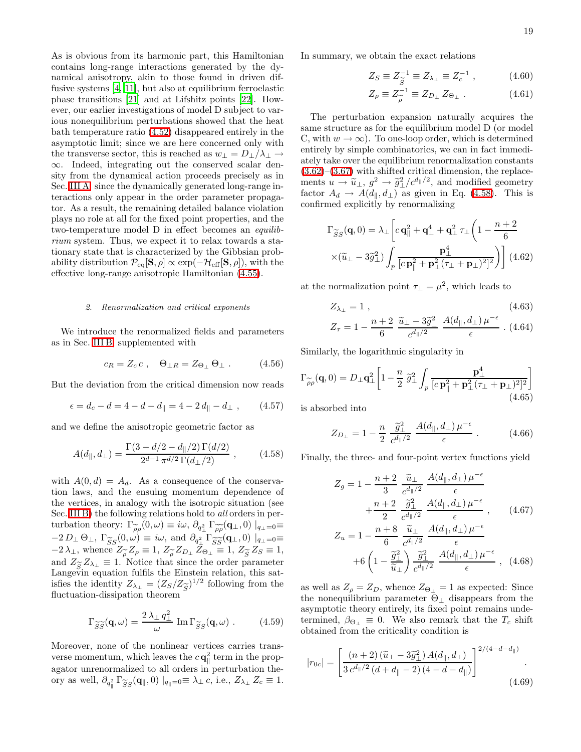As is obvious from its harmonic part, this Hamiltonian contains long-range interactions generated by the dynamical anisotropy, akin to those found in driven diffusive systems [4, 11], but also at equilibrium ferroelastic phase transitions [21] and at Lifshitz points [22]. However, our earlier investigations of model D subject to various nonequilibrium perturbations showed that the heat bath temperature ratio (4.52) disappeared entirely in the asymptotic limit; since we are here concerned only with the transverse sector, this is reached as $w_\perp = D_\perp/\lambda_\perp \to \infty$. Indeed, integrating out the conserved scalar density from the dynamical action proceeds precisely as in Sec. III A, since the dynamically generated long-range interactions only appear in the order parameter propagator. As a result, the remaining detailed balance violation plays no role at all for the fixed point properties, and the two-temperature model D in effect becomes an *equilibrium* system. Thus, we expect it to relax towards a stationary state that is characterized by the Gibbsian probability distribution $\mathcal{P}_{\rm eq}[\mathbf{S},\rho] \propto \exp(-\mathcal{H}_{\rm eff}[\mathbf{S},\rho])$, with the effective long-range anisotropic Hamiltonian (4.55).

#### 2. Renormalization and critical exponents

We introduce the renormalized fields and parameters as in Sec. III B, supplemented with

$$c_R = Z_c\, c \ , \quad \Theta_{\perp R} = Z_{\Theta_\perp}\, \Theta_\perp \ . \tag{4.56}$$

But the deviation from the critical dimension now reads

$$\epsilon = d_c - d = 4 - d - d_\parallel = 4 - 2\, d_\parallel - d_\perp \ , \tag{4.57}$$

and we define the anisotropic geometric factor as

$$A(d_\parallel, d_\perp) = \frac{\Gamma(3 - d/2 - d_\parallel/2)\, \Gamma(d/2)}{2^{d-1}\, \pi^{d/2}\, \Gamma(d_\perp/2)} \ , \tag{4.58}$$

with $A(0,d) = A_d$. As a consequence of the conservation laws, and the ensuing momentum dependence of the vertices, in analogy with the isotropic situation (see Sec. III B) the following relations hold to *all* orders in perturbation theory: $\Gamma_{\widetilde{\rho}\rho}(0,\omega) \equiv i\omega$, $\partial_{q_\perp^2} \Gamma_{\widetilde{\rho}\widetilde{\rho}}(\mathbf{q}_\perp, 0)\mid_{q_\perp=0} \equiv -2\, D_\perp\, \Theta_\perp$, $\Gamma_{\widetilde{S}S}(0,\omega) \equiv i\omega$, and $\partial_{q_\perp^2} \Gamma_{\widetilde{S}\widetilde{S}}(\mathbf{q}_\perp, 0)\mid_{q_\perp=0} \equiv -2\, \lambda_\perp$, whence $Z_{\widetilde{\rho}} Z_\rho \equiv 1$, $Z_{\widetilde{\rho}} Z_{D_\perp} Z_{\Theta_\perp} \equiv 1$, $Z_{\widetilde{S}} Z_S \equiv 1$, and $Z_{\widetilde{S}} Z_{\lambda_\perp} \equiv 1$. Notice that since the order parameter Langevin equation fulfils the Einstein relation, this satisfies the identity $Z_{\lambda_\perp} = (Z_S/Z_{\widetilde{S}})^{1/2}$ following from the fluctuation-dissipation theorem

$$\Gamma_{\widetilde{S}\widetilde{S}}(\mathbf{q},\omega) = \frac{2\, \lambda_\perp\, q_\perp^2}{\omega}\ {\rm Im}\, \Gamma_{\widetilde{S}S}(\mathbf{q},\omega) \ . \tag{4.59}$$

Moreover, none of the nonlinear vertices carries transverse momentum, which leaves the $c\, \mathbf{q}_\parallel^2$ term in the propagator unrenormalized to all orders in perturbation theory as well, $\partial_{q_\parallel^2} \Gamma_{\widetilde{S}S}(\mathbf{q}_\parallel, 0)\mid_{q_\parallel=0} \equiv \lambda_\perp\, c$, i.e., $Z_{\lambda_\perp} Z_c \equiv 1$.

In summary, we obtain the exact relations

$$Z_S \equiv Z_{\widetilde{S}}^{-1} \equiv Z_{\lambda_\perp} \equiv Z_c^{-1} \ , \tag{4.60}$$

$$Z_\rho \equiv Z_{\widetilde{\rho}}^{-1} \equiv Z_{D_\perp}\, Z_{\Theta_\perp} \ . \tag{4.61}$$

The perturbation expansion naturally acquires the same structure as for the equilibrium model D (or model C, with $w \to \infty$). To one-loop order, which is determined entirely by simple combinatorics, we can in fact immediately take over the equilibrium renormalization constants (3.62)–(3.67) with shifted critical dimension, the replacements $u \to \widetilde{u}_\perp$, $g^2 \to \widetilde{g}_\perp^2/c^{d_\parallel/2}$, and modified geometry factor $A_d \to A(d_\parallel, d_\perp)$ as given in Eq. (4.58). This is confirmed explicitly by renormalizing

$$\Gamma_{\widetilde{S}S}(\mathbf{q},0) = \lambda_\perp \bigg[ c\, \mathbf{q}_\parallel^2 + \mathbf{q}_\perp^4 + \mathbf{q}_\perp^2\, \tau_\perp \bigg( 1 - \frac{n+2}{6} \times (\widetilde{u}_\perp - 3 \widetilde{g}_\perp^2) \int_p \frac{\mathbf{p}_\perp^4}{[c\, \mathbf{p}_\parallel^2 + \mathbf{p}_\perp^2 (\tau_\perp + \mathbf{p}_\perp)^2]^2} \bigg) \bigg] \tag{4.62}$$

at the normalization point $\tau_\perp = \mu^2$, which leads to

$$Z_{\lambda_\perp} = 1 \ , \tag{4.63}$$

$$Z_\tau = 1 - \frac{n+2}{6}\ \frac{\widetilde{u}_\perp - 3\widetilde{g}_\perp^2}{c^{d_\parallel/2}}\ \frac{A(d_\parallel, d_\perp)\, \mu^{-\epsilon}}{\epsilon} \ . \tag{4.64}$$

Similarly, the logarithmic singularity in

$$\Gamma_{\widetilde{\rho}\rho}(\mathbf{q},0) = D_\perp \mathbf{q}_\perp^2 \bigg[ 1 - \frac{n}{2}\, \widetilde{g}_\perp^2 \int_p \frac{\mathbf{p}_\perp^4}{[c\, \mathbf{p}_\parallel^2 + \mathbf{p}_\perp^2 (\tau_\perp + \mathbf{p}_\perp)^2]^2} \bigg] \tag{4.65}$$

is absorbed into

$$Z_{D_\perp} = 1 - \frac{n}{2}\ \frac{\widetilde{g}_\perp^2}{c^{d_\parallel/2}}\ \frac{A(d_\parallel, d_\perp)\, \mu^{-\epsilon}}{\epsilon} \ . \tag{4.66}$$

Finally, the three- and four-point vertex functions yield

$$Z_g = 1 - \frac{n+2}{3}\ \frac{\widetilde{u}_\perp}{c^{d_\parallel/2}}\ \frac{A(d_\parallel, d_\perp)\, \mu^{-\epsilon}}{\epsilon} + \frac{n+2}{2}\ \frac{\widetilde{g}_\perp^2}{c^{d_\parallel/2}}\ \frac{A(d_\parallel, d_\perp)\, \mu^{-\epsilon}}{\epsilon} \ , \tag{4.67}$$

$$Z_u = 1 - \frac{n+8}{6}\ \frac{\widetilde{u}_\perp}{c^{d_\parallel/2}}\ \frac{A(d_\parallel, d_\perp)\, \mu^{-\epsilon}}{\epsilon} + 6 \left( 1 - \frac{\widetilde{g}_\perp^2}{\widetilde{u}_\perp} \right) \frac{\widetilde{g}_\perp^2}{c^{d_\parallel/2}}\ \frac{A(d_\parallel, d_\perp)\, \mu^{-\epsilon}}{\epsilon} \ , \tag{4.68}$$

as well as $Z_\rho = Z_D$, whence $Z_{\Theta_\perp} = 1$ as expected: Since the nonequilibrium parameter $\Theta_\perp$ disappears from the asymptotic theory entirely, its fixed point remains undetermined, $\beta_{\Theta_\perp} \equiv 0$. We also remark that the $T_c$ shift obtained from the criticality condition is

$$|r_{0c}| = \left[ \frac{(n+2)\, (\widetilde{u}_\perp - 3 \widetilde{g}_\perp^2)\, A(d_\parallel, d_\perp)}{3\, c^{d_\parallel/2}\, (d + d_\parallel - 2)\, (4 - d - d_\parallel)} \right]^{2/(4-d-d_\parallel)} \ . \tag{4.69}$$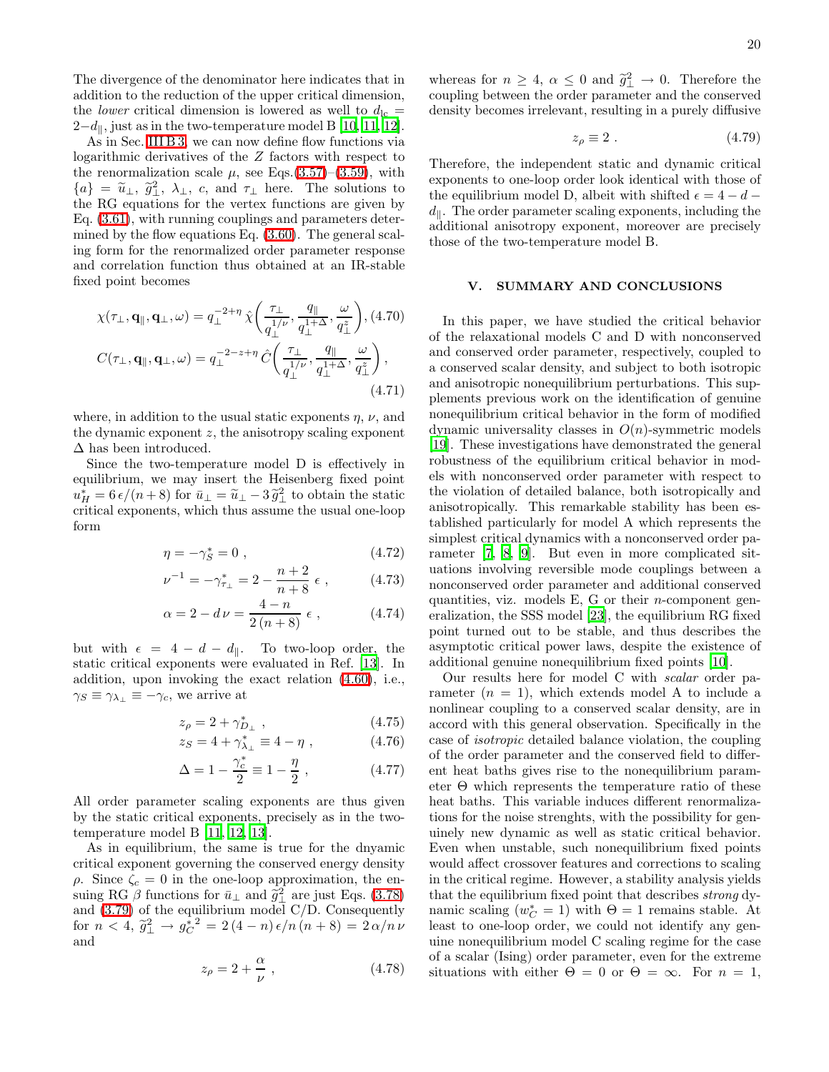The divergence of the denominator here indicates that in addition to the reduction of the upper critical dimension, the *lower* critical dimension is lowered as well to $d_{lc} = 2 - d_\parallel$, just as in the two-temperature model B [10, 11, 12].

As in Sec. III B 3, we can now define flow functions via logarithmic derivatives of the $Z$ factors with respect to the renormalization scale $\mu$, see Eqs.(3.57)–(3.59), with $\{a\} = \widetilde{u}_\perp$, $\widetilde{g}_\perp^2$, $\lambda_\perp$, $c$, and $\tau_\perp$ here. The solutions to the RG equations for the vertex functions are given by Eq. (3.61), with running couplings and parameters determined by the flow equations Eq. (3.60). The general scaling form for the renormalized order parameter response and correlation function thus obtained at an IR-stable fixed point becomes

$$\chi(\tau_\perp, \mathbf{q}_\parallel, \mathbf{q}_\perp, \omega) = q_\perp^{-2+\eta} \hat{\chi}\left( \frac{\tau_\perp}{q_\perp^{1/\nu}}, \frac{q_\parallel}{q_\perp^{1+\Delta}}, \frac{\omega}{q_\perp^z} \right), \quad (4.70)$$

$$C(\tau_\perp, \mathbf{q}_\parallel, \mathbf{q}_\perp, \omega) = q_\perp^{-2-z+\eta} \hat{C}\left( \frac{\tau_\perp}{q_\perp^{1/\nu}}, \frac{q_\parallel}{q_\perp^{1+\Delta}}, \frac{\omega}{q_\perp^z} \right), \quad (4.71)$$

where, in addition to the usual static exponents $\eta$, $\nu$, and the dynamic exponent $z$, the anisotropy scaling exponent $\Delta$ has been introduced.

Since the two-temperature model D is effectively in equilibrium, we may insert the Heisenberg fixed point $u_H^* = 6\,\epsilon/(n+8)$ for $\bar{u}_\perp = \widetilde{u}_\perp - 3\,\widetilde{g}_\perp^2$ to obtain the static critical exponents, which thus assume the usual one-loop form

$$\eta = -\gamma_S^* = 0 \; , \quad (4.72)$$

$$\nu^{-1} = -\gamma_{\tau_\perp}^* = 2 - \frac{n+2}{n+8}\,\epsilon \; , \quad (4.73)$$

$$\alpha = 2 - d\,\nu = \frac{4-n}{2\,(n+8)}\,\epsilon \; , \quad (4.74)$$

but with $\epsilon = 4 - d - d_\parallel$. To two-loop order, the static critical exponents were evaluated in Ref. [13]. In addition, upon invoking the exact relation (4.60), i.e., $\gamma_S \equiv \gamma_{\lambda_\perp} \equiv -\gamma_c$, we arrive at

$$z_\rho = 2 + \gamma_{D_\perp}^* \; , \quad (4.75)$$

$$z_S = 4 + \gamma_{\lambda_\perp}^* \equiv 4 - \eta \; , \quad (4.76)$$

$$\Delta = 1 - \frac{\gamma_c^*}{2} \equiv 1 - \frac{\eta}{2} \; , \quad (4.77)$$

All order parameter scaling exponents are thus given by the static critical exponents, precisely as in the two-temperature model B [11, 12, 13].

As in equilibrium, the same is true for the dnyamic critical exponent governing the conserved energy density $\rho$. Since $\zeta_c = 0$ in the one-loop approximation, the ensuing RG $\beta$ functions for $\bar{u}_\perp$ and $\widetilde{g}_\perp^2$ are just Eqs. (3.78) and (3.79) of the equilibrium model C/D. Consequently for $n < 4$, $\widetilde{g}_\perp^2 \to {g_C^*}^2 = 2\,(4-n)\,\epsilon/n\,(n+8) = 2\,\alpha/n\,\nu$ and

$$z_\rho = 2 + \frac{\alpha}{\nu} \; , \quad (4.78)$$

whereas for $n \geq 4$, $\alpha \leq 0$ and $\widetilde{g}_\perp^2 \to 0$. Therefore the coupling between the order parameter and the conserved density becomes irrelevant, resulting in a purely diffusive

$$z_\rho \equiv 2 \; . \quad (4.79)$$

Therefore, the independent static and dynamic critical exponents to one-loop order look identical with those of the equilibrium model D, albeit with shifted $\epsilon = 4 - d - d_\parallel$. The order parameter scaling exponents, including the additional anisotropy exponent, moreover are precisely those of the two-temperature model B.

## V. SUMMARY AND CONCLUSIONS

In this paper, we have studied the critical behavior of the relaxational models C and D with nonconserved and conserved order parameter, respectively, coupled to a conserved scalar density, and subject to both isotropic and anisotropic nonequilibrium perturbations. This supplements previous work on the identification of genuine nonequilibrium critical behavior in the form of modified dynamic universality classes in $O(n)$-symmetric models [19]. These investigations have demonstrated the general robustness of the equilibrium critical behavior in models with nonconserved order parameter with respect to the violation of detailed balance, both isotropically and anisotropically. This remarkable stability has been established particularly for model A which represents the simplest critical dynamics with a nonconserved order parameter [7, 8, 9]. But even in more complicated situations involving reversible mode couplings between a nonconserved order parameter and additional conserved quantities, viz. models E, G or their $n$-component generalization, the SSS model [23], the equilibrium RG fixed point turned out to be stable, and thus describes the asymptotic critical power laws, despite the existence of additional genuine nonequilibrium fixed points [10].

Our results here for model C with *scalar* order parameter ($n = 1$), which extends model A to include a nonlinear coupling to a conserved scalar density, are in accord with this general observation. Specifically in the case of *isotropic* detailed balance violation, the coupling of the order parameter and the conserved field to different heat baths gives rise to the nonequilibrium parameter $\Theta$ which represents the temperature ratio of these heat baths. This variable induces different renormalizations for the noise strenghts, with the possibility for genuinely new dynamic as well as static critical behavior. Even when unstable, such nonequilibrium fixed points would affect crossover features and corrections to scaling in the critical regime. However, a stability analysis yields that the equilibrium fixed point that describes *strong* dynamic scaling ($w_C^* = 1$) with $\Theta = 1$ remains stable. At least to one-loop order, we could not identify any genuine nonequilibrium model C scaling regime for the case of a scalar (Ising) order parameter, even for the extreme situations with either $\Theta = 0$ or $\Theta = \infty$. For $n = 1$,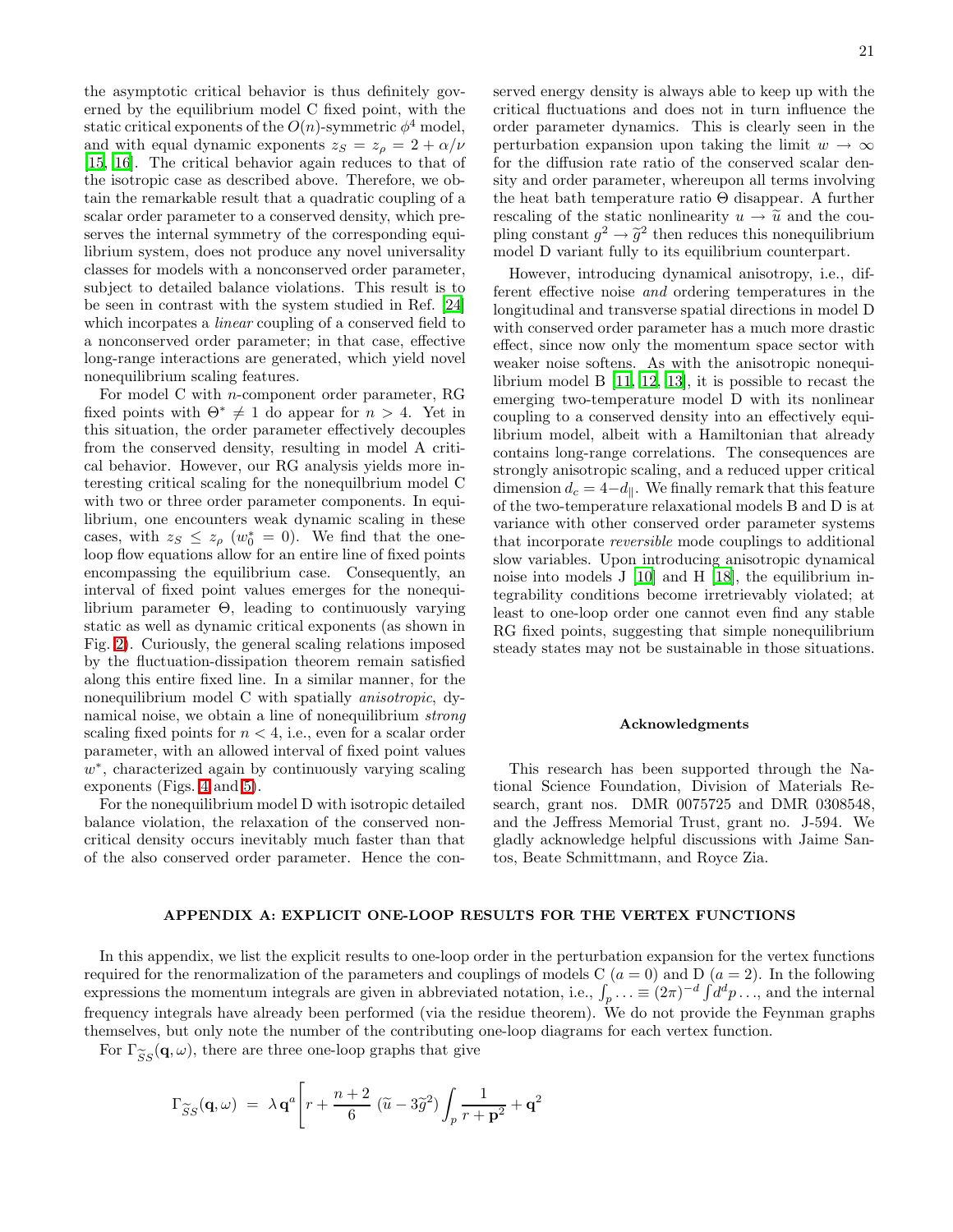the asymptotic critical behavior is thus definitely governed by the equilibrium model C fixed point, with the static critical exponents of the $O(n)$-symmetric $\phi^4$ model, and with equal dynamic exponents $z_S = z_\rho = 2 + \alpha/\nu$ [15, 16]. The critical behavior again reduces to that of the isotropic case as described above. Therefore, we obtain the remarkable result that a quadratic coupling of a scalar order parameter to a conserved density, which preserves the internal symmetry of the corresponding equilibrium system, does not produce any novel universality classes for models with a nonconserved order parameter, subject to detailed balance violations. This result is to be seen in contrast with the system studied in Ref. [24] which incorpates a *linear* coupling of a conserved field to a nonconserved order parameter; in that case, effective long-range interactions are generated, which yield novel nonequilibrium scaling features.

For model C with $n$-component order parameter, RG fixed points with $\Theta^* \neq 1$ do appear for $n > 4$. Yet in this situation, the order parameter effectively decouples from the conserved density, resulting in model A critical behavior. However, our RG analysis yields more interesting critical scaling for the nonequilibrium model C with two or three order parameter components. In equilibrium, one encounters weak dynamic scaling in these cases, with $z_S \leq z_\rho$ ($w_0^* = 0$). We find that the one-loop flow equations allow for an entire line of fixed points encompassing the equilibrium case. Consequently, an interval of fixed point values emerges for the nonequilibrium parameter $\Theta$, leading to continuously varying static as well as dynamic critical exponents (as shown in Fig. 2). Curiously, the general scaling relations imposed by the fluctuation-dissipation theorem remain satisfied along this entire fixed line. In a similar manner, for the nonequilibrium model C with spatially *anisotropic*, dynamical noise, we obtain a line of nonequilibrium *strong* scaling fixed points for $n < 4$, i.e., even for a scalar order parameter, with an allowed interval of fixed point values $w^*$, characterized again by continuously varying scaling exponents (Figs. 4 and 5).

For the nonequilibrium model D with isotropic detailed balance violation, the relaxation of the conserved noncritical density occurs inevitably much faster than that of the also conserved order parameter. Hence the conserved energy density is always able to keep up with the critical fluctuations and does not in turn influence the order parameter dynamics. This is clearly seen in the perturbation expansion upon taking the limit $w \to \infty$ for the diffusion rate ratio of the conserved scalar density and order parameter, whereupon all terms involving the heat bath temperature ratio $\Theta$ disappear. A further rescaling of the static nonlinearity $u \to \widetilde{u}$ and the coupling constant $g^2 \to \widetilde{g}^2$ then reduces this nonequilibrium model D variant fully to its equilibrium counterpart.

However, introducing dynamical anisotropy, i.e., different effective noise *and* ordering temperatures in the longitudinal and transverse spatial directions in model D with conserved order parameter has a much more drastic effect, since now only the momentum space sector with weaker noise softens. As with the anisotropic nonequilibrium model B [11, 12, 13], it is possible to recast the emerging two-temperature model D with its nonlinear coupling to a conserved density into an effectively equilibrium model, albeit with a Hamiltonian that already contains long-range correlations. The consequences are strongly anisotropic scaling, and a reduced upper critical dimension $d_c = 4 - d_\parallel$. We finally remark that this feature of the two-temperature relaxational models B and D is at variance with other conserved order parameter systems that incorporate *reversible* mode couplings to additional slow variables. Upon introducing anisotropic dynamical noise into models J [10] and H [18], the equilibrium integrability conditions become irretrievably violated; at least to one-loop order one cannot even find any stable RG fixed points, suggesting that simple nonequilibrium steady states may not be sustainable in those situations.

### Acknowledgments

This research has been supported through the National Science Foundation, Division of Materials Research, grant nos. DMR 0075725 and DMR 0308548, and the Jeffress Memorial Trust, grant no. J-594. We gladly acknowledge helpful discussions with Jaime Santos, Beate Schmittmann, and Royce Zia.

## APPENDIX A: EXPLICIT ONE-LOOP RESULTS FOR THE VERTEX FUNCTIONS

In this appendix, we list the explicit results to one-loop order in the perturbation expansion for the vertex functions required for the renormalization of the parameters and couplings of models C ($a = 0$) and D ($a = 2$). In the following expressions the momentum integrals are given in abbreviated notation, i.e., $\int_p \ldots \equiv (2\pi)^{-d} \int d^d p \ldots$, and the internal frequency integrals have already been performed (via the residue theorem). We do not provide the Feynman graphs themselves, but only note the number of the contributing one-loop diagrams for each vertex function.

For $\Gamma_{\widetilde{S}S}(\mathbf{q}, \omega)$, there are three one-loop graphs that give

$$\Gamma_{\widetilde{S}S}(\mathbf{q}, \omega) \;=\; \lambda\, \mathbf{q}^a \Bigg[ r + \frac{n+2}{6}\, (\widetilde{u} - 3\widetilde{g}^2) \int_p \frac{1}{r + \mathbf{p}^2} + \mathbf{q}^2$$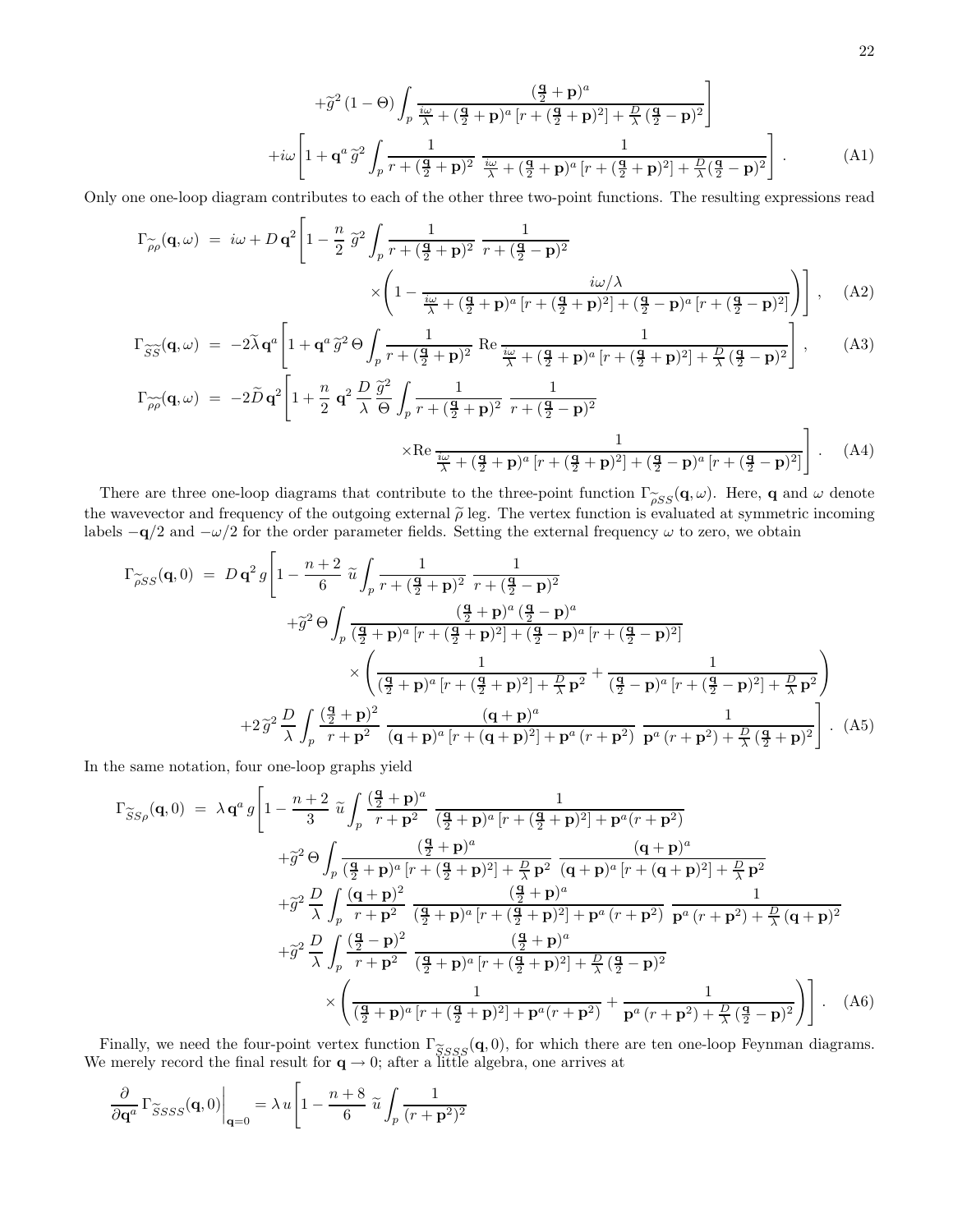$$
+\tilde{g}^2\,(1-\Theta)\int_p \frac{(\frac{\mathbf{q}}{2}+\mathbf{p})^a}{\frac{i\omega}{\lambda}+(\frac{\mathbf{q}}{2}+\mathbf{p})^a\,[r+(\frac{\mathbf{q}}{2}+\mathbf{p})^2]+\frac{D}{\lambda}\,(\frac{\mathbf{q}}{2}-\mathbf{p})^2}\Bigg]
$$

$$
+i\omega\left[1+\mathbf{q}^a\,\tilde{g}^2\int_p \frac{1}{r+(\frac{\mathbf{q}}{2}+\mathbf{p})^2}\;\frac{1}{\frac{i\omega}{\lambda}+(\frac{\mathbf{q}}{2}+\mathbf{p})^a\,[r+(\frac{\mathbf{q}}{2}+\mathbf{p})^2]+\frac{D}{\lambda}(\frac{\mathbf{q}}{2}-\mathbf{p})^2}\right]. \tag{A1}
$$

Only one one-loop diagram contributes to each of the other three two-point functions. The resulting expressions read

$$
\Gamma_{\tilde{\rho}\rho}(\mathbf{q},\omega) \;=\; i\omega + D\,\mathbf{q}^2\Bigg[1-\frac{n}{2}\,\tilde{g}^2\int_p \frac{1}{r+(\frac{\mathbf{q}}{2}+\mathbf{p})^2}\;\frac{1}{r+(\frac{\mathbf{q}}{2}-\mathbf{p})^2}
\times\left(1-\frac{i\omega/\lambda}{\frac{i\omega}{\lambda}+(\frac{\mathbf{q}}{2}+\mathbf{p})^a\,[r+(\frac{\mathbf{q}}{2}+\mathbf{p})^2]+(\frac{\mathbf{q}}{2}-\mathbf{p})^a\,[r+(\frac{\mathbf{q}}{2}-\mathbf{p})^2]}\right)\Bigg], \tag{A2}
$$

$$
\Gamma_{\tilde{S}\tilde{S}}(\mathbf{q},\omega) \;=\; -2\tilde{\lambda}\,\mathbf{q}^a\left[1+\mathbf{q}^a\,\tilde{g}^2\,\Theta\int_p \frac{1}{r+(\frac{\mathbf{q}}{2}+\mathbf{p})^2}\;\mathrm{Re}\,\frac{1}{\frac{i\omega}{\lambda}+(\frac{\mathbf{q}}{2}+\mathbf{p})^a\,[r+(\frac{\mathbf{q}}{2}+\mathbf{p})^2]+\frac{D}{\lambda}\,(\frac{\mathbf{q}}{2}-\mathbf{p})^2}\right], \tag{A3}
$$

$$
\Gamma_{\tilde{\rho}\tilde{\rho}}(\mathbf{q},\omega) \;=\; -2\tilde{D}\,\mathbf{q}^2\Bigg[1+\frac{n}{2}\;\mathbf{q}^2\;\frac{D}{\lambda}\,\frac{\tilde{g}^2}{\Theta}\int_p \frac{1}{r+(\frac{\mathbf{q}}{2}+\mathbf{p})^2}\;\frac{1}{r+(\frac{\mathbf{q}}{2}-\mathbf{p})^2}
\times\mathrm{Re}\,\frac{1}{\frac{i\omega}{\lambda}+(\frac{\mathbf{q}}{2}+\mathbf{p})^a\,[r+(\frac{\mathbf{q}}{2}+\mathbf{p})^2]+(\frac{\mathbf{q}}{2}-\mathbf{p})^a\,[r+(\frac{\mathbf{q}}{2}-\mathbf{p})^2]}\Bigg]. \tag{A4}
$$

There are three one-loop diagrams that contribute to the three-point function $\Gamma_{\tilde{\rho}SS}(\mathbf{q},\omega)$. Here, $\mathbf{q}$ and $\omega$ denote the wavevector and frequency of the outgoing external $\tilde{\rho}$ leg. The vertex function is evaluated at symmetric incoming labels $-\mathbf{q}/2$ and $-\omega/2$ for the order parameter fields. Setting the external frequency $\omega$ to zero, we obtain

$$
\begin{aligned}
\Gamma_{\tilde{\rho}SS}(\mathbf{q},0) \;=\; D\,\mathbf{q}^2\,g\Bigg[&1-\frac{n+2}{6}\,\tilde{u}\int_p \frac{1}{r+(\frac{\mathbf{q}}{2}+\mathbf{p})^2}\;\frac{1}{r+(\frac{\mathbf{q}}{2}-\mathbf{p})^2}\\
&+\tilde{g}^2\,\Theta\int_p \frac{(\frac{\mathbf{q}}{2}+\mathbf{p})^a\,(\frac{\mathbf{q}}{2}-\mathbf{p})^a}{(\frac{\mathbf{q}}{2}+\mathbf{p})^a\,[r+(\frac{\mathbf{q}}{2}+\mathbf{p})^2]+(\frac{\mathbf{q}}{2}-\mathbf{p})^a\,[r+(\frac{\mathbf{q}}{2}-\mathbf{p})^2]}\\
&\quad\times\left(\frac{1}{(\frac{\mathbf{q}}{2}+\mathbf{p})^a\,[r+(\frac{\mathbf{q}}{2}+\mathbf{p})^2]+\frac{D}{\lambda}\,\mathbf{p}^2}+\frac{1}{(\frac{\mathbf{q}}{2}-\mathbf{p})^a\,[r+(\frac{\mathbf{q}}{2}-\mathbf{p})^2]+\frac{D}{\lambda}\,\mathbf{p}^2}\right)\\
&+2\,\tilde{g}^2\,\frac{D}{\lambda}\int_p \frac{(\frac{\mathbf{q}}{2}+\mathbf{p})^2}{r+\mathbf{p}^2}\;\frac{(\mathbf{q}+\mathbf{p})^a}{(\mathbf{q}+\mathbf{p})^a\,[r+(\mathbf{q}+\mathbf{p})^2]+\mathbf{p}^a\,(r+\mathbf{p}^2)}\;\frac{1}{\mathbf{p}^a\,(r+\mathbf{p}^2)+\frac{D}{\lambda}\,(\frac{\mathbf{q}}{2}+\mathbf{p})^2}\Bigg].
\end{aligned} \tag{A5}
$$

In the same notation, four one-loop graphs yield

$$
\begin{aligned}
\Gamma_{\tilde{S}S\rho}(\mathbf{q},0) \;=\; \lambda\,\mathbf{q}^a\,g\Bigg[&1-\frac{n+2}{3}\,\tilde{u}\int_p \frac{(\frac{\mathbf{q}}{2}+\mathbf{p})^a}{r+\mathbf{p}^2}\;\frac{1}{(\frac{\mathbf{q}}{2}+\mathbf{p})^a\,[r+(\frac{\mathbf{q}}{2}+\mathbf{p})^2]+\mathbf{p}^a(r+\mathbf{p}^2)}\\
&+\tilde{g}^2\,\Theta\int_p \frac{(\frac{\mathbf{q}}{2}+\mathbf{p})^a}{(\frac{\mathbf{q}}{2}+\mathbf{p})^a\,[r+(\frac{\mathbf{q}}{2}+\mathbf{p})^2]+\frac{D}{\lambda}\,\mathbf{p}^2}\;\frac{(\mathbf{q}+\mathbf{p})^a}{(\mathbf{q}+\mathbf{p})^a\,[r+(\mathbf{q}+\mathbf{p})^2]+\frac{D}{\lambda}\,\mathbf{p}^2}\\
&+\tilde{g}^2\,\frac{D}{\lambda}\int_p \frac{(\mathbf{q}+\mathbf{p})^2}{r+\mathbf{p}^2}\;\frac{(\frac{\mathbf{q}}{2}+\mathbf{p})^a}{(\frac{\mathbf{q}}{2}+\mathbf{p})^a\,[r+(\frac{\mathbf{q}}{2}+\mathbf{p})^2]+\mathbf{p}^a\,(r+\mathbf{p}^2)}\;\frac{1}{\mathbf{p}^a\,(r+\mathbf{p}^2)+\frac{D}{\lambda}\,(\mathbf{q}+\mathbf{p})^2}\\
&+\tilde{g}^2\,\frac{D}{\lambda}\int_p \frac{(\frac{\mathbf{q}}{2}-\mathbf{p})^2}{r+\mathbf{p}^2}\;\frac{(\frac{\mathbf{q}}{2}+\mathbf{p})^a}{(\frac{\mathbf{q}}{2}+\mathbf{p})^a\,[r+(\frac{\mathbf{q}}{2}+\mathbf{p})^2]+\frac{D}{\lambda}\,(\frac{\mathbf{q}}{2}-\mathbf{p})^2}\\
&\quad\times\left(\frac{1}{(\frac{\mathbf{q}}{2}+\mathbf{p})^a\,[r+(\frac{\mathbf{q}}{2}+\mathbf{p})^2]+\mathbf{p}^a(r+\mathbf{p}^2)}+\frac{1}{\mathbf{p}^a\,(r+\mathbf{p}^2)+\frac{D}{\lambda}\,(\frac{\mathbf{q}}{2}-\mathbf{p})^2}\right)\Bigg].
\end{aligned} \tag{A6}
$$

Finally, we need the four-point vertex function $\Gamma_{\tilde{S}SSS}(\mathbf{q},0)$, for which there are ten one-loop Feynman diagrams. We merely record the final result for $\mathbf{q}\to 0$; after a little algebra, one arrives at

$$
\frac{\partial}{\partial \mathbf{q}^a}\,\Gamma_{\tilde{S}SSS}(\mathbf{q},0)\bigg|_{\mathbf{q}=0} = \lambda\,u\Bigg[1-\frac{n+8}{6}\,\tilde{u}\int_p \frac{1}{(r+\mathbf{p}^2)^2}
$$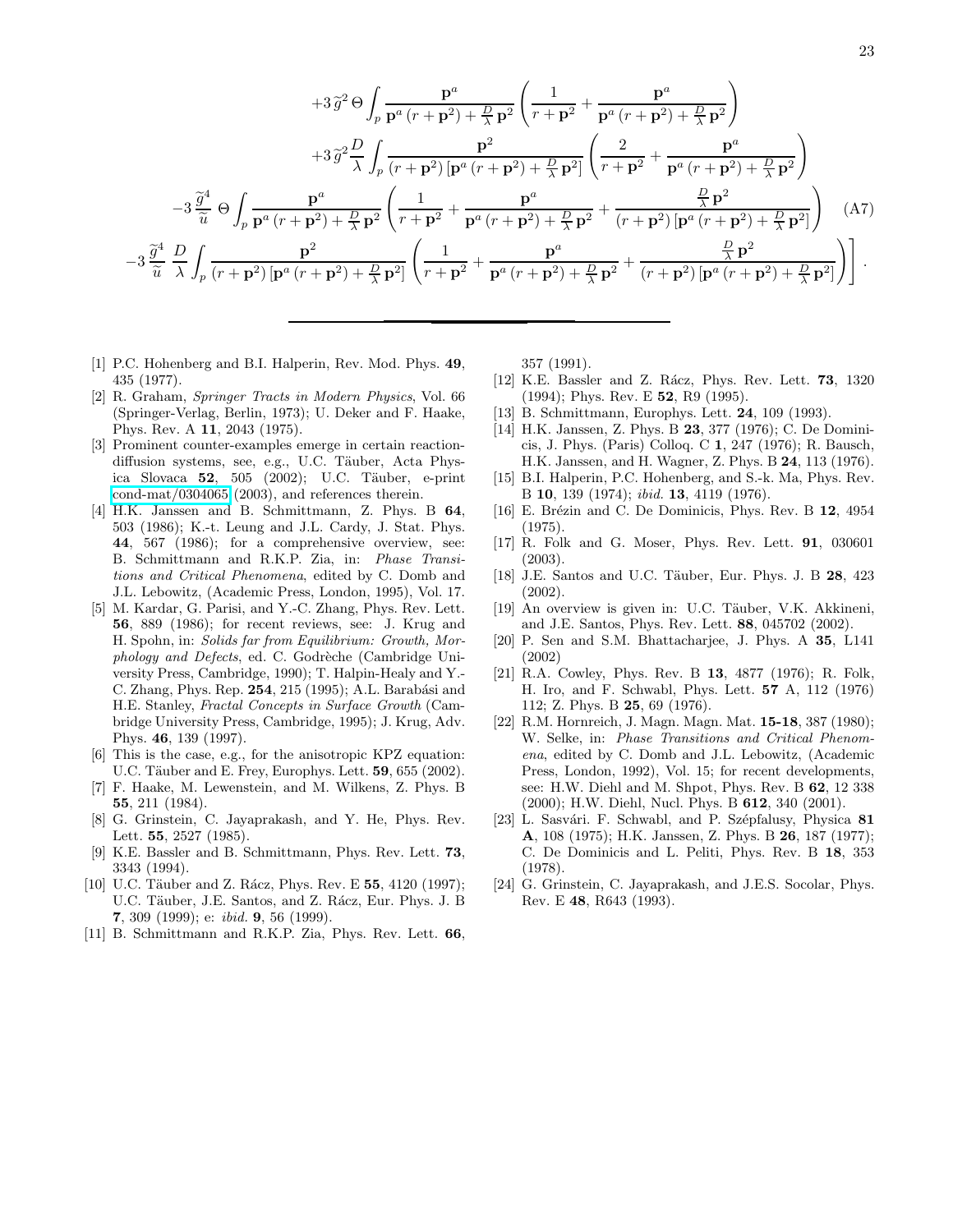$$
\begin{aligned}
&+3\,\widetilde{g}^2\,\Theta \int_p \frac{\mathbf{p}^a}{\mathbf{p}^a\,(r+\mathbf{p}^2)+\frac{D}{\lambda}\,\mathbf{p}^2}\left(\frac{1}{r+\mathbf{p}^2}+\frac{\mathbf{p}^a}{\mathbf{p}^a\,(r+\mathbf{p}^2)+\frac{D}{\lambda}\,\mathbf{p}^2}\right)\\
&+3\,\widetilde{g}^2\frac{D}{\lambda}\int_p \frac{\mathbf{p}^2}{(r+\mathbf{p}^2)\left[\mathbf{p}^a\,(r+\mathbf{p}^2)+\frac{D}{\lambda}\,\mathbf{p}^2\right]}\left(\frac{2}{r+\mathbf{p}^2}+\frac{\mathbf{p}^a}{\mathbf{p}^a\,(r+\mathbf{p}^2)+\frac{D}{\lambda}\,\mathbf{p}^2}\right)\\
&-3\,\frac{\widetilde{g}^4}{\widetilde{u}}\;\Theta\int_p \frac{\mathbf{p}^a}{\mathbf{p}^a\,(r+\mathbf{p}^2)+\frac{D}{\lambda}\,\mathbf{p}^2}\left(\frac{1}{r+\mathbf{p}^2}+\frac{\mathbf{p}^a}{\mathbf{p}^a\,(r+\mathbf{p}^2)+\frac{D}{\lambda}\,\mathbf{p}^2}+\frac{\frac{D}{\lambda}\,\mathbf{p}^2}{(r+\mathbf{p}^2)\left[\mathbf{p}^a\,(r+\mathbf{p}^2)+\frac{D}{\lambda}\,\mathbf{p}^2\right]}\right) \qquad \text{(A7)}\\
&-3\,\frac{\widetilde{g}^4}{\widetilde{u}}\;\frac{D}{\lambda}\int_p \frac{\mathbf{p}^2}{(r+\mathbf{p}^2)\left[\mathbf{p}^a\,(r+\mathbf{p}^2)+\frac{D}{\lambda}\,\mathbf{p}^2\right]}\left(\frac{1}{r+\mathbf{p}^2}+\frac{\mathbf{p}^a}{\mathbf{p}^a\,(r+\mathbf{p}^2)+\frac{D}{\lambda}\,\mathbf{p}^2}+\frac{\frac{D}{\lambda}\,\mathbf{p}^2}{(r+\mathbf{p}^2)\left[\mathbf{p}^a\,(r+\mathbf{p}^2)+\frac{D}{\lambda}\,\mathbf{p}^2\right]}\right)\Bigg]\;.
\end{aligned}
$$

---

[1] P.C. Hohenberg and B.I. Halperin, Rev. Mod. Phys. **49**, 435 (1977).

[2] R. Graham, *Springer Tracts in Modern Physics*, Vol. 66 (Springer-Verlag, Berlin, 1973); U. Deker and F. Haake, Phys. Rev. A **11**, 2043 (1975).

[3] Prominent counter-examples emerge in certain reaction-diffusion systems, see, e.g., U.C. Täuber, Acta Physica Slovaca **52**, 505 (2002); U.C. Täuber, e-print cond-mat/0304065 (2003), and references therein.

[4] H.K. Janssen and B. Schmittmann, Z. Phys. B **64**, 503 (1986); K.-t. Leung and J.L. Cardy, J. Stat. Phys. **44**, 567 (1986); for a comprehensive overview, see: B. Schmittmann and R.K.P. Zia, in: *Phase Transitions and Critical Phenomena*, edited by C. Domb and J.L. Lebowitz, (Academic Press, London, 1995), Vol. 17.

[5] M. Kardar, G. Parisi, and Y.-C. Zhang, Phys. Rev. Lett. **56**, 889 (1986); for recent reviews, see: J. Krug and H. Spohn, in: *Solids far from Equilibrium: Growth, Morphology and Defects*, ed. C. Godrèche (Cambridge University Press, Cambridge, 1990); T. Halpin-Healy and Y.-C. Zhang, Phys. Rep. **254**, 215 (1995); A.L. Barabási and H.E. Stanley, *Fractal Concepts in Surface Growth* (Cambridge University Press, Cambridge, 1995); J. Krug, Adv. Phys. **46**, 139 (1997).

[6] This is the case, e.g., for the anisotropic KPZ equation: U.C. Täuber and E. Frey, Europhys. Lett. **59**, 655 (2002).

[7] F. Haake, M. Lewenstein, and M. Wilkens, Z. Phys. B **55**, 211 (1984).

[8] G. Grinstein, C. Jayaprakash, and Y. He, Phys. Rev. Lett. **55**, 2527 (1985).

[9] K.E. Bassler and B. Schmittmann, Phys. Rev. Lett. **73**, 3343 (1994).

[10] U.C. Täuber and Z. Rácz, Phys. Rev. E **55**, 4120 (1997); U.C. Täuber, J.E. Santos, and Z. Rácz, Eur. Phys. J. B **7**, 309 (1999); e: *ibid.* **9**, 56 (1999).

[11] B. Schmittmann and R.K.P. Zia, Phys. Rev. Lett. **66**, 357 (1991).

[12] K.E. Bassler and Z. Rácz, Phys. Rev. Lett. **73**, 1320 (1994); Phys. Rev. E **52**, R9 (1995).

[13] B. Schmittmann, Europhys. Lett. **24**, 109 (1993).

[14] H.K. Janssen, Z. Phys. B **23**, 377 (1976); C. De Dominicis, J. Phys. (Paris) Colloq. C **1**, 247 (1976); R. Bausch, H.K. Janssen, and H. Wagner, Z. Phys. B **24**, 113 (1976).

[15] B.I. Halperin, P.C. Hohenberg, and S.-k. Ma, Phys. Rev. B **10**, 139 (1974); *ibid.* **13**, 4119 (1976).

[16] E. Brézin and C. De Dominicis, Phys. Rev. B **12**, 4954 (1975).

[17] R. Folk and G. Moser, Phys. Rev. Lett. **91**, 030601 (2003).

[18] J.E. Santos and U.C. Täuber, Eur. Phys. J. B **28**, 423 (2002).

[19] An overview is given in: U.C. Täuber, V.K. Akkineni, and J.E. Santos, Phys. Rev. Lett. **88**, 045702 (2002).

[20] P. Sen and S.M. Bhattacharjee, J. Phys. A **35**, L141 (2002)

[21] R.A. Cowley, Phys. Rev. B **13**, 4877 (1976); R. Folk, H. Iro, and F. Schwabl, Phys. Lett. **57** A, 112 (1976) 112; Z. Phys. B **25**, 69 (1976).

[22] R.M. Hornreich, J. Magn. Magn. Mat. **15-18**, 387 (1980); W. Selke, in: *Phase Transitions and Critical Phenomena*, edited by C. Domb and J.L. Lebowitz, (Academic Press, London, 1992), Vol. 15; for recent developments, see: H.W. Diehl and M. Shpot, Phys. Rev. B **62**, 12 338 (2000); H.W. Diehl, Nucl. Phys. B **612**, 340 (2001).

[23] L. Sasvári. F. Schwabl, and P. Szépfalusy, Physica **81 A**, 108 (1975); H.K. Janssen, Z. Phys. B **26**, 187 (1977); C. De Dominicis and L. Peliti, Phys. Rev. B **18**, 353 (1978).

[24] G. Grinstein, C. Jayaprakash, and J.E.S. Socolar, Phys. Rev. E **48**, R643 (1993).